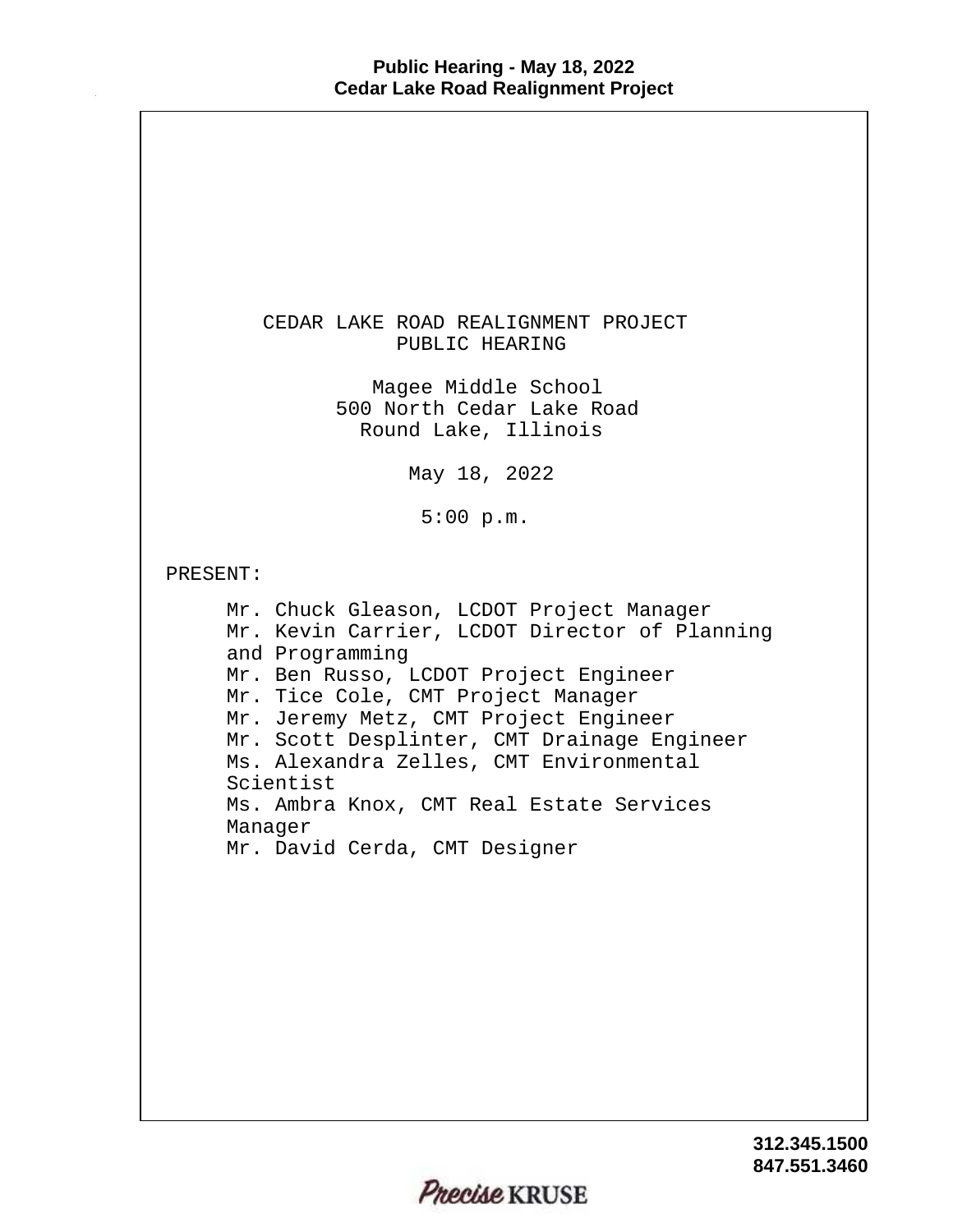# CEDAR LAKE ROAD REALIGNMENT PROJECT
## PUBLIC HEARING

Magee Middle School
500 North Cedar Lake Road
Round Lake, Illinois

May 18, 2022

5:00 p.m.

PRESENT:

Mr. Chuck Gleason, LCDOT Project Manager
Mr. Kevin Carrier, LCDOT Director of Planning and Programming
Mr. Ben Russo, LCDOT Project Engineer
Mr. Tice Cole, CMT Project Manager
Mr. Jeremy Metz, CMT Project Engineer
Mr. Scott Desplinter, CMT Drainage Engineer
Ms. Alexandra Zelles, CMT Environmental Scientist
Ms. Ambra Knox, CMT Real Estate Services Manager
Mr. David Cerda, CMT Designer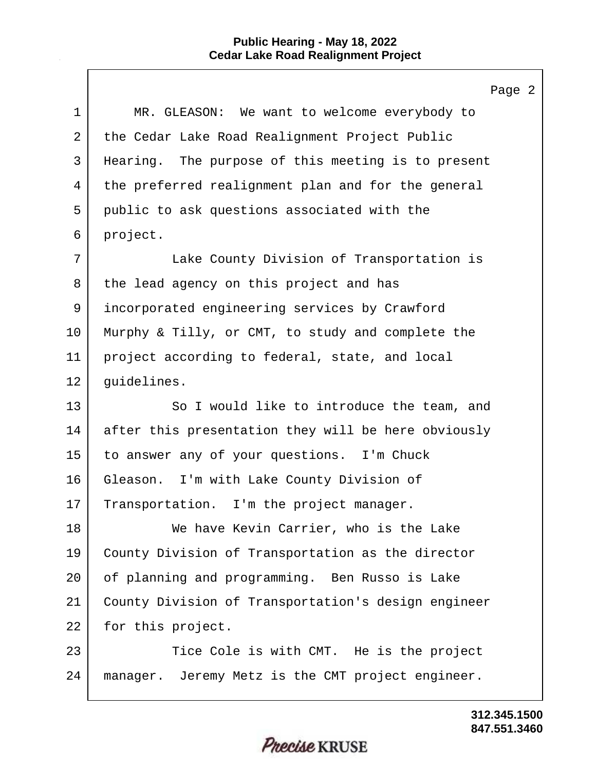MR. GLEASON: We want to welcome everybody to the Cedar Lake Road Realignment Project Public Hearing. The purpose of this meeting is to present the preferred realignment plan and for the general public to ask questions associated with the project.

Lake County Division of Transportation is the lead agency on this project and has incorporated engineering services by Crawford Murphy & Tilly, or CMT, to study and complete the project according to federal, state, and local guidelines.

So I would like to introduce the team, and after this presentation they will be here obviously to answer any of your questions. I'm Chuck Gleason. I'm with Lake County Division of Transportation. I'm the project manager.

We have Kevin Carrier, who is the Lake County Division of Transportation as the director of planning and programming. Ben Russo is Lake County Division of Transportation's design engineer for this project.

Tice Cole is with CMT. He is the project manager. Jeremy Metz is the CMT project engineer.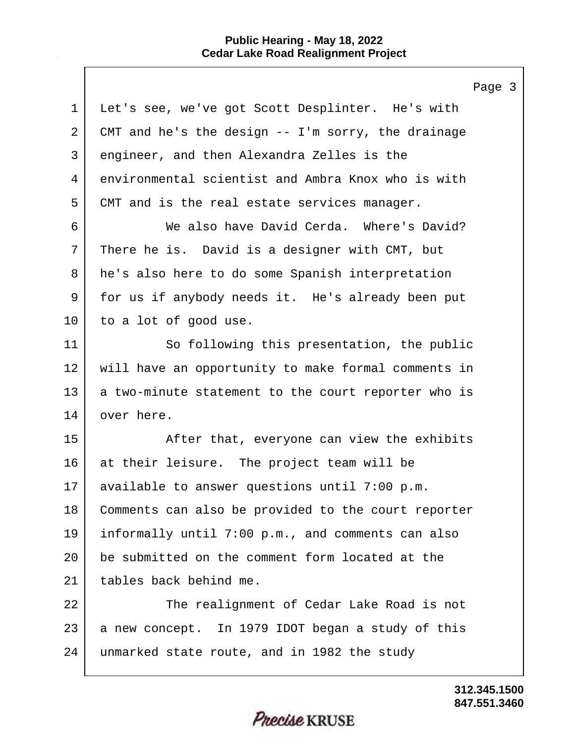Let's see, we've got Scott Desplinter. He's with CMT and he's the design -- I'm sorry, the drainage engineer, and then Alexandra Zelles is the environmental scientist and Ambra Knox who is with CMT and is the real estate services manager.

We also have David Cerda. Where's David? There he is. David is a designer with CMT, but he's also here to do some Spanish interpretation for us if anybody needs it. He's already been put to a lot of good use.

So following this presentation, the public will have an opportunity to make formal comments in a two-minute statement to the court reporter who is over here.

After that, everyone can view the exhibits at their leisure. The project team will be available to answer questions until 7:00 p.m. Comments can also be provided to the court reporter informally until 7:00 p.m., and comments can also be submitted on the comment form located at the tables back behind me.

The realignment of Cedar Lake Road is not a new concept. In 1979 IDOT began a study of this unmarked state route, and in 1982 the study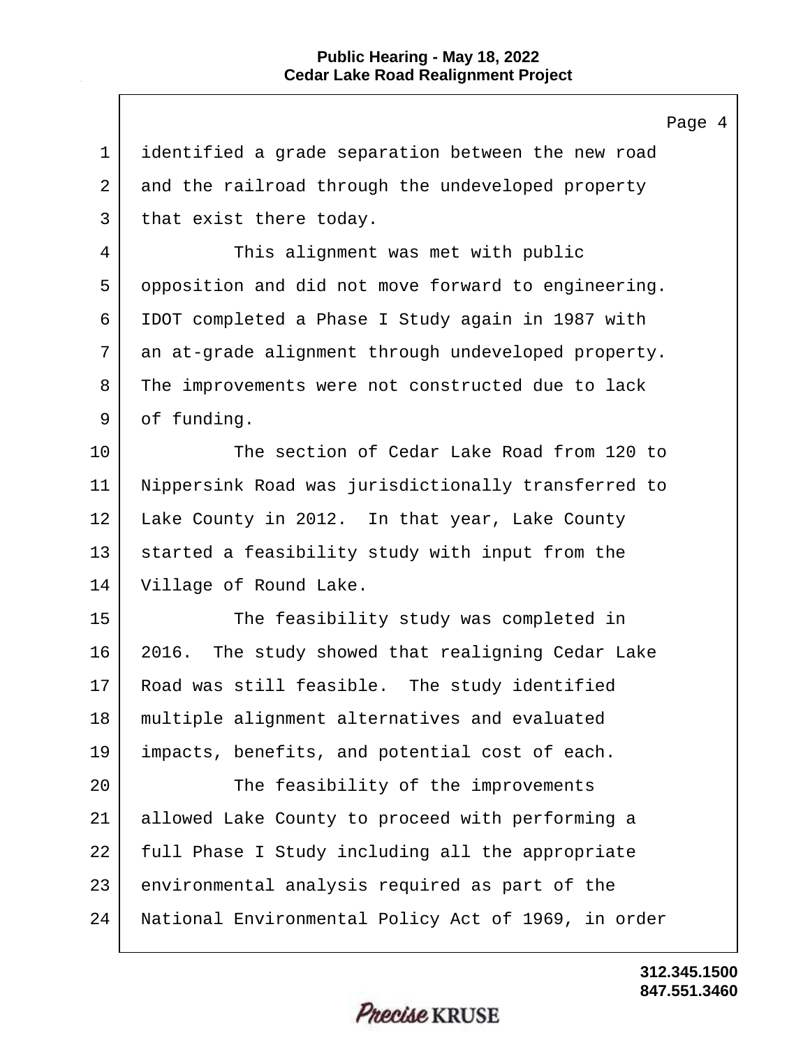identified a grade separation between the new road and the railroad through the undeveloped property that exist there today.

This alignment was met with public opposition and did not move forward to engineering. IDOT completed a Phase I Study again in 1987 with an at-grade alignment through undeveloped property. The improvements were not constructed due to lack of funding.

The section of Cedar Lake Road from 120 to Nippersink Road was jurisdictionally transferred to Lake County in 2012. In that year, Lake County started a feasibility study with input from the Village of Round Lake.

The feasibility study was completed in 2016. The study showed that realigning Cedar Lake Road was still feasible. The study identified multiple alignment alternatives and evaluated impacts, benefits, and potential cost of each.

The feasibility of the improvements allowed Lake County to proceed with performing a full Phase I Study including all the appropriate environmental analysis required as part of the National Environmental Policy Act of 1969, in order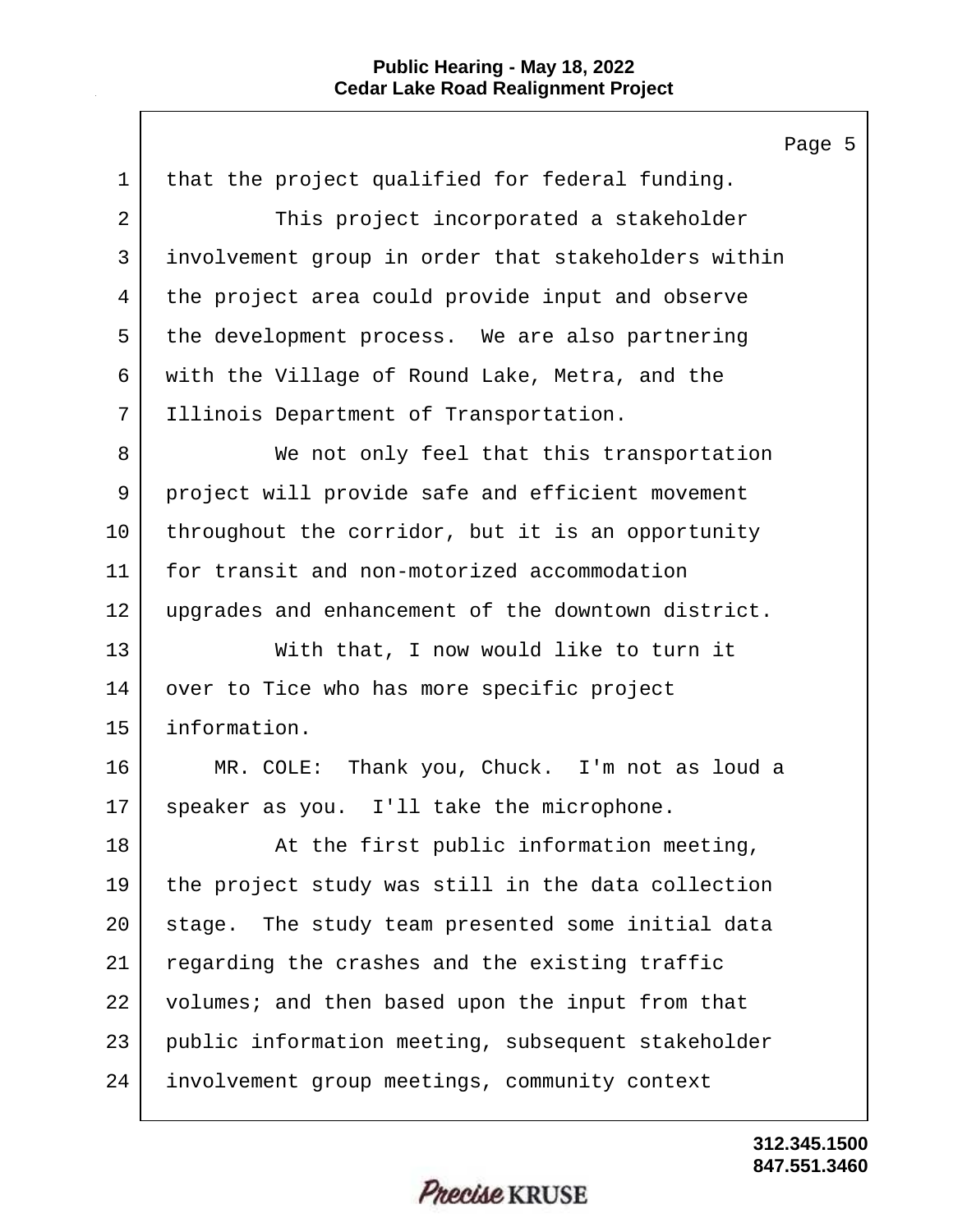that the project qualified for federal funding.

This project incorporated a stakeholder involvement group in order that stakeholders within the project area could provide input and observe the development process. We are also partnering with the Village of Round Lake, Metra, and the Illinois Department of Transportation.

We not only feel that this transportation project will provide safe and efficient movement throughout the corridor, but it is an opportunity for transit and non-motorized accommodation upgrades and enhancement of the downtown district.

With that, I now would like to turn it over to Tice who has more specific project information.

MR. COLE: Thank you, Chuck. I'm not as loud a speaker as you. I'll take the microphone.

At the first public information meeting, the project study was still in the data collection stage. The study team presented some initial data regarding the crashes and the existing traffic volumes; and then based upon the input from that public information meeting, subsequent stakeholder involvement group meetings, community context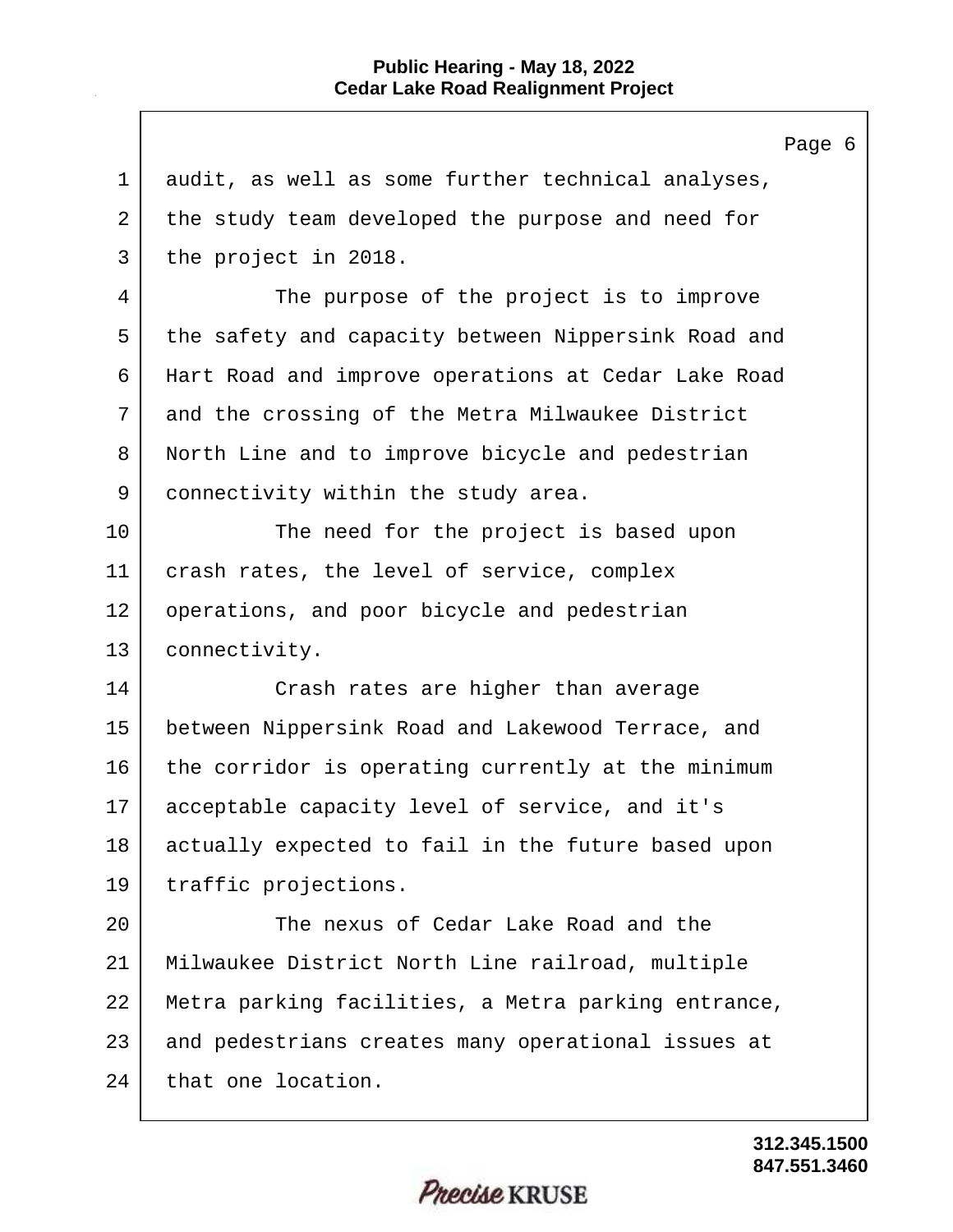audit, as well as some further technical analyses, the study team developed the purpose and need for the project in 2018.

The purpose of the project is to improve the safety and capacity between Nippersink Road and Hart Road and improve operations at Cedar Lake Road and the crossing of the Metra Milwaukee District North Line and to improve bicycle and pedestrian connectivity within the study area.

The need for the project is based upon crash rates, the level of service, complex operations, and poor bicycle and pedestrian connectivity.

Crash rates are higher than average between Nippersink Road and Lakewood Terrace, and the corridor is operating currently at the minimum acceptable capacity level of service, and it's actually expected to fail in the future based upon traffic projections.

The nexus of Cedar Lake Road and the Milwaukee District North Line railroad, multiple Metra parking facilities, a Metra parking entrance, and pedestrians creates many operational issues at that one location.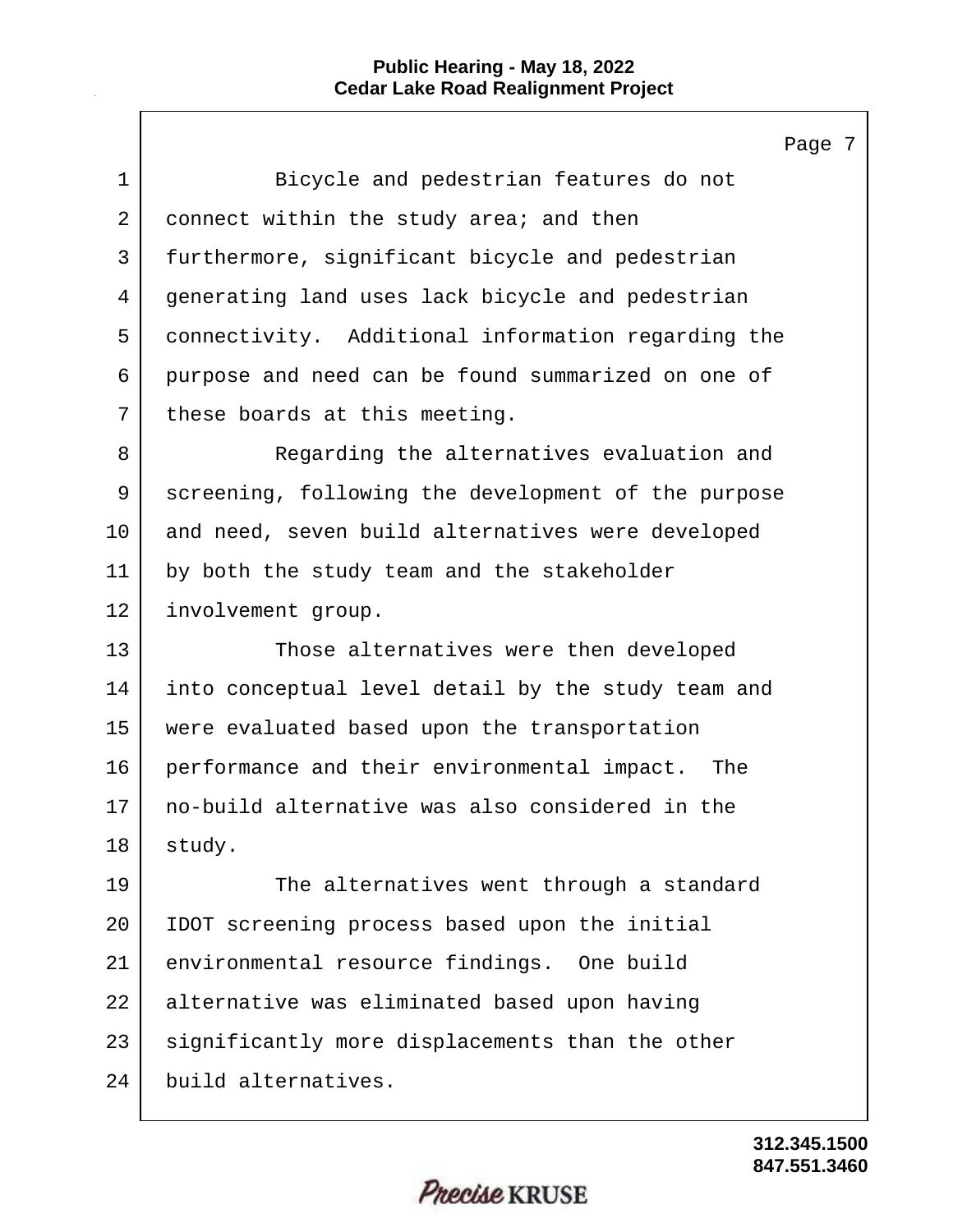Bicycle and pedestrian features do not connect within the study area; and then furthermore, significant bicycle and pedestrian generating land uses lack bicycle and pedestrian connectivity. Additional information regarding the purpose and need can be found summarized on one of these boards at this meeting.

Regarding the alternatives evaluation and screening, following the development of the purpose and need, seven build alternatives were developed by both the study team and the stakeholder involvement group.

Those alternatives were then developed into conceptual level detail by the study team and were evaluated based upon the transportation performance and their environmental impact. The no-build alternative was also considered in the study.

The alternatives went through a standard IDOT screening process based upon the initial environmental resource findings. One build alternative was eliminated based upon having significantly more displacements than the other build alternatives.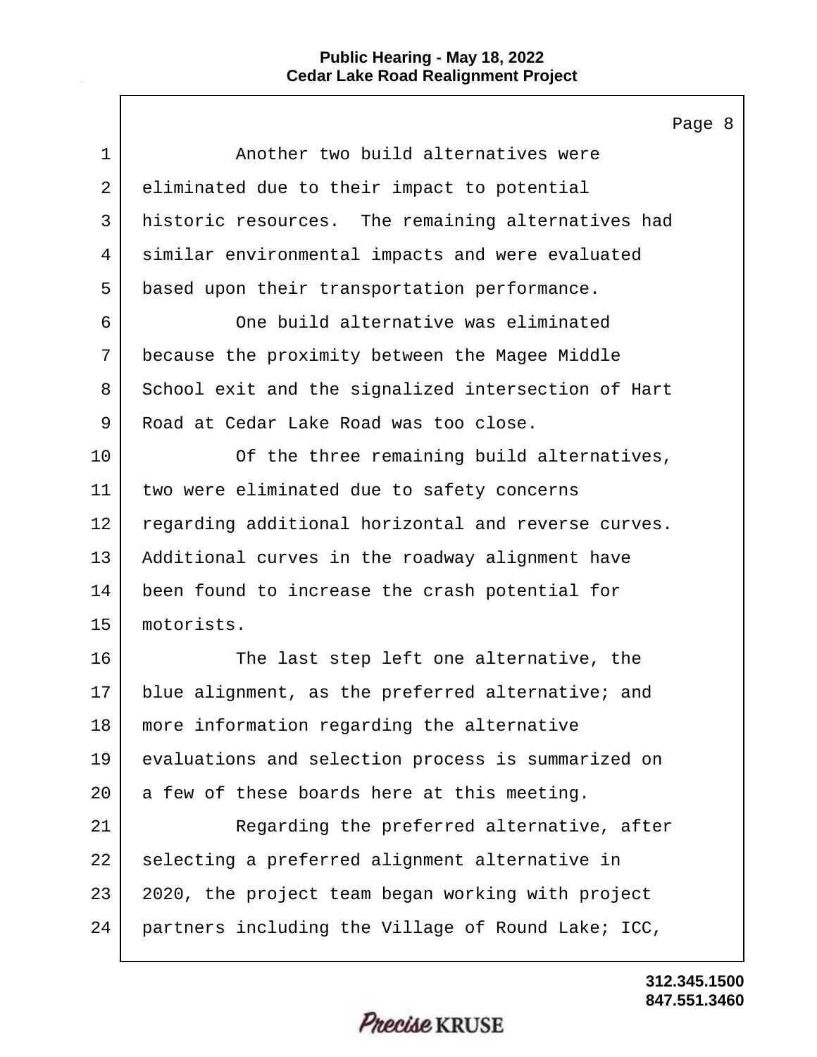Another two build alternatives were eliminated due to their impact to potential historic resources. The remaining alternatives had similar environmental impacts and were evaluated based upon their transportation performance.

One build alternative was eliminated because the proximity between the Magee Middle School exit and the signalized intersection of Hart Road at Cedar Lake Road was too close.

Of the three remaining build alternatives, two were eliminated due to safety concerns regarding additional horizontal and reverse curves. Additional curves in the roadway alignment have been found to increase the crash potential for motorists.

The last step left one alternative, the blue alignment, as the preferred alternative; and more information regarding the alternative evaluations and selection process is summarized on a few of these boards here at this meeting.

Regarding the preferred alternative, after selecting a preferred alignment alternative in 2020, the project team began working with project partners including the Village of Round Lake; ICC,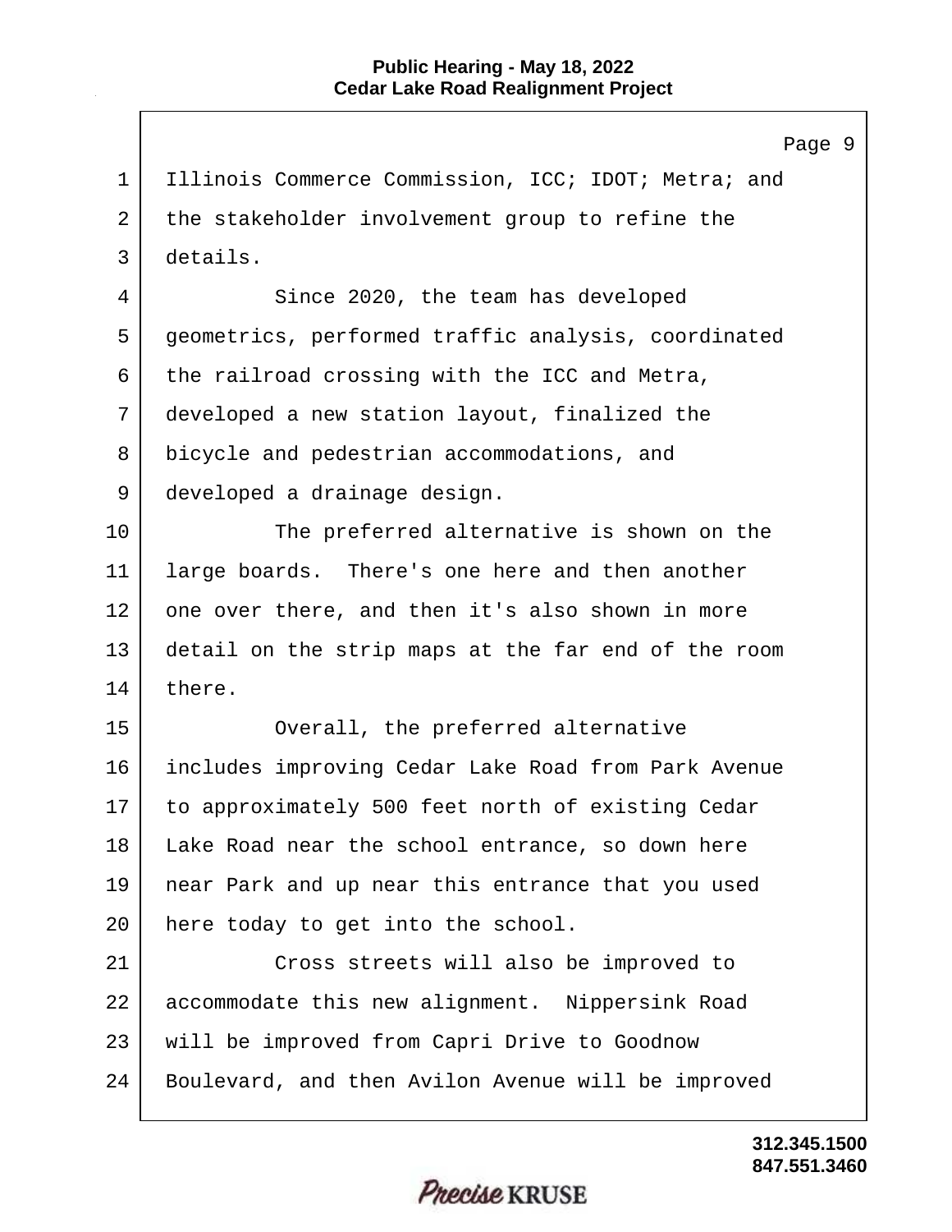Illinois Commerce Commission, ICC; IDOT; Metra; and the stakeholder involvement group to refine the details.

Since 2020, the team has developed geometrics, performed traffic analysis, coordinated the railroad crossing with the ICC and Metra, developed a new station layout, finalized the bicycle and pedestrian accommodations, and developed a drainage design.

The preferred alternative is shown on the large boards. There's one here and then another one over there, and then it's also shown in more detail on the strip maps at the far end of the room there.

Overall, the preferred alternative includes improving Cedar Lake Road from Park Avenue to approximately 500 feet north of existing Cedar Lake Road near the school entrance, so down here near Park and up near this entrance that you used here today to get into the school.

Cross streets will also be improved to accommodate this new alignment. Nippersink Road will be improved from Capri Drive to Goodnow Boulevard, and then Avilon Avenue will be improved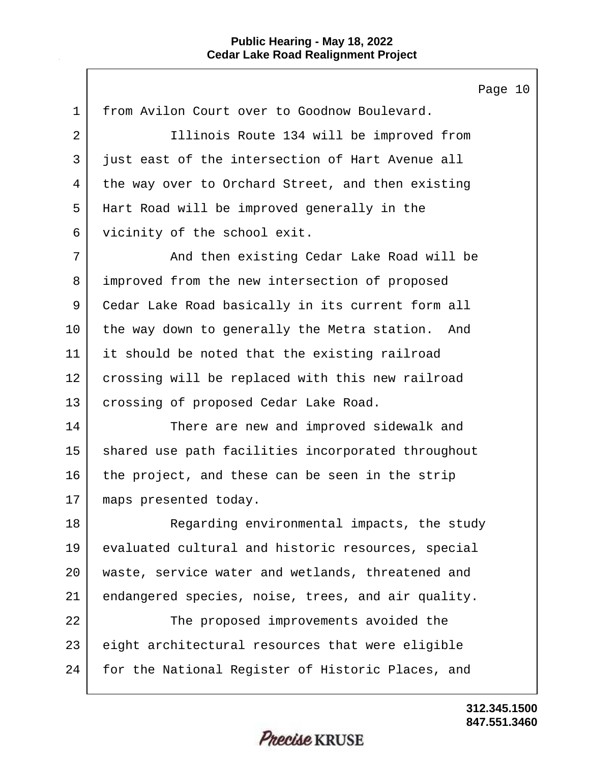from Avilon Court over to Goodnow Boulevard.

Illinois Route 134 will be improved from just east of the intersection of Hart Avenue all the way over to Orchard Street, and then existing Hart Road will be improved generally in the vicinity of the school exit.

And then existing Cedar Lake Road will be improved from the new intersection of proposed Cedar Lake Road basically in its current form all the way down to generally the Metra station. And it should be noted that the existing railroad crossing will be replaced with this new railroad crossing of proposed Cedar Lake Road.

There are new and improved sidewalk and shared use path facilities incorporated throughout the project, and these can be seen in the strip maps presented today.

Regarding environmental impacts, the study evaluated cultural and historic resources, special waste, service water and wetlands, threatened and endangered species, noise, trees, and air quality.

The proposed improvements avoided the eight architectural resources that were eligible for the National Register of Historic Places, and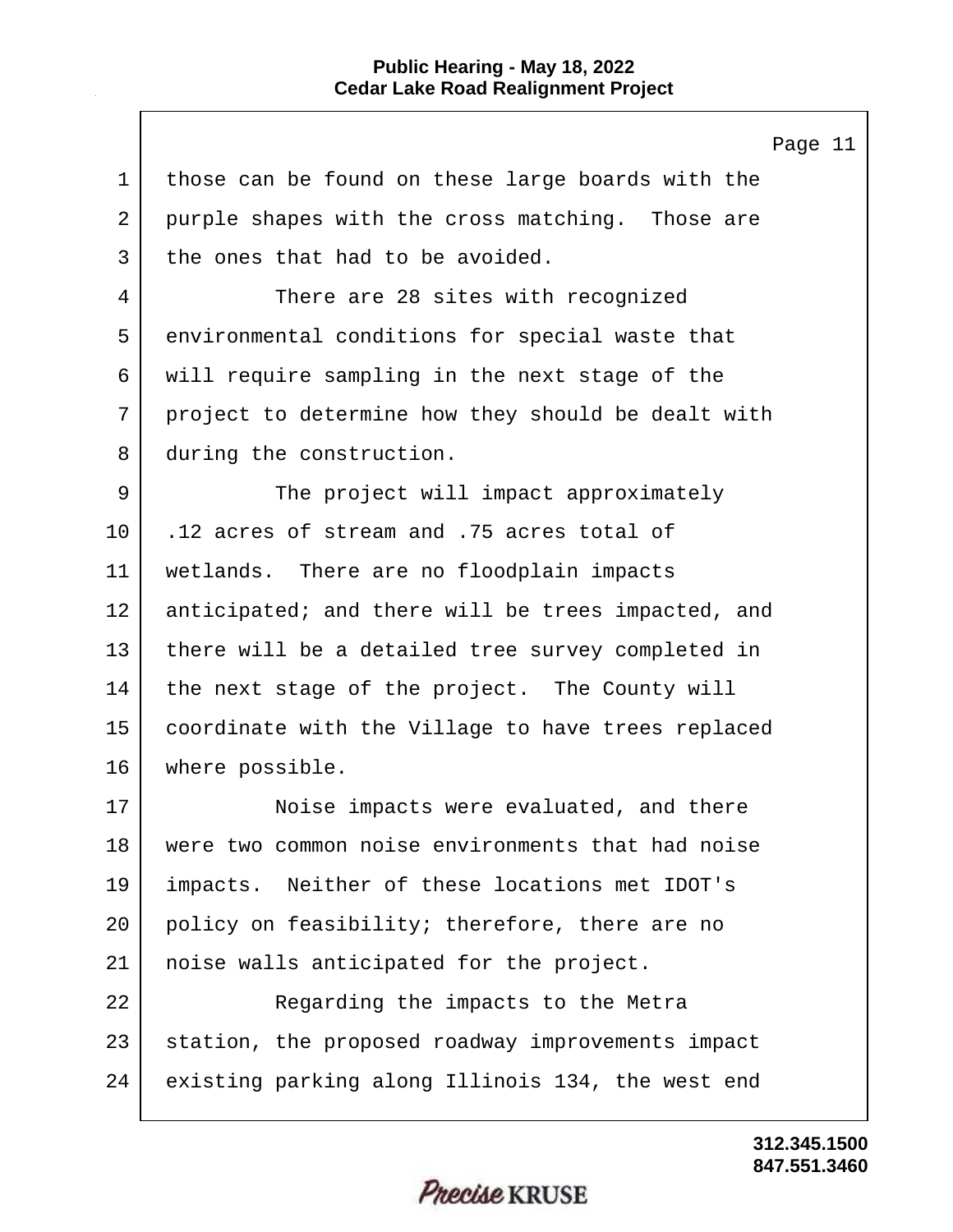those can be found on these large boards with the purple shapes with the cross matching. Those are the ones that had to be avoided.

There are 28 sites with recognized environmental conditions for special waste that will require sampling in the next stage of the project to determine how they should be dealt with during the construction.

The project will impact approximately .12 acres of stream and .75 acres total of wetlands. There are no floodplain impacts anticipated; and there will be trees impacted, and there will be a detailed tree survey completed in the next stage of the project. The County will coordinate with the Village to have trees replaced where possible.

Noise impacts were evaluated, and there were two common noise environments that had noise impacts. Neither of these locations met IDOT's policy on feasibility; therefore, there are no noise walls anticipated for the project.

Regarding the impacts to the Metra station, the proposed roadway improvements impact existing parking along Illinois 134, the west end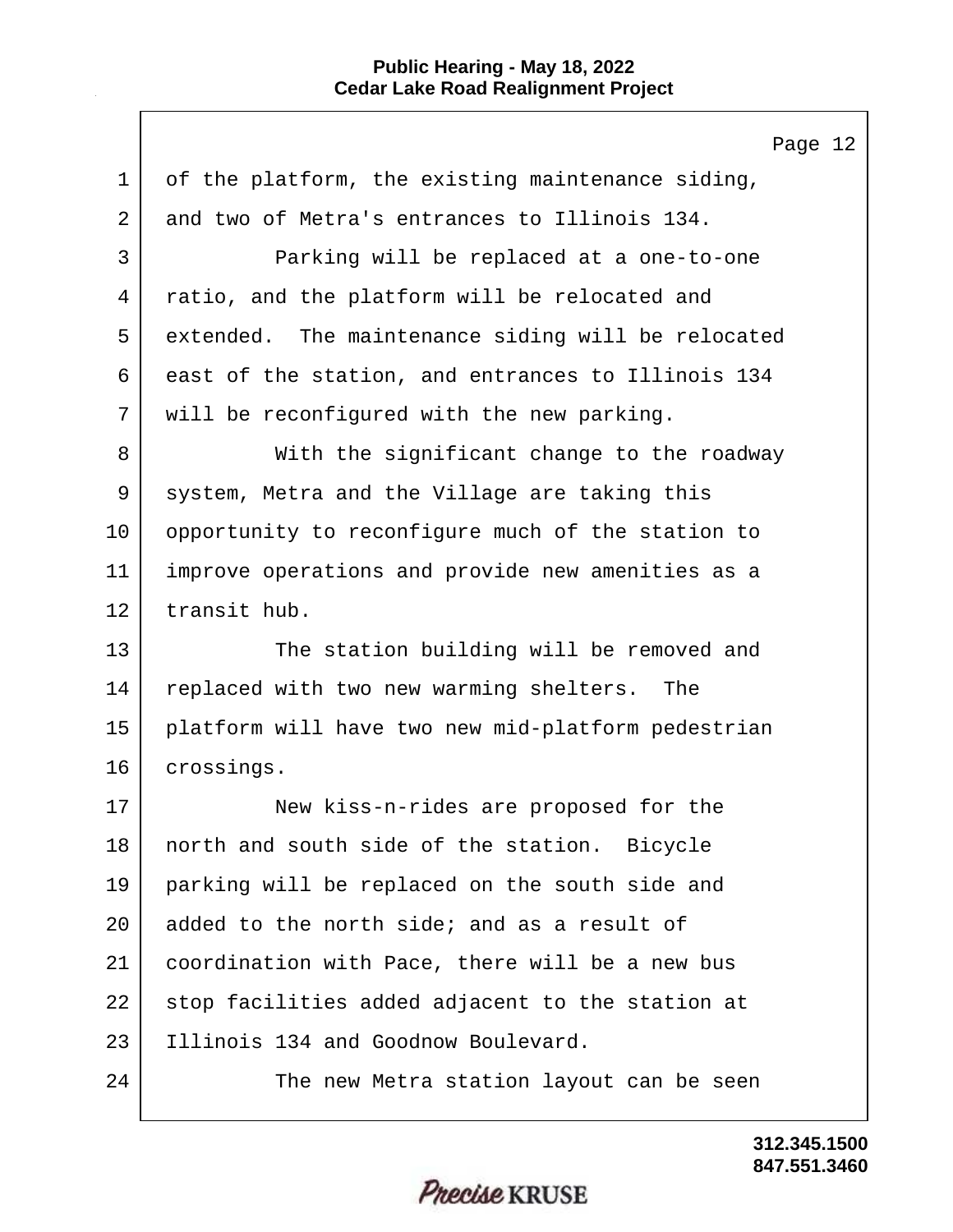of the platform, the existing maintenance siding, and two of Metra's entrances to Illinois 134.

Parking will be replaced at a one-to-one ratio, and the platform will be relocated and extended. The maintenance siding will be relocated east of the station, and entrances to Illinois 134 will be reconfigured with the new parking.

With the significant change to the roadway system, Metra and the Village are taking this opportunity to reconfigure much of the station to improve operations and provide new amenities as a transit hub.

The station building will be removed and replaced with two new warming shelters. The platform will have two new mid-platform pedestrian crossings.

New kiss-n-rides are proposed for the north and south side of the station. Bicycle parking will be replaced on the south side and added to the north side; and as a result of coordination with Pace, there will be a new bus stop facilities added adjacent to the station at Illinois 134 and Goodnow Boulevard.

The new Metra station layout can be seen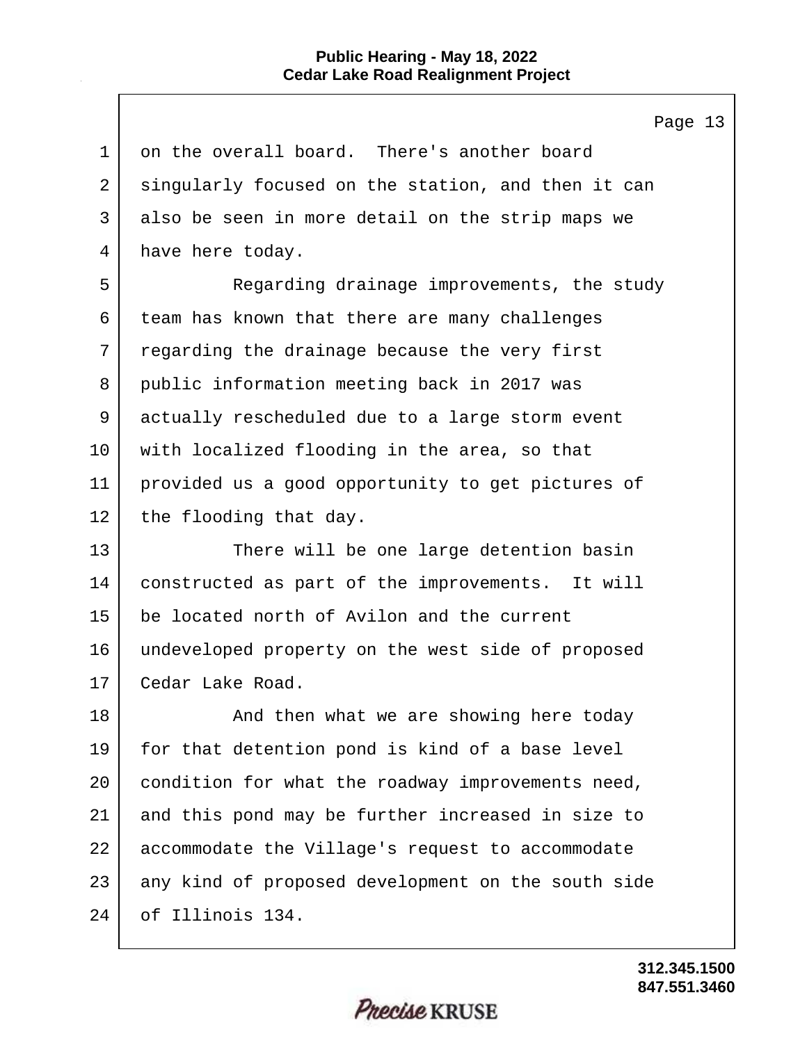on the overall board. There's another board singularly focused on the station, and then it can also be seen in more detail on the strip maps we have here today.

Regarding drainage improvements, the study team has known that there are many challenges regarding the drainage because the very first public information meeting back in 2017 was actually rescheduled due to a large storm event with localized flooding in the area, so that provided us a good opportunity to get pictures of the flooding that day.

There will be one large detention basin constructed as part of the improvements. It will be located north of Avilon and the current undeveloped property on the west side of proposed Cedar Lake Road.

And then what we are showing here today for that detention pond is kind of a base level condition for what the roadway improvements need, and this pond may be further increased in size to accommodate the Village's request to accommodate any kind of proposed development on the south side of Illinois 134.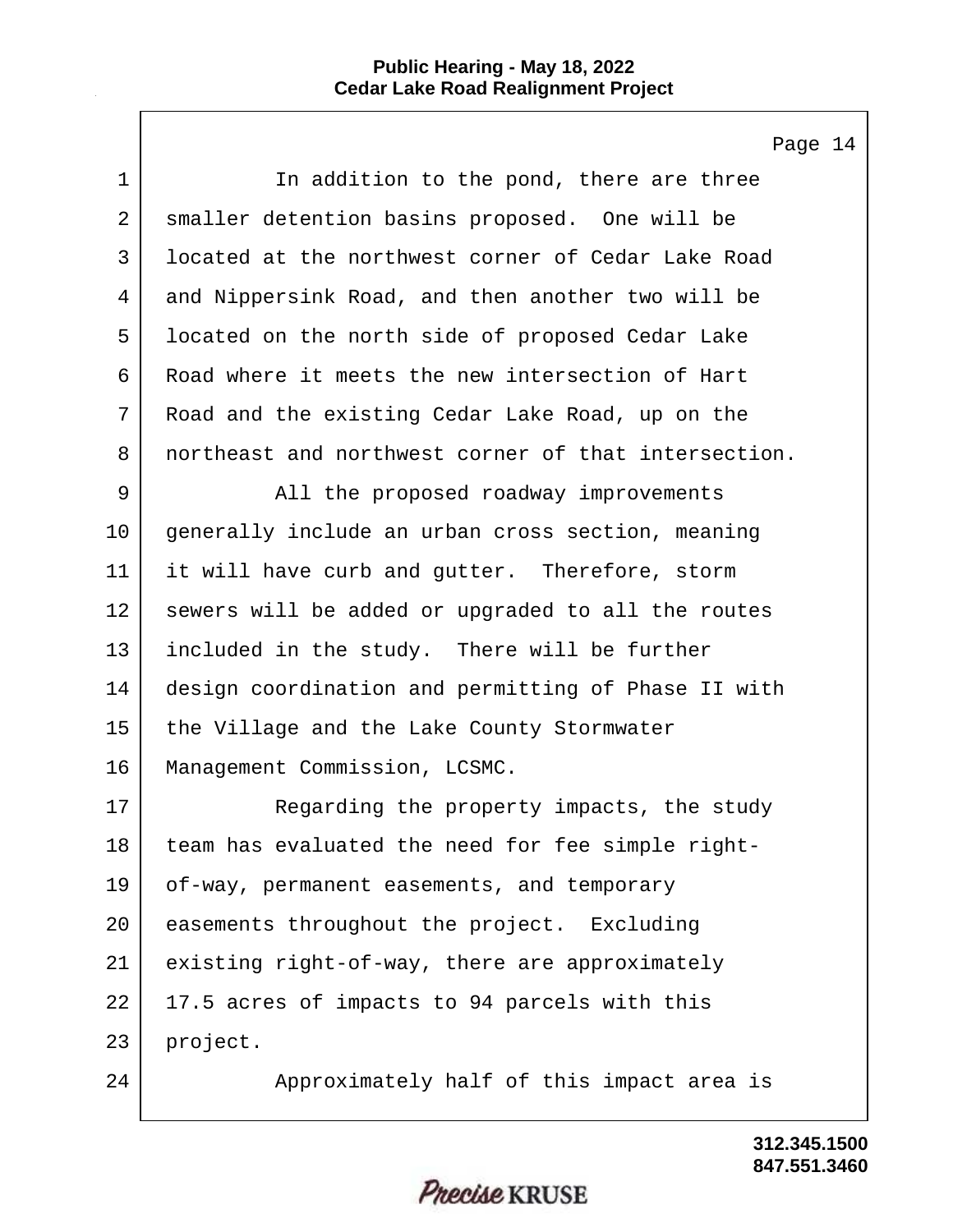In addition to the pond, there are three smaller detention basins proposed. One will be located at the northwest corner of Cedar Lake Road and Nippersink Road, and then another two will be located on the north side of proposed Cedar Lake Road where it meets the new intersection of Hart Road and the existing Cedar Lake Road, up on the northeast and northwest corner of that intersection.

All the proposed roadway improvements generally include an urban cross section, meaning it will have curb and gutter. Therefore, storm sewers will be added or upgraded to all the routes included in the study. There will be further design coordination and permitting of Phase II with the Village and the Lake County Stormwater Management Commission, LCSMC.

Regarding the property impacts, the study team has evaluated the need for fee simple right-of-way, permanent easements, and temporary easements throughout the project. Excluding existing right-of-way, there are approximately 17.5 acres of impacts to 94 parcels with this project.

Approximately half of this impact area is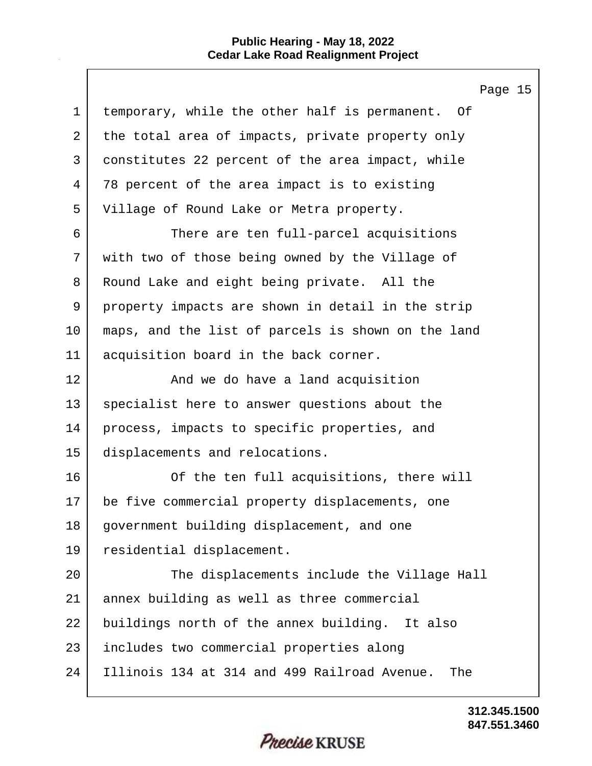temporary, while the other half is permanent. Of the total area of impacts, private property only constitutes 22 percent of the area impact, while 78 percent of the area impact is to existing Village of Round Lake or Metra property.

There are ten full-parcel acquisitions with two of those being owned by the Village of Round Lake and eight being private. All the property impacts are shown in detail in the strip maps, and the list of parcels is shown on the land acquisition board in the back corner.

And we do have a land acquisition specialist here to answer questions about the process, impacts to specific properties, and displacements and relocations.

Of the ten full acquisitions, there will be five commercial property displacements, one government building displacement, and one residential displacement.

The displacements include the Village Hall annex building as well as three commercial buildings north of the annex building. It also includes two commercial properties along Illinois 134 at 314 and 499 Railroad Avenue. The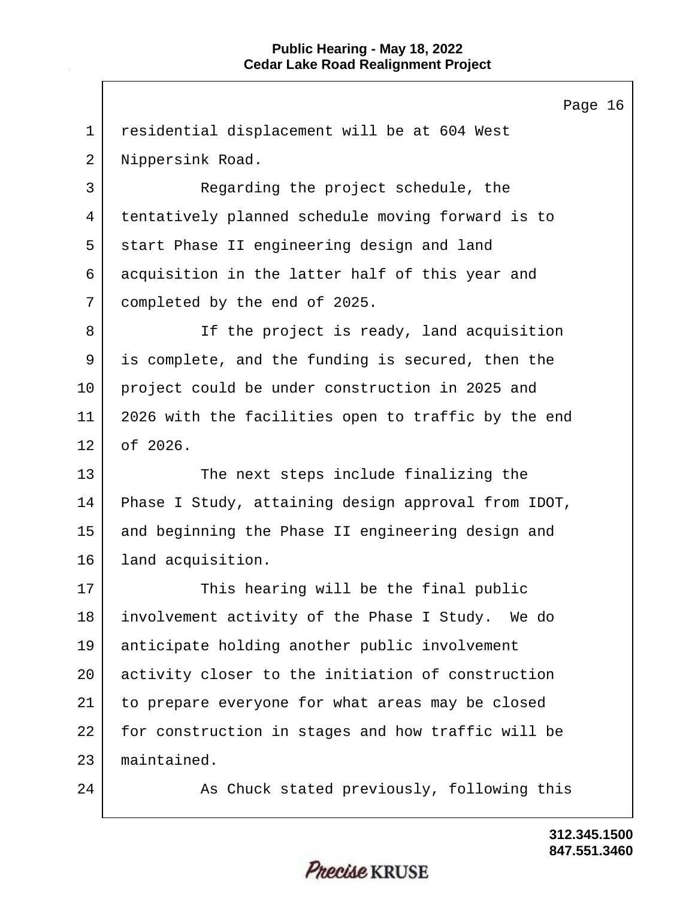residential displacement will be at 604 West Nippersink Road.

Regarding the project schedule, the tentatively planned schedule moving forward is to start Phase II engineering design and land acquisition in the latter half of this year and completed by the end of 2025.

If the project is ready, land acquisition is complete, and the funding is secured, then the project could be under construction in 2025 and 2026 with the facilities open to traffic by the end of 2026.

The next steps include finalizing the Phase I Study, attaining design approval from IDOT, and beginning the Phase II engineering design and land acquisition.

This hearing will be the final public involvement activity of the Phase I Study. We do anticipate holding another public involvement activity closer to the initiation of construction to prepare everyone for what areas may be closed for construction in stages and how traffic will be maintained.

As Chuck stated previously, following this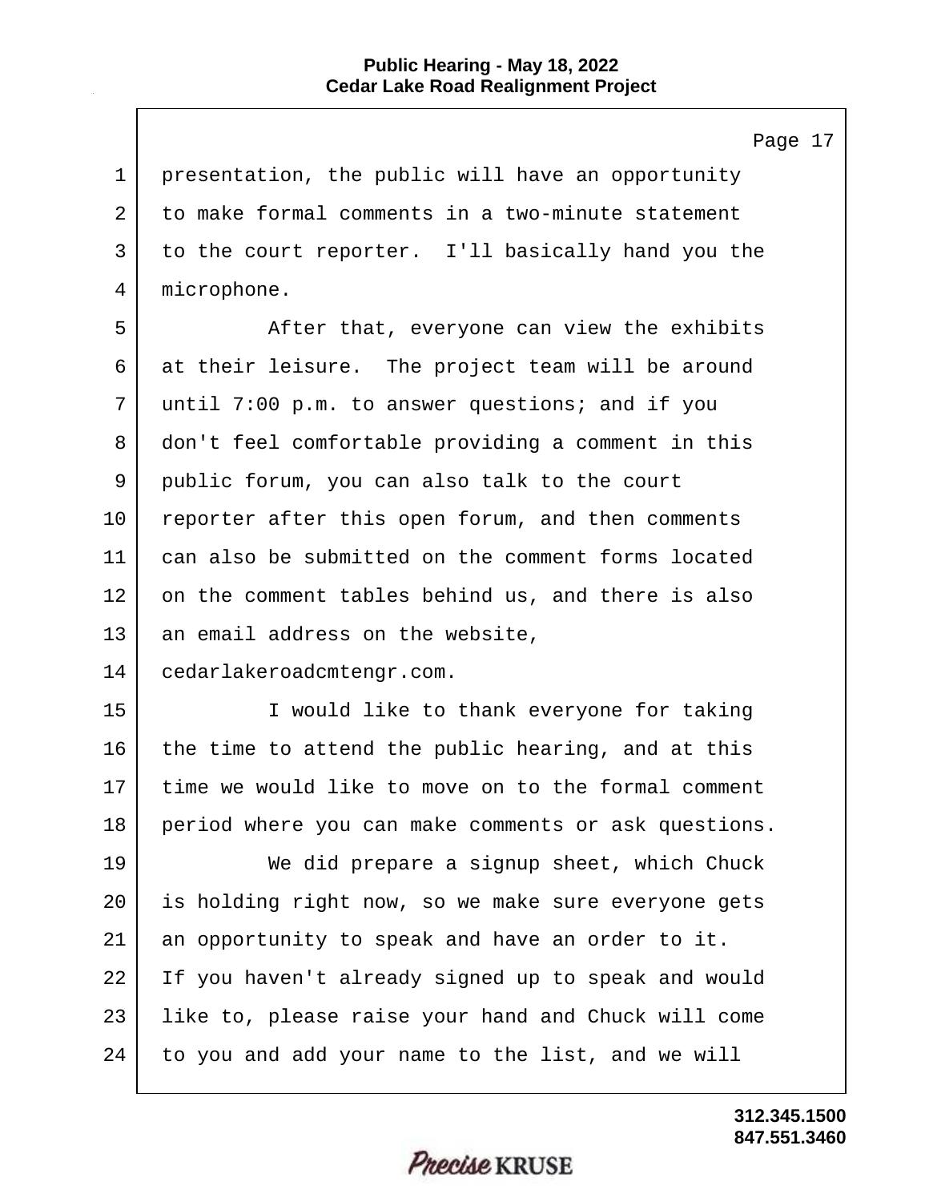presentation, the public will have an opportunity to make formal comments in a two-minute statement to the court reporter. I'll basically hand you the microphone.

After that, everyone can view the exhibits at their leisure. The project team will be around until 7:00 p.m. to answer questions; and if you don't feel comfortable providing a comment in this public forum, you can also talk to the court reporter after this open forum, and then comments can also be submitted on the comment forms located on the comment tables behind us, and there is also an email address on the website, cedarlakeroadcmtengr.com.

I would like to thank everyone for taking the time to attend the public hearing, and at this time we would like to move on to the formal comment period where you can make comments or ask questions.

We did prepare a signup sheet, which Chuck is holding right now, so we make sure everyone gets an opportunity to speak and have an order to it. If you haven't already signed up to speak and would like to, please raise your hand and Chuck will come to you and add your name to the list, and we will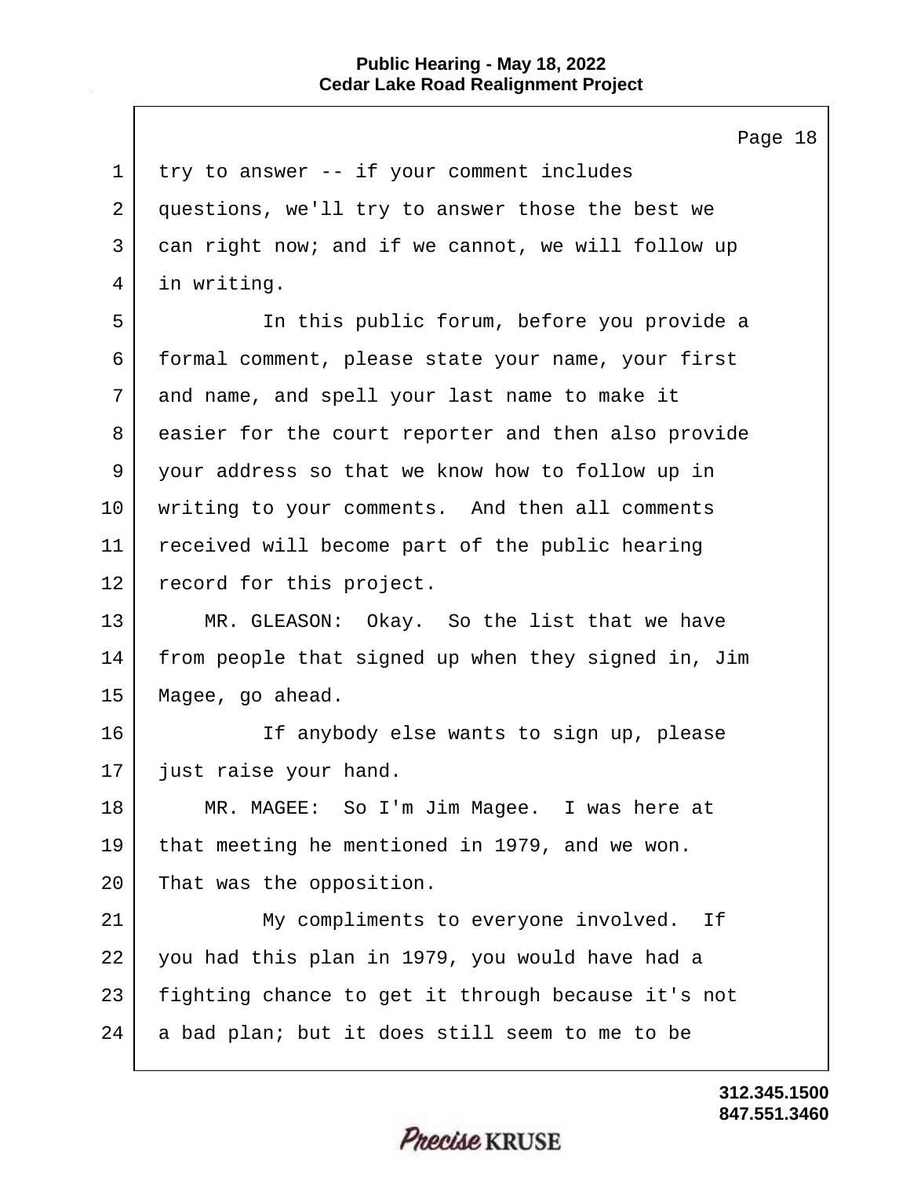try to answer -- if your comment includes questions, we'll try to answer those the best we can right now; and if we cannot, we will follow up in writing.

In this public forum, before you provide a formal comment, please state your name, your first and name, and spell your last name to make it easier for the court reporter and then also provide your address so that we know how to follow up in writing to your comments. And then all comments received will become part of the public hearing record for this project.

MR. GLEASON: Okay. So the list that we have from people that signed up when they signed in, Jim Magee, go ahead.

If anybody else wants to sign up, please just raise your hand.

MR. MAGEE: So I'm Jim Magee. I was here at that meeting he mentioned in 1979, and we won. That was the opposition.

My compliments to everyone involved. If you had this plan in 1979, you would have had a fighting chance to get it through because it's not a bad plan; but it does still seem to me to be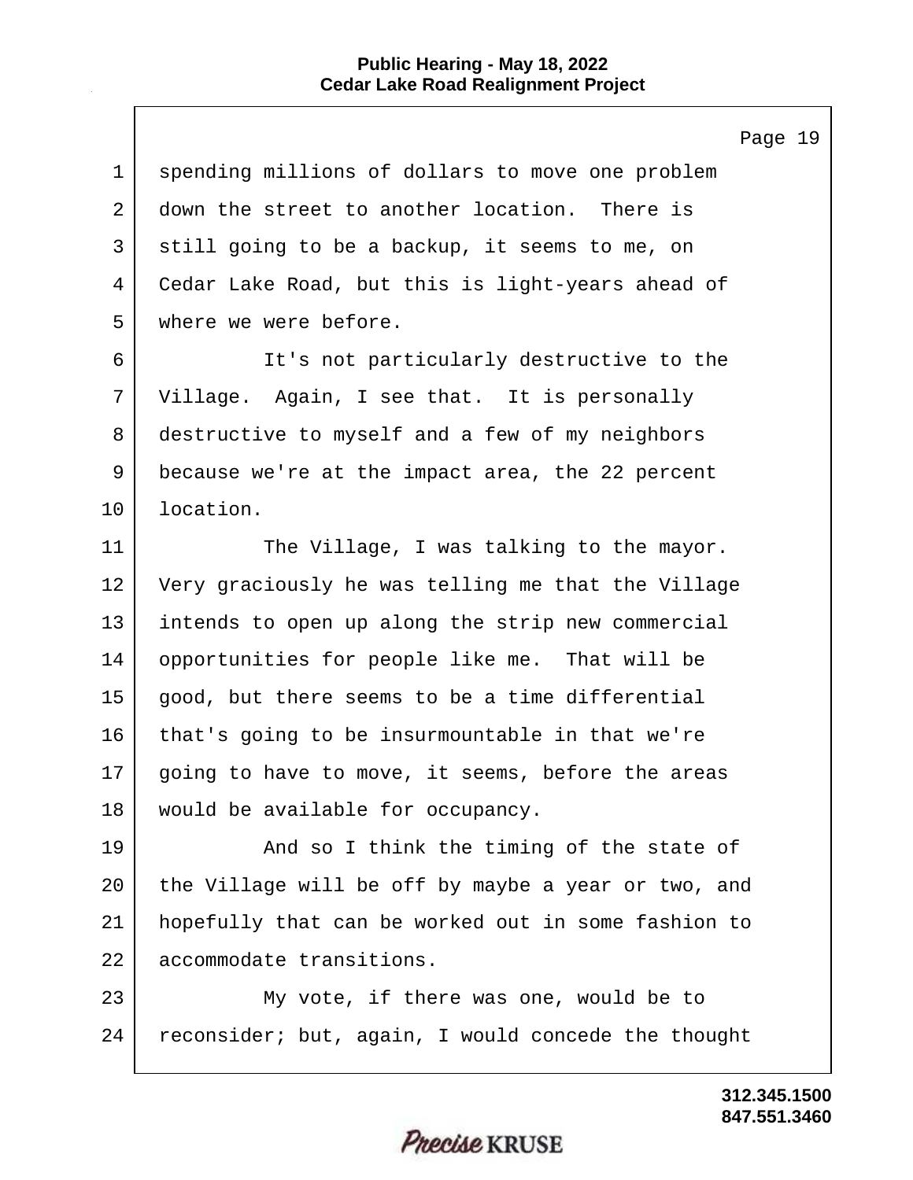spending millions of dollars to move one problem down the street to another location. There is still going to be a backup, it seems to me, on Cedar Lake Road, but this is light-years ahead of where we were before.

It's not particularly destructive to the Village. Again, I see that. It is personally destructive to myself and a few of my neighbors because we're at the impact area, the 22 percent location.

The Village, I was talking to the mayor. Very graciously he was telling me that the Village intends to open up along the strip new commercial opportunities for people like me. That will be good, but there seems to be a time differential that's going to be insurmountable in that we're going to have to move, it seems, before the areas would be available for occupancy.

And so I think the timing of the state of the Village will be off by maybe a year or two, and hopefully that can be worked out in some fashion to accommodate transitions.

My vote, if there was one, would be to reconsider; but, again, I would concede the thought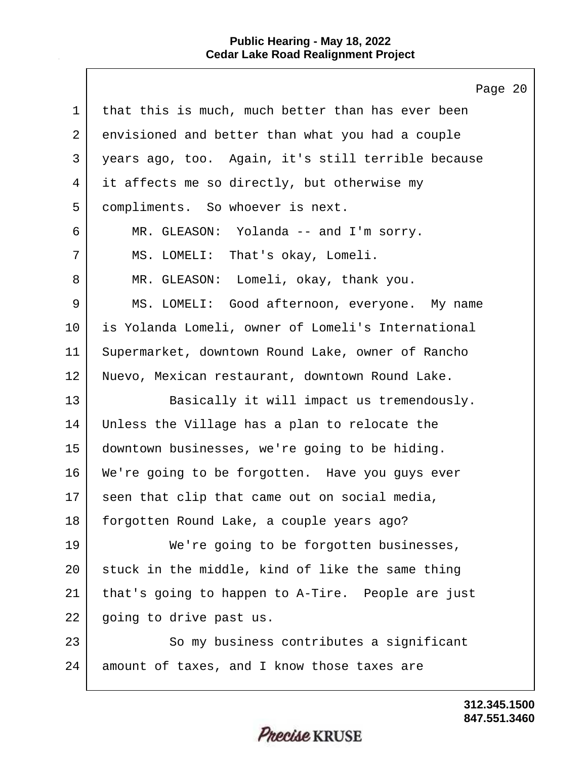that this is much, much better than has ever been envisioned and better than what you had a couple years ago, too. Again, it's still terrible because it affects me so directly, but otherwise my compliments. So whoever is next.

MR. GLEASON: Yolanda -- and I'm sorry.

MS. LOMELI: That's okay, Lomeli.

MR. GLEASON: Lomeli, okay, thank you.

MS. LOMELI: Good afternoon, everyone. My name is Yolanda Lomeli, owner of Lomeli's International Supermarket, downtown Round Lake, owner of Rancho Nuevo, Mexican restaurant, downtown Round Lake.

Basically it will impact us tremendously. Unless the Village has a plan to relocate the downtown businesses, we're going to be hiding. We're going to be forgotten. Have you guys ever seen that clip that came out on social media, forgotten Round Lake, a couple years ago?

We're going to be forgotten businesses, stuck in the middle, kind of like the same thing that's going to happen to A-Tire. People are just going to drive past us.

So my business contributes a significant amount of taxes, and I know those taxes are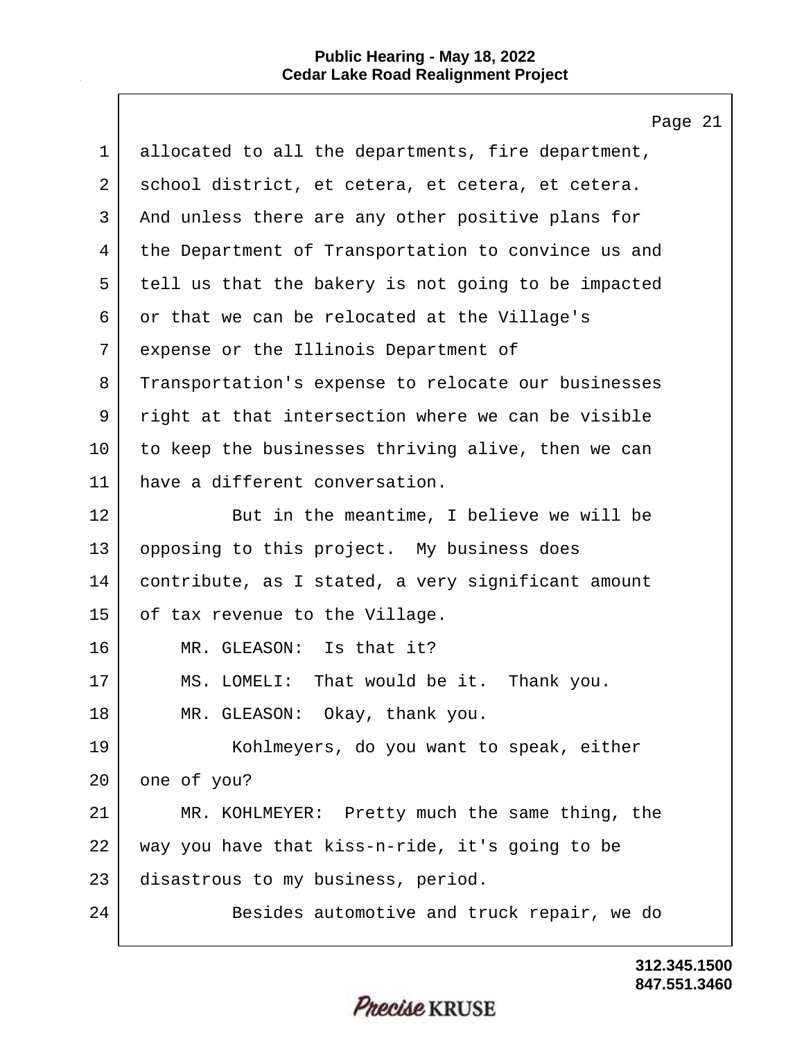allocated to all the departments, fire department, school district, et cetera, et cetera, et cetera. And unless there are any other positive plans for the Department of Transportation to convince us and tell us that the bakery is not going to be impacted or that we can be relocated at the Village's expense or the Illinois Department of Transportation's expense to relocate our businesses right at that intersection where we can be visible to keep the businesses thriving alive, then we can have a different conversation.

But in the meantime, I believe we will be opposing to this project. My business does contribute, as I stated, a very significant amount of tax revenue to the Village.

MR. GLEASON: Is that it?

MS. LOMELI: That would be it. Thank you.

MR. GLEASON: Okay, thank you.

Kohlmeyers, do you want to speak, either one of you?

MR. KOHLMEYER: Pretty much the same thing, the way you have that kiss-n-ride, it's going to be disastrous to my business, period.

Besides automotive and truck repair, we do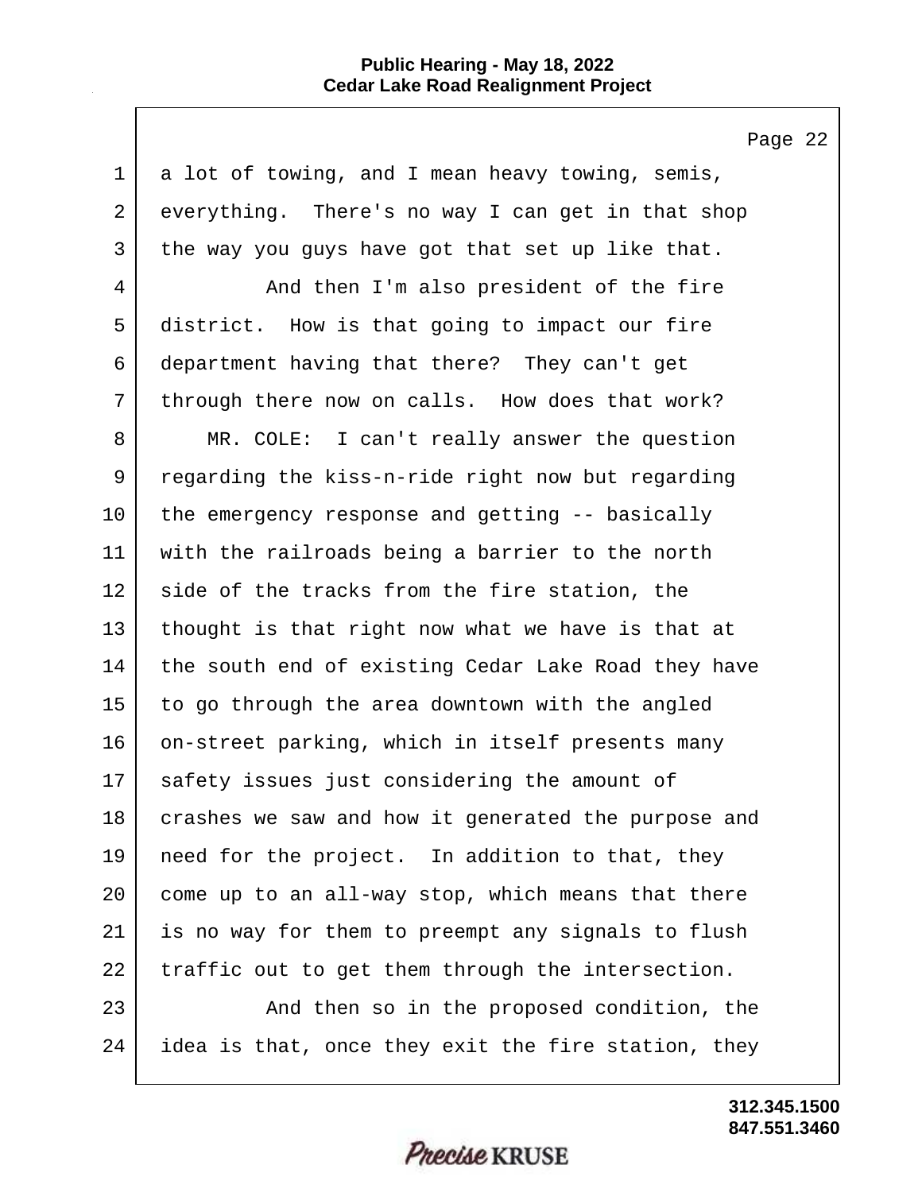a lot of towing, and I mean heavy towing, semis, everything. There's no way I can get in that shop the way you guys have got that set up like that.

And then I'm also president of the fire district. How is that going to impact our fire department having that there? They can't get through there now on calls. How does that work?

MR. COLE: I can't really answer the question regarding the kiss-n-ride right now but regarding the emergency response and getting -- basically with the railroads being a barrier to the north side of the tracks from the fire station, the thought is that right now what we have is that at the south end of existing Cedar Lake Road they have to go through the area downtown with the angled on-street parking, which in itself presents many safety issues just considering the amount of crashes we saw and how it generated the purpose and need for the project. In addition to that, they come up to an all-way stop, which means that there is no way for them to preempt any signals to flush traffic out to get them through the intersection.

And then so in the proposed condition, the idea is that, once they exit the fire station, they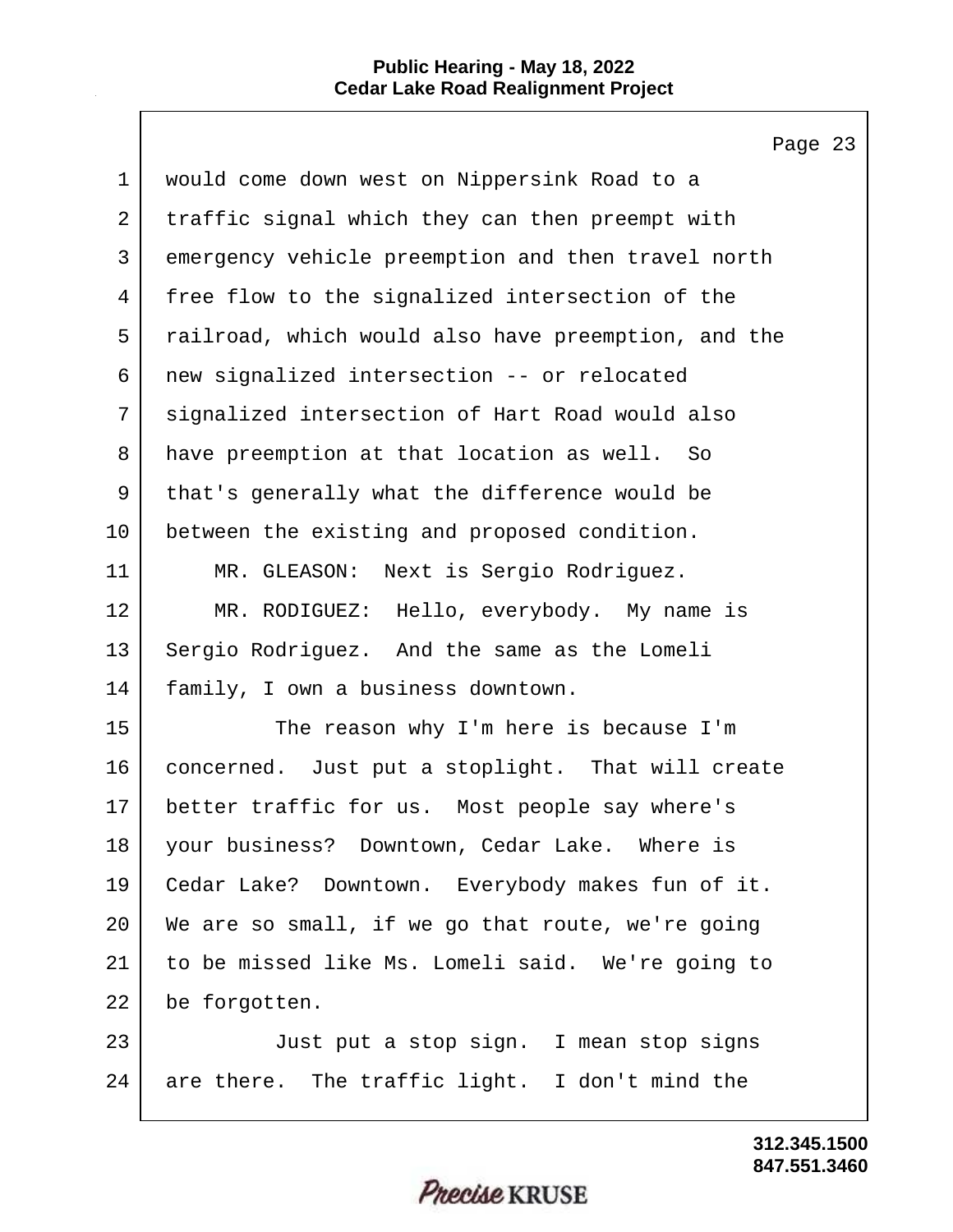would come down west on Nippersink Road to a traffic signal which they can then preempt with emergency vehicle preemption and then travel north free flow to the signalized intersection of the railroad, which would also have preemption, and the new signalized intersection -- or relocated signalized intersection of Hart Road would also have preemption at that location as well. So that's generally what the difference would be between the existing and proposed condition.

MR. GLEASON: Next is Sergio Rodriguez.

MR. RODIGUEZ: Hello, everybody. My name is Sergio Rodriguez. And the same as the Lomeli family, I own a business downtown.

The reason why I'm here is because I'm concerned. Just put a stoplight. That will create better traffic for us. Most people say where's your business? Downtown, Cedar Lake. Where is Cedar Lake? Downtown. Everybody makes fun of it. We are so small, if we go that route, we're going to be missed like Ms. Lomeli said. We're going to be forgotten.

Just put a stop sign. I mean stop signs are there. The traffic light. I don't mind the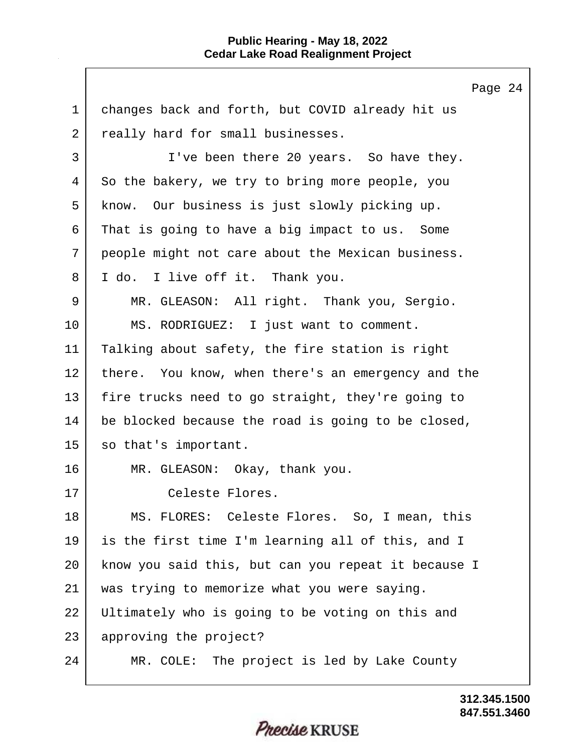changes back and forth, but COVID already hit us really hard for small businesses.

I've been there 20 years. So have they. So the bakery, we try to bring more people, you know. Our business is just slowly picking up. That is going to have a big impact to us. Some people might not care about the Mexican business. I do. I live off it. Thank you.

MR. GLEASON: All right. Thank you, Sergio.

MS. RODRIGUEZ: I just want to comment. Talking about safety, the fire station is right there. You know, when there's an emergency and the fire trucks need to go straight, they're going to be blocked because the road is going to be closed, so that's important.

MR. GLEASON: Okay, thank you.

Celeste Flores.

MS. FLORES: Celeste Flores. So, I mean, this is the first time I'm learning all of this, and I know you said this, but can you repeat it because I was trying to memorize what you were saying. Ultimately who is going to be voting on this and approving the project?

MR. COLE: The project is led by Lake County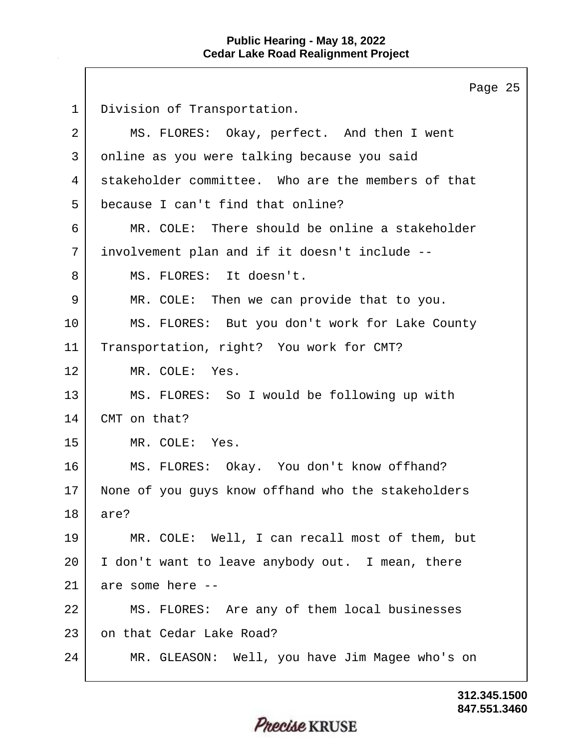1 Division of Transportation.

2 MS. FLORES: Okay, perfect. And then I went

3 online as you were talking because you said

4 stakeholder committee. Who are the members of that

5 because I can't find that online?

6 MR. COLE: There should be online a stakeholder

7 involvement plan and if it doesn't include --

8 MS. FLORES: It doesn't.

9 MR. COLE: Then we can provide that to you.

10 MS. FLORES: But you don't work for Lake County

11 Transportation, right? You work for CMT?

12 MR. COLE: Yes.

13 MS. FLORES: So I would be following up with

14 CMT on that?

15 MR. COLE: Yes.

16 MS. FLORES: Okay. You don't know offhand?

17 None of you guys know offhand who the stakeholders

18 are?

19 MR. COLE: Well, I can recall most of them, but

20 I don't want to leave anybody out. I mean, there

21 are some here --

22 MS. FLORES: Are any of them local businesses

23 on that Cedar Lake Road?

24 MR. GLEASON: Well, you have Jim Magee who's on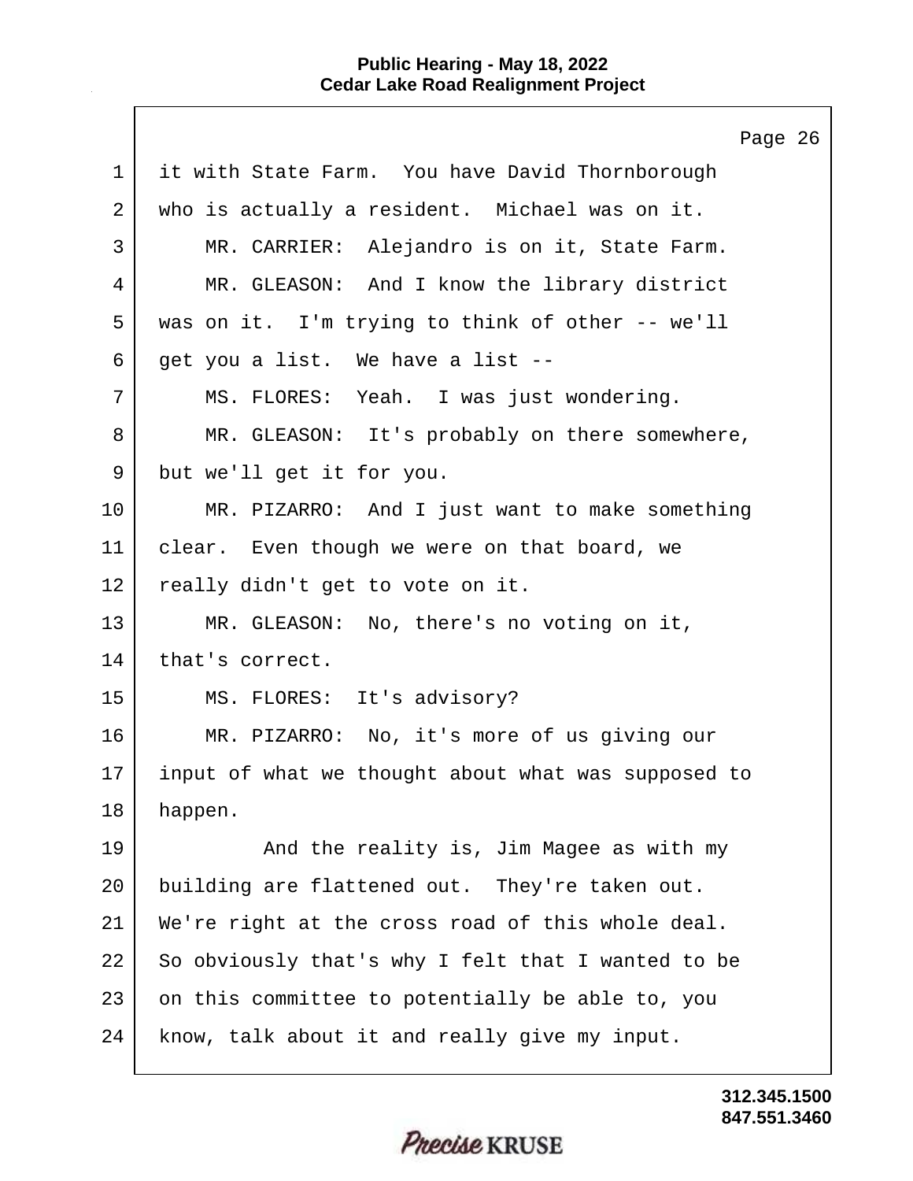it with State Farm. You have David Thornborough who is actually a resident. Michael was on it.

MR. CARRIER: Alejandro is on it, State Farm.

MR. GLEASON: And I know the library district was on it. I'm trying to think of other -- we'll get you a list. We have a list --

MS. FLORES: Yeah. I was just wondering.

MR. GLEASON: It's probably on there somewhere, but we'll get it for you.

MR. PIZARRO: And I just want to make something clear. Even though we were on that board, we really didn't get to vote on it.

MR. GLEASON: No, there's no voting on it, that's correct.

MS. FLORES: It's advisory?

MR. PIZARRO: No, it's more of us giving our input of what we thought about what was supposed to happen.

And the reality is, Jim Magee as with my building are flattened out. They're taken out. We're right at the cross road of this whole deal. So obviously that's why I felt that I wanted to be on this committee to potentially be able to, you know, talk about it and really give my input.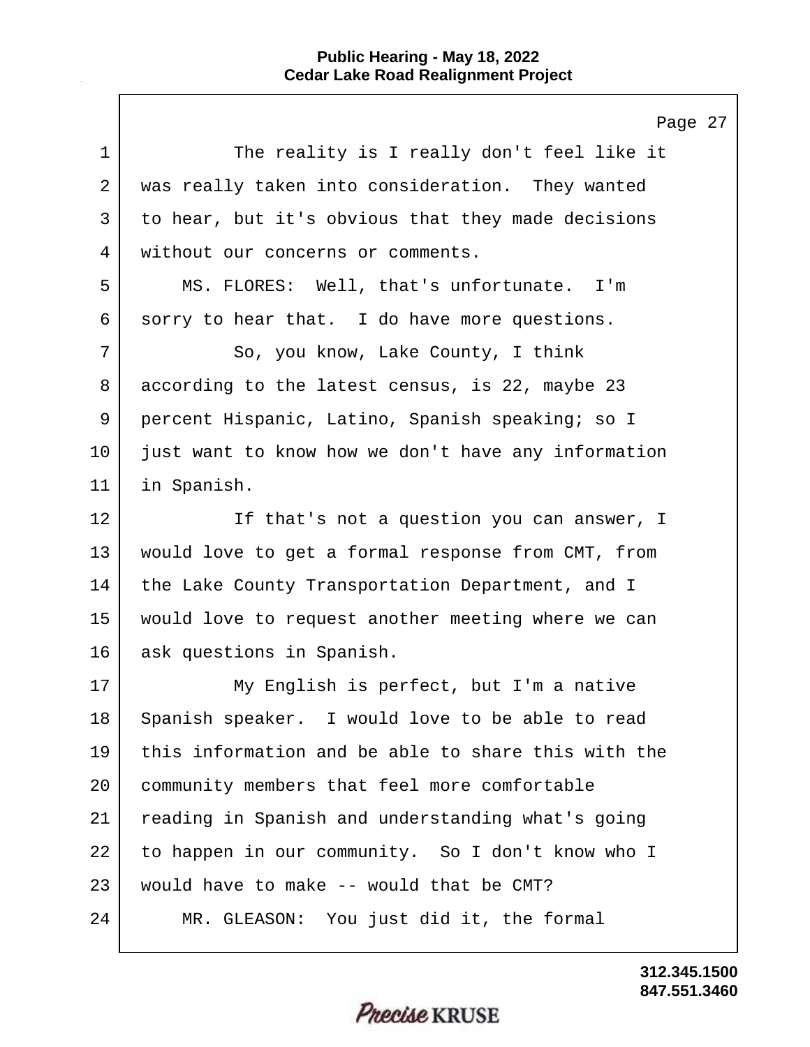The reality is I really don't feel like it was really taken into consideration. They wanted to hear, but it's obvious that they made decisions without our concerns or comments.

MS. FLORES: Well, that's unfortunate. I'm sorry to hear that. I do have more questions.

So, you know, Lake County, I think according to the latest census, is 22, maybe 23 percent Hispanic, Latino, Spanish speaking; so I just want to know how we don't have any information in Spanish.

If that's not a question you can answer, I would love to get a formal response from CMT, from the Lake County Transportation Department, and I would love to request another meeting where we can ask questions in Spanish.

My English is perfect, but I'm a native Spanish speaker. I would love to be able to read this information and be able to share this with the community members that feel more comfortable reading in Spanish and understanding what's going to happen in our community. So I don't know who I would have to make -- would that be CMT?

MR. GLEASON: You just did it, the formal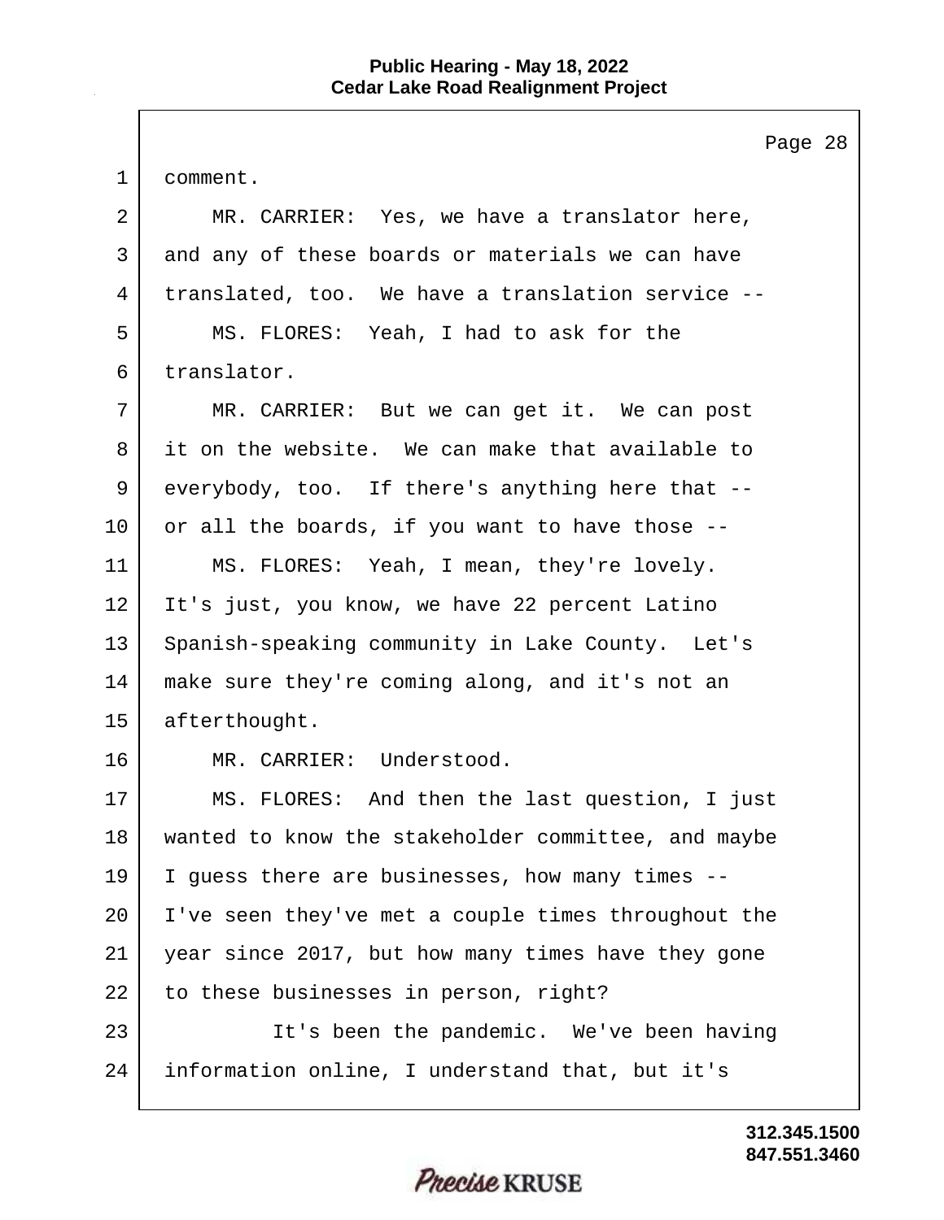comment.

MR. CARRIER: Yes, we have a translator here, and any of these boards or materials we can have translated, too. We have a translation service --

MS. FLORES: Yeah, I had to ask for the translator.

MR. CARRIER: But we can get it. We can post it on the website. We can make that available to everybody, too. If there's anything here that -- or all the boards, if you want to have those --

MS. FLORES: Yeah, I mean, they're lovely. It's just, you know, we have 22 percent Latino Spanish-speaking community in Lake County. Let's make sure they're coming along, and it's not an afterthought.

MR. CARRIER: Understood.

MS. FLORES: And then the last question, I just wanted to know the stakeholder committee, and maybe I guess there are businesses, how many times -- I've seen they've met a couple times throughout the year since 2017, but how many times have they gone to these businesses in person, right?

It's been the pandemic. We've been having information online, I understand that, but it's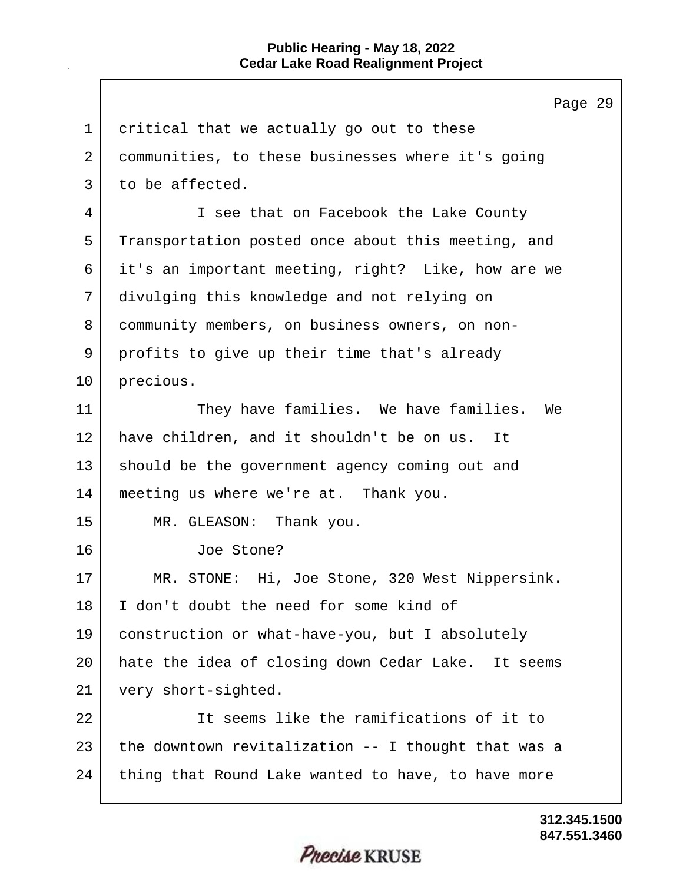critical that we actually go out to these communities, to these businesses where it's going to be affected.

I see that on Facebook the Lake County Transportation posted once about this meeting, and it's an important meeting, right? Like, how are we divulging this knowledge and not relying on community members, on business owners, on non-profits to give up their time that's already precious.

They have families. We have families. We have children, and it shouldn't be on us. It should be the government agency coming out and meeting us where we're at. Thank you.

MR. GLEASON: Thank you.

Joe Stone?

MR. STONE: Hi, Joe Stone, 320 West Nippersink. I don't doubt the need for some kind of construction or what-have-you, but I absolutely hate the idea of closing down Cedar Lake. It seems very short-sighted.

It seems like the ramifications of it to the downtown revitalization -- I thought that was a thing that Round Lake wanted to have, to have more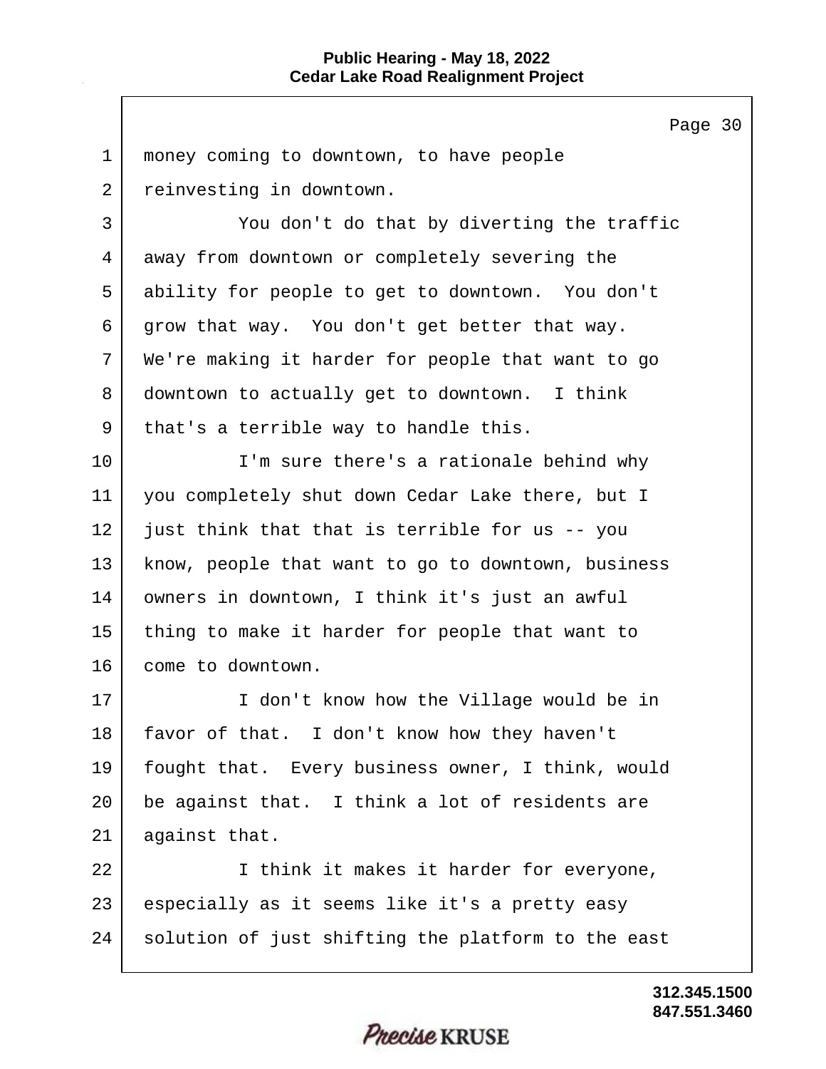money coming to downtown, to have people reinvesting in downtown.

You don't do that by diverting the traffic away from downtown or completely severing the ability for people to get to downtown. You don't grow that way. You don't get better that way. We're making it harder for people that want to go downtown to actually get to downtown. I think that's a terrible way to handle this.

I'm sure there's a rationale behind why you completely shut down Cedar Lake there, but I just think that that is terrible for us -- you know, people that want to go to downtown, business owners in downtown, I think it's just an awful thing to make it harder for people that want to come to downtown.

I don't know how the Village would be in favor of that. I don't know how they haven't fought that. Every business owner, I think, would be against that. I think a lot of residents are against that.

I think it makes it harder for everyone, especially as it seems like it's a pretty easy solution of just shifting the platform to the east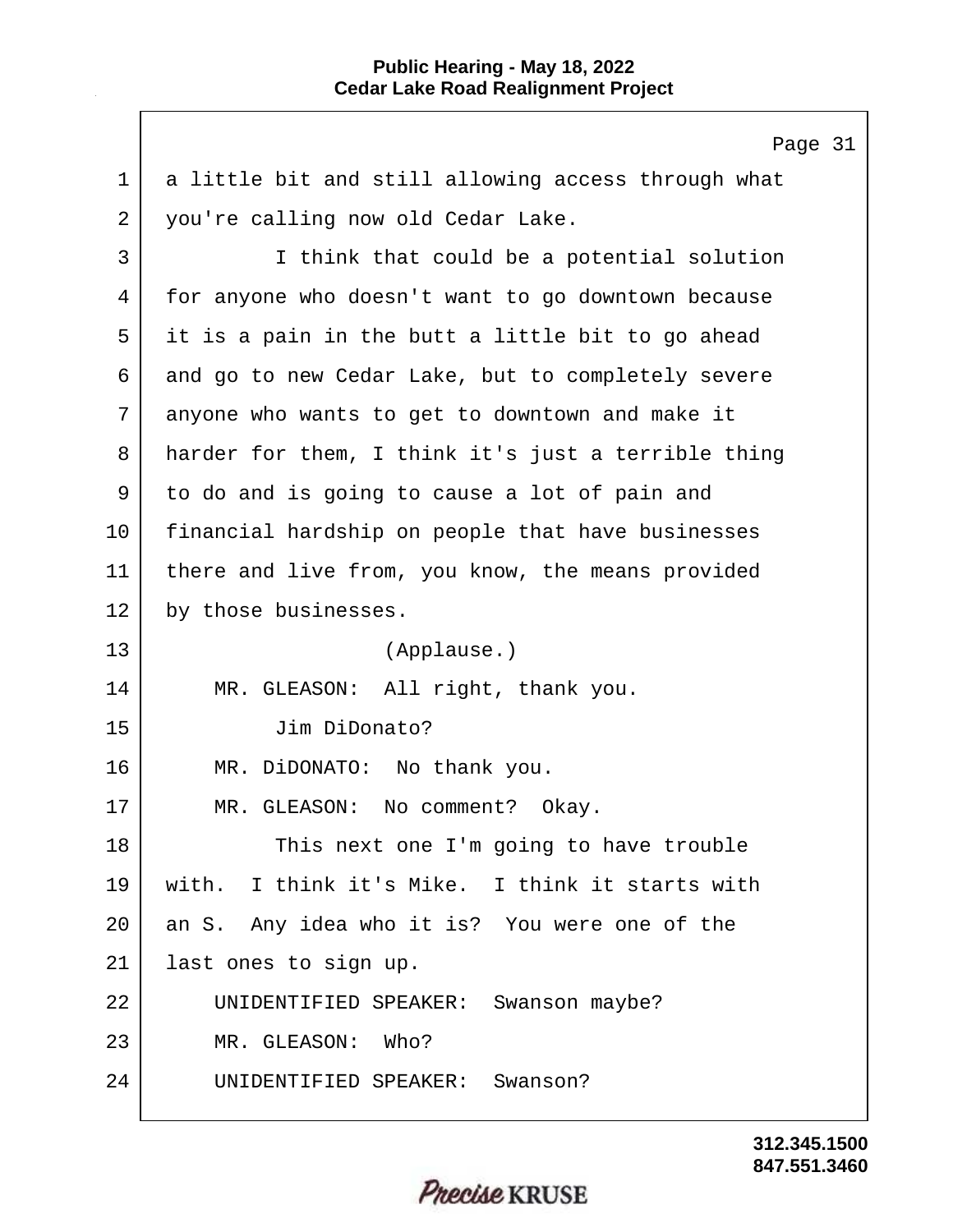a little bit and still allowing access through what you're calling now old Cedar Lake.

I think that could be a potential solution for anyone who doesn't want to go downtown because it is a pain in the butt a little bit to go ahead and go to new Cedar Lake, but to completely severe anyone who wants to get to downtown and make it harder for them, I think it's just a terrible thing to do and is going to cause a lot of pain and financial hardship on people that have businesses there and live from, you know, the means provided by those businesses.

(Applause.)

MR. GLEASON: All right, thank you.

Jim DiDonato?

MR. DiDONATO: No thank you.

MR. GLEASON: No comment? Okay.

This next one I'm going to have trouble with. I think it's Mike. I think it starts with an S. Any idea who it is? You were one of the last ones to sign up.

UNIDENTIFIED SPEAKER: Swanson maybe?

MR. GLEASON: Who?

UNIDENTIFIED SPEAKER: Swanson?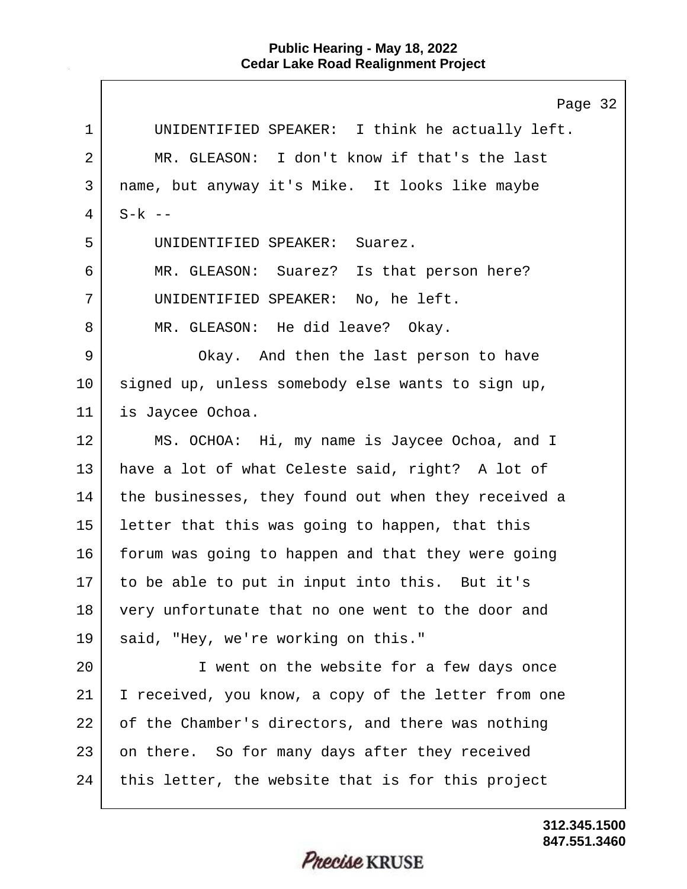UNIDENTIFIED SPEAKER: I think he actually left.

MR. GLEASON: I don't know if that's the last name, but anyway it's Mike. It looks like maybe S-k --

UNIDENTIFIED SPEAKER: Suarez.

MR. GLEASON: Suarez? Is that person here?

UNIDENTIFIED SPEAKER: No, he left.

MR. GLEASON: He did leave? Okay.

Okay. And then the last person to have signed up, unless somebody else wants to sign up, is Jaycee Ochoa.

MS. OCHOA: Hi, my name is Jaycee Ochoa, and I have a lot of what Celeste said, right? A lot of the businesses, they found out when they received a letter that this was going to happen, that this forum was going to happen and that they were going to be able to put in input into this. But it's very unfortunate that no one went to the door and said, "Hey, we're working on this."

I went on the website for a few days once I received, you know, a copy of the letter from one of the Chamber's directors, and there was nothing on there. So for many days after they received this letter, the website that is for this project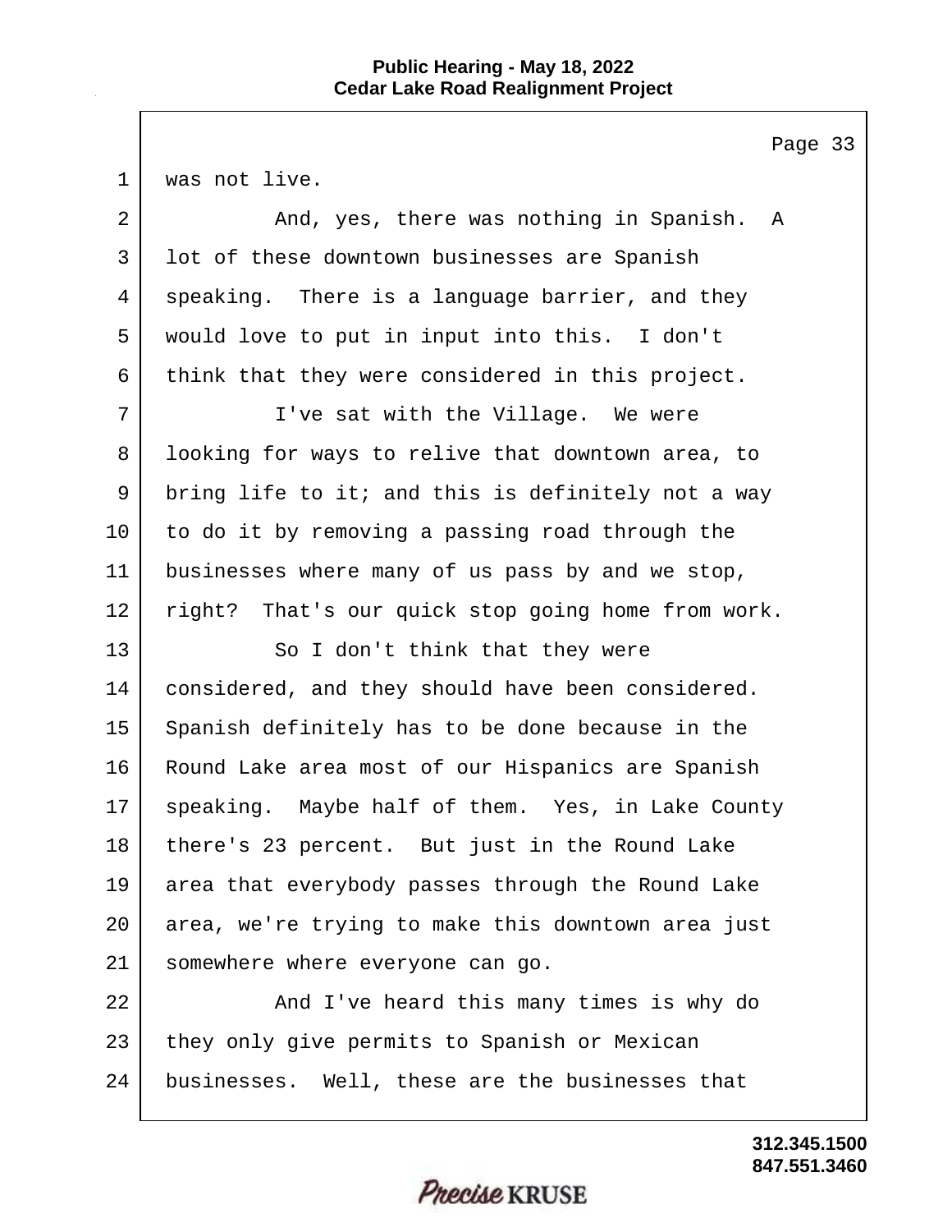was not live.

And, yes, there was nothing in Spanish. A lot of these downtown businesses are Spanish speaking. There is a language barrier, and they would love to put in input into this. I don't think that they were considered in this project.

I've sat with the Village. We were looking for ways to relive that downtown area, to bring life to it; and this is definitely not a way to do it by removing a passing road through the businesses where many of us pass by and we stop, right? That's our quick stop going home from work.

So I don't think that they were considered, and they should have been considered. Spanish definitely has to be done because in the Round Lake area most of our Hispanics are Spanish speaking. Maybe half of them. Yes, in Lake County there's 23 percent. But just in the Round Lake area that everybody passes through the Round Lake area, we're trying to make this downtown area just somewhere where everyone can go.

And I've heard this many times is why do they only give permits to Spanish or Mexican businesses. Well, these are the businesses that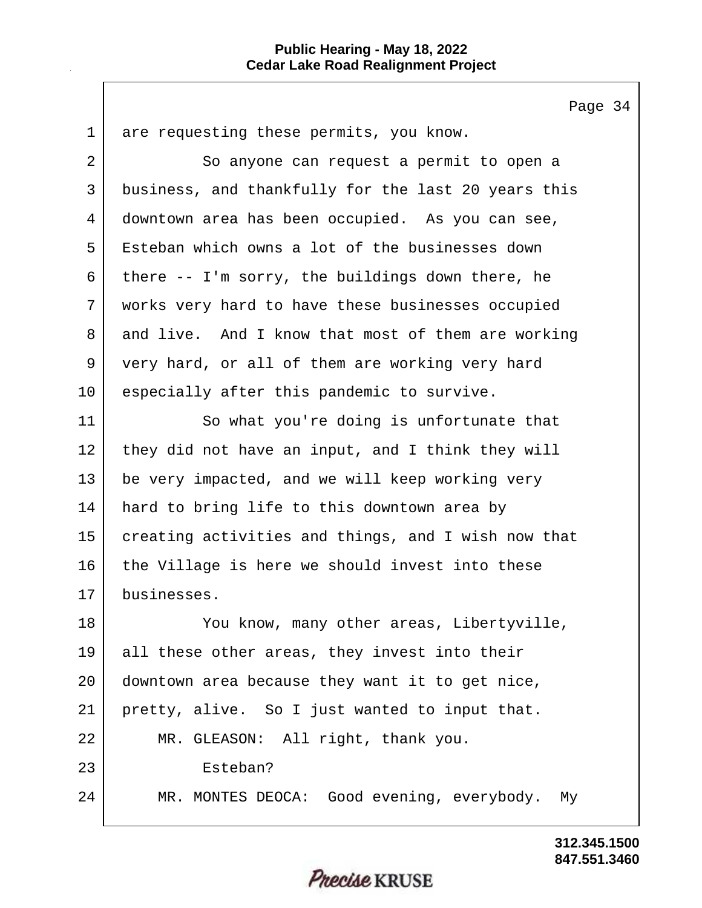are requesting these permits, you know.

So anyone can request a permit to open a business, and thankfully for the last 20 years this downtown area has been occupied. As you can see, Esteban which owns a lot of the businesses down there -- I'm sorry, the buildings down there, he works very hard to have these businesses occupied and live. And I know that most of them are working very hard, or all of them are working very hard especially after this pandemic to survive.

So what you're doing is unfortunate that they did not have an input, and I think they will be very impacted, and we will keep working very hard to bring life to this downtown area by creating activities and things, and I wish now that the Village is here we should invest into these businesses.

You know, many other areas, Libertyville, all these other areas, they invest into their downtown area because they want it to get nice, pretty, alive. So I just wanted to input that.

MR. GLEASON: All right, thank you.

Esteban?

MR. MONTES DEOCA: Good evening, everybody. My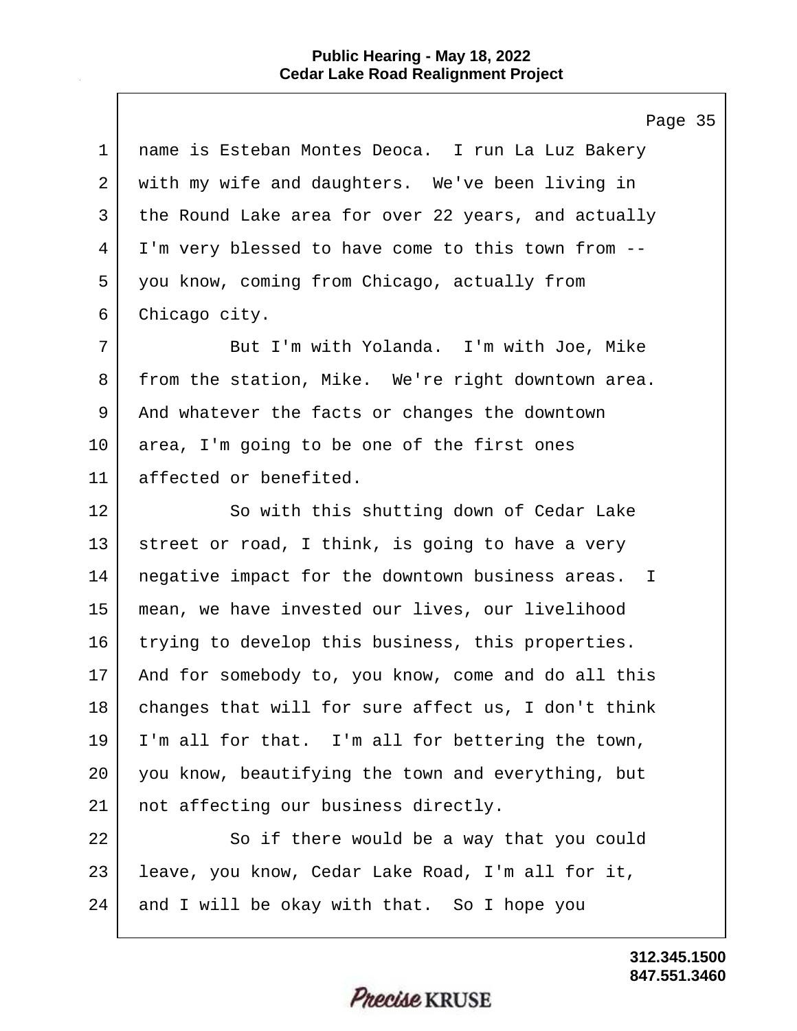name is Esteban Montes Deoca. I run La Luz Bakery with my wife and daughters. We've been living in the Round Lake area for over 22 years, and actually I'm very blessed to have come to this town from -- you know, coming from Chicago, actually from Chicago city.

But I'm with Yolanda. I'm with Joe, Mike from the station, Mike. We're right downtown area. And whatever the facts or changes the downtown area, I'm going to be one of the first ones affected or benefited.

So with this shutting down of Cedar Lake street or road, I think, is going to have a very negative impact for the downtown business areas. I mean, we have invested our lives, our livelihood trying to develop this business, this properties. And for somebody to, you know, come and do all this changes that will for sure affect us, I don't think I'm all for that. I'm all for bettering the town, you know, beautifying the town and everything, but not affecting our business directly.

So if there would be a way that you could leave, you know, Cedar Lake Road, I'm all for it, and I will be okay with that. So I hope you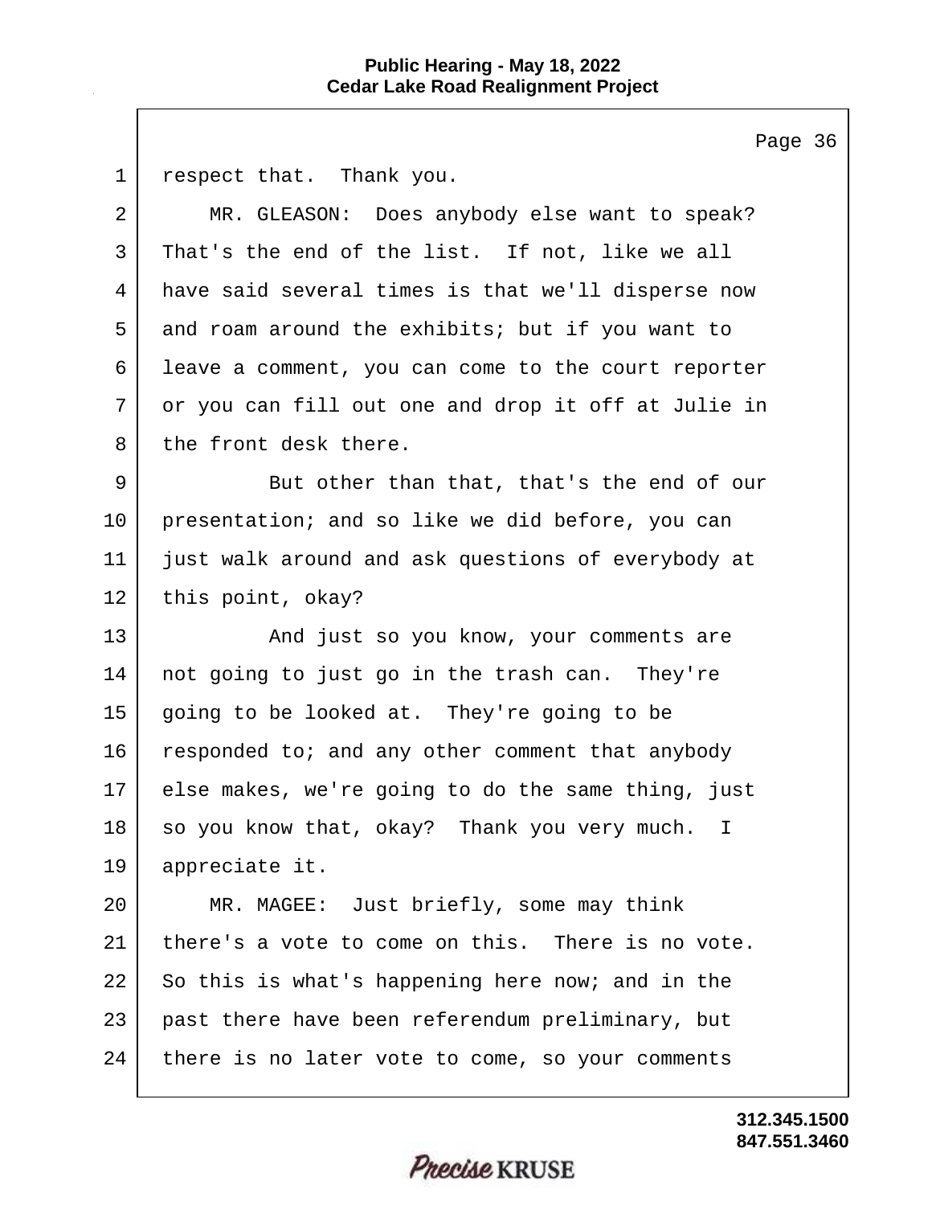respect that. Thank you.

MR. GLEASON: Does anybody else want to speak? That's the end of the list. If not, like we all have said several times is that we'll disperse now and roam around the exhibits; but if you want to leave a comment, you can come to the court reporter or you can fill out one and drop it off at Julie in the front desk there.

But other than that, that's the end of our presentation; and so like we did before, you can just walk around and ask questions of everybody at this point, okay?

And just so you know, your comments are not going to just go in the trash can. They're going to be looked at. They're going to be responded to; and any other comment that anybody else makes, we're going to do the same thing, just so you know that, okay? Thank you very much. I appreciate it.

MR. MAGEE: Just briefly, some may think there's a vote to come on this. There is no vote. So this is what's happening here now; and in the past there have been referendum preliminary, but there is no later vote to come, so your comments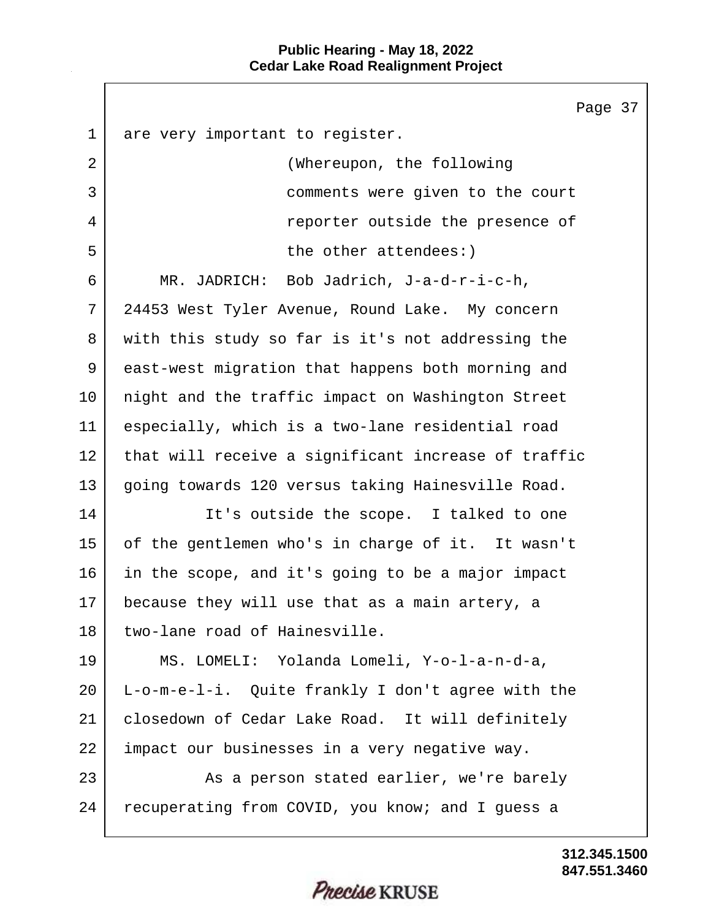are very important to register.

(Whereupon, the following comments were given to the court reporter outside the presence of the other attendees:)

MR. JADRICH: Bob Jadrich, J-a-d-r-i-c-h, 24453 West Tyler Avenue, Round Lake. My concern with this study so far is it's not addressing the east-west migration that happens both morning and night and the traffic impact on Washington Street especially, which is a two-lane residential road that will receive a significant increase of traffic going towards 120 versus taking Hainesville Road.

It's outside the scope. I talked to one of the gentlemen who's in charge of it. It wasn't in the scope, and it's going to be a major impact because they will use that as a main artery, a two-lane road of Hainesville.

MS. LOMELI: Yolanda Lomeli, Y-o-l-a-n-d-a, L-o-m-e-l-i. Quite frankly I don't agree with the closedown of Cedar Lake Road. It will definitely impact our businesses in a very negative way.

As a person stated earlier, we're barely recuperating from COVID, you know; and I guess a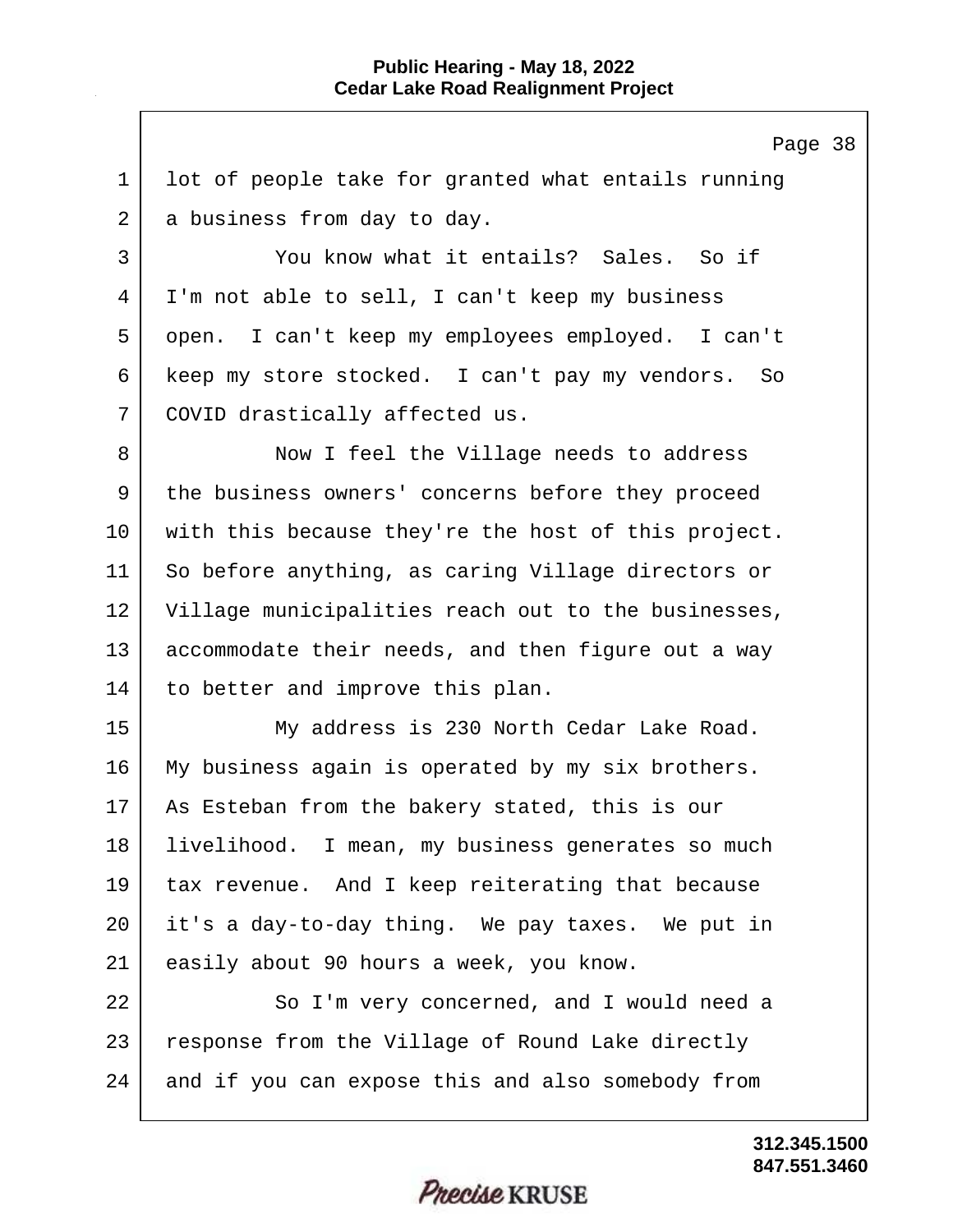lot of people take for granted what entails running a business from day to day.

You know what it entails? Sales. So if I'm not able to sell, I can't keep my business open. I can't keep my employees employed. I can't keep my store stocked. I can't pay my vendors. So COVID drastically affected us.

Now I feel the Village needs to address the business owners' concerns before they proceed with this because they're the host of this project. So before anything, as caring Village directors or Village municipalities reach out to the businesses, accommodate their needs, and then figure out a way to better and improve this plan.

My address is 230 North Cedar Lake Road. My business again is operated by my six brothers. As Esteban from the bakery stated, this is our livelihood. I mean, my business generates so much tax revenue. And I keep reiterating that because it's a day-to-day thing. We pay taxes. We put in easily about 90 hours a week, you know.

So I'm very concerned, and I would need a response from the Village of Round Lake directly and if you can expose this and also somebody from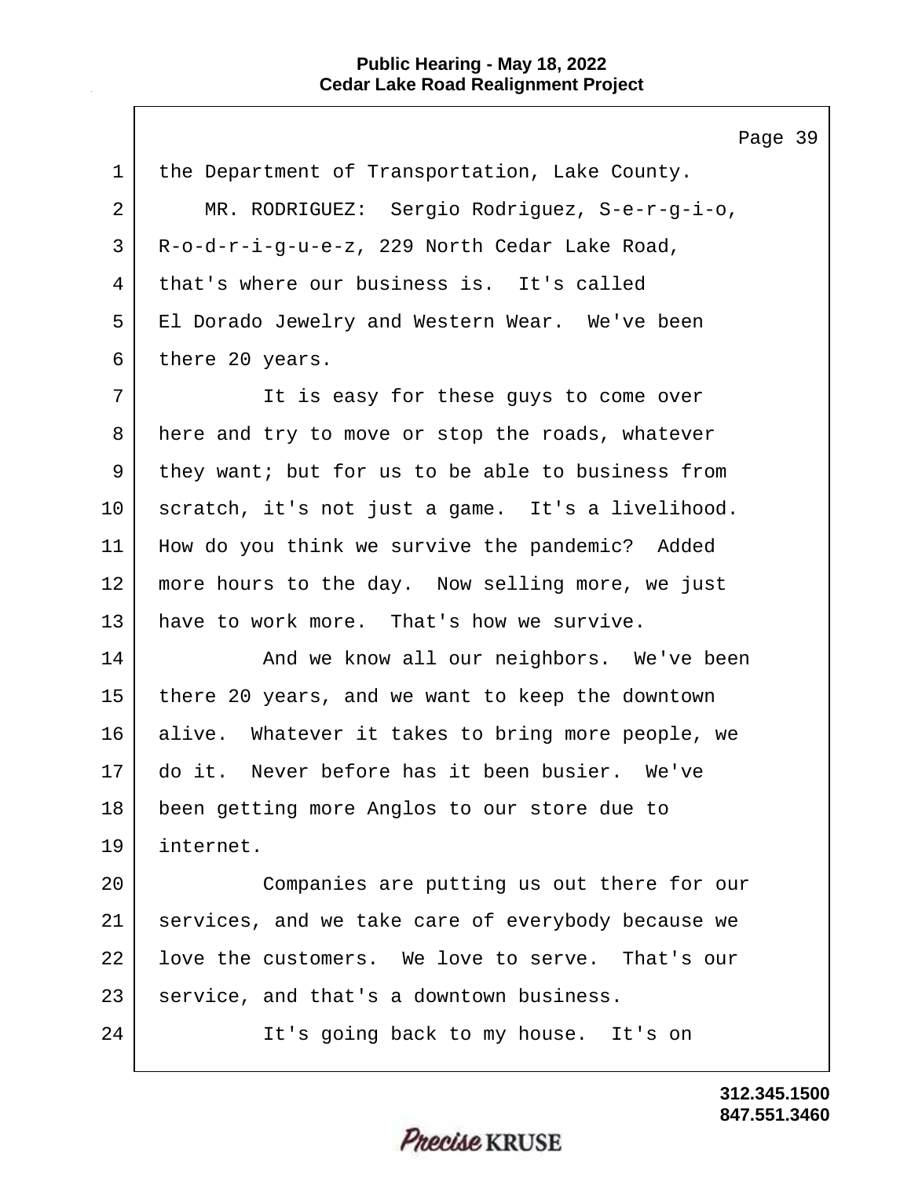the Department of Transportation, Lake County.

MR. RODRIGUEZ: Sergio Rodriguez, S-e-r-g-i-o, R-o-d-r-i-g-u-e-z, 229 North Cedar Lake Road, that's where our business is. It's called El Dorado Jewelry and Western Wear. We've been there 20 years.

It is easy for these guys to come over here and try to move or stop the roads, whatever they want; but for us to be able to business from scratch, it's not just a game. It's a livelihood. How do you think we survive the pandemic? Added more hours to the day. Now selling more, we just have to work more. That's how we survive.

And we know all our neighbors. We've been there 20 years, and we want to keep the downtown alive. Whatever it takes to bring more people, we do it. Never before has it been busier. We've been getting more Anglos to our store due to internet.

Companies are putting us out there for our services, and we take care of everybody because we love the customers. We love to serve. That's our service, and that's a downtown business.

It's going back to my house. It's on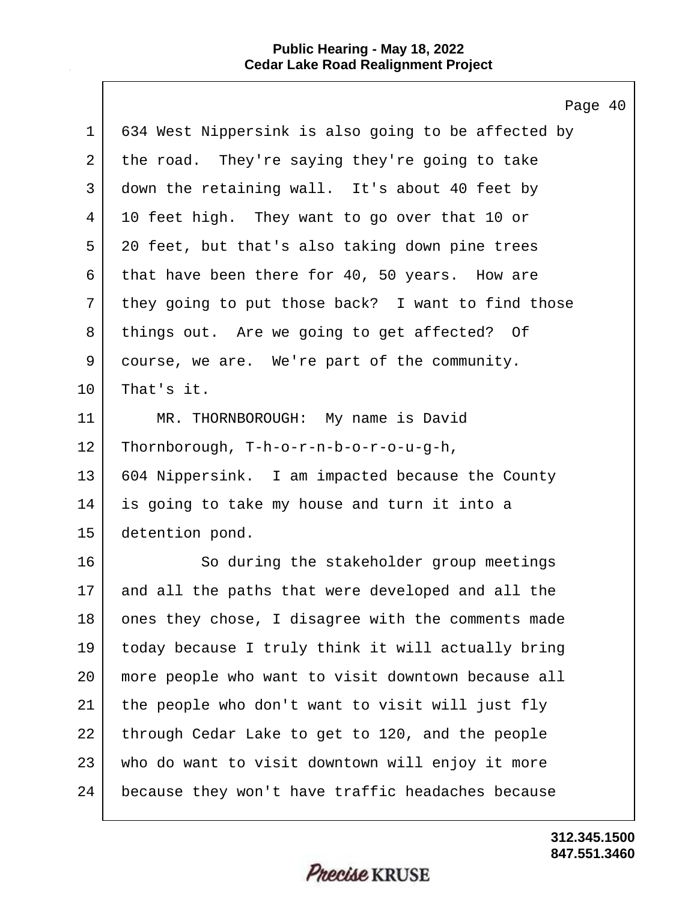634 West Nippersink is also going to be affected by the road. They're saying they're going to take down the retaining wall. It's about 40 feet by 10 feet high. They want to go over that 10 or 20 feet, but that's also taking down pine trees that have been there for 40, 50 years. How are they going to put those back? I want to find those things out. Are we going to get affected? Of course, we are. We're part of the community. That's it.

MR. THORNBOROUGH: My name is David Thornborough, T-h-o-r-n-b-o-r-o-u-g-h, 604 Nippersink. I am impacted because the County is going to take my house and turn it into a detention pond.

So during the stakeholder group meetings and all the paths that were developed and all the ones they chose, I disagree with the comments made today because I truly think it will actually bring more people who want to visit downtown because all the people who don't want to visit will just fly through Cedar Lake to get to 120, and the people who do want to visit downtown will enjoy it more because they won't have traffic headaches because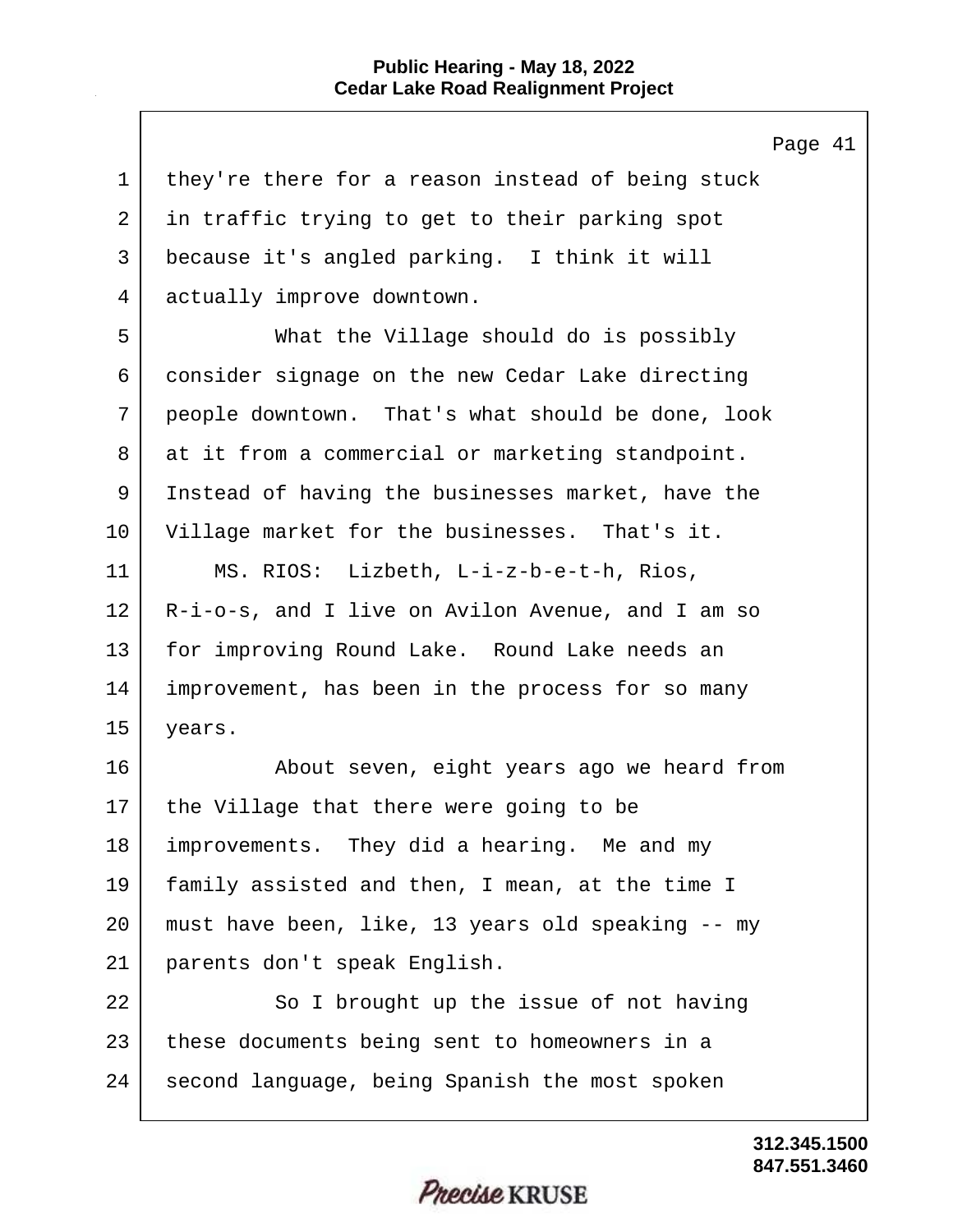they're there for a reason instead of being stuck in traffic trying to get to their parking spot because it's angled parking. I think it will actually improve downtown.

What the Village should do is possibly consider signage on the new Cedar Lake directing people downtown. That's what should be done, look at it from a commercial or marketing standpoint. Instead of having the businesses market, have the Village market for the businesses. That's it.

MS. RIOS: Lizbeth, L-i-z-b-e-t-h, Rios, R-i-o-s, and I live on Avilon Avenue, and I am so for improving Round Lake. Round Lake needs an improvement, has been in the process for so many years.

About seven, eight years ago we heard from the Village that there were going to be improvements. They did a hearing. Me and my family assisted and then, I mean, at the time I must have been, like, 13 years old speaking -- my parents don't speak English.

So I brought up the issue of not having these documents being sent to homeowners in a second language, being Spanish the most spoken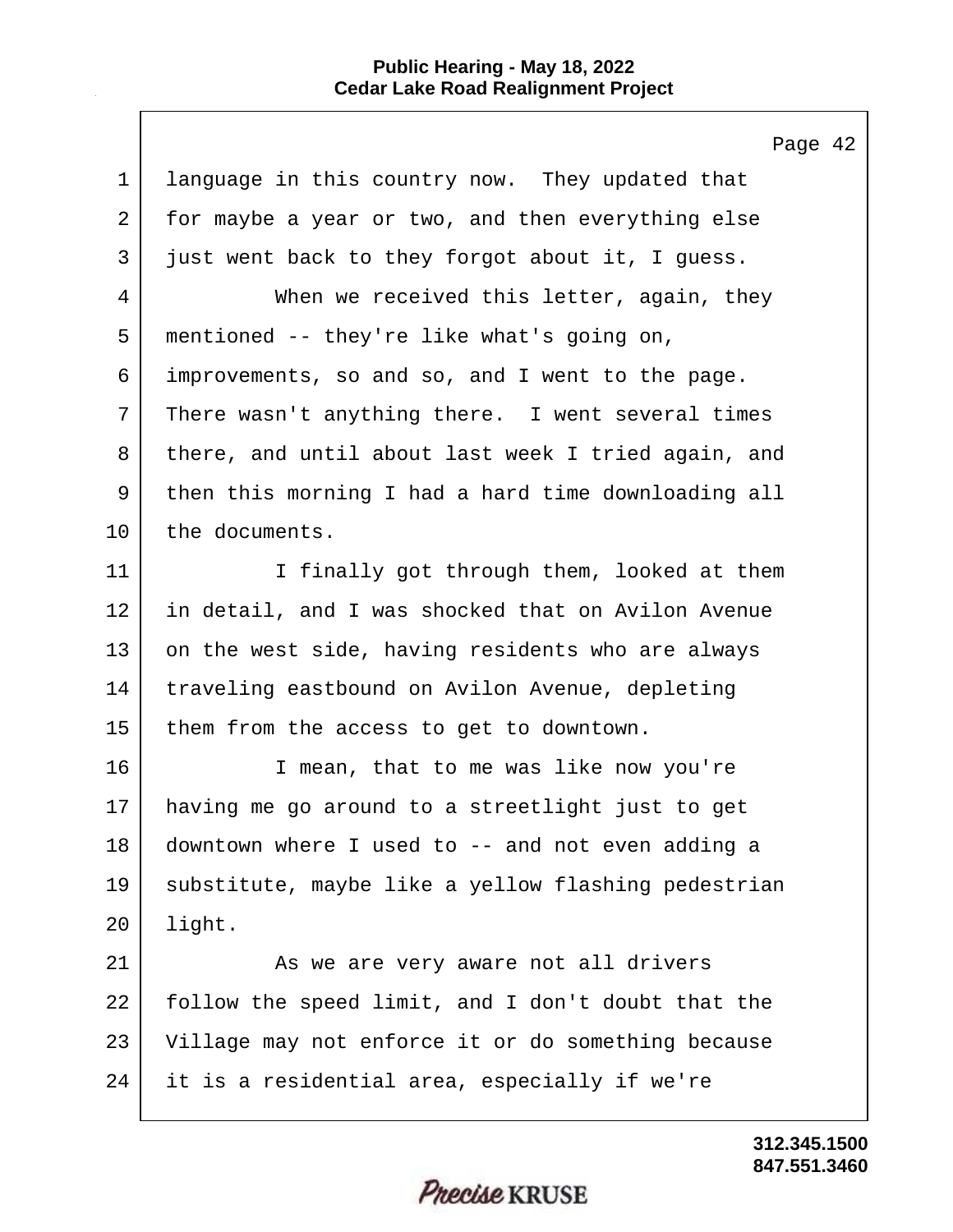language in this country now. They updated that for maybe a year or two, and then everything else just went back to they forgot about it, I guess.

When we received this letter, again, they mentioned -- they're like what's going on, improvements, so and so, and I went to the page. There wasn't anything there. I went several times there, and until about last week I tried again, and then this morning I had a hard time downloading all the documents.

I finally got through them, looked at them in detail, and I was shocked that on Avilon Avenue on the west side, having residents who are always traveling eastbound on Avilon Avenue, depleting them from the access to get to downtown.

I mean, that to me was like now you're having me go around to a streetlight just to get downtown where I used to -- and not even adding a substitute, maybe like a yellow flashing pedestrian light.

As we are very aware not all drivers follow the speed limit, and I don't doubt that the Village may not enforce it or do something because it is a residential area, especially if we're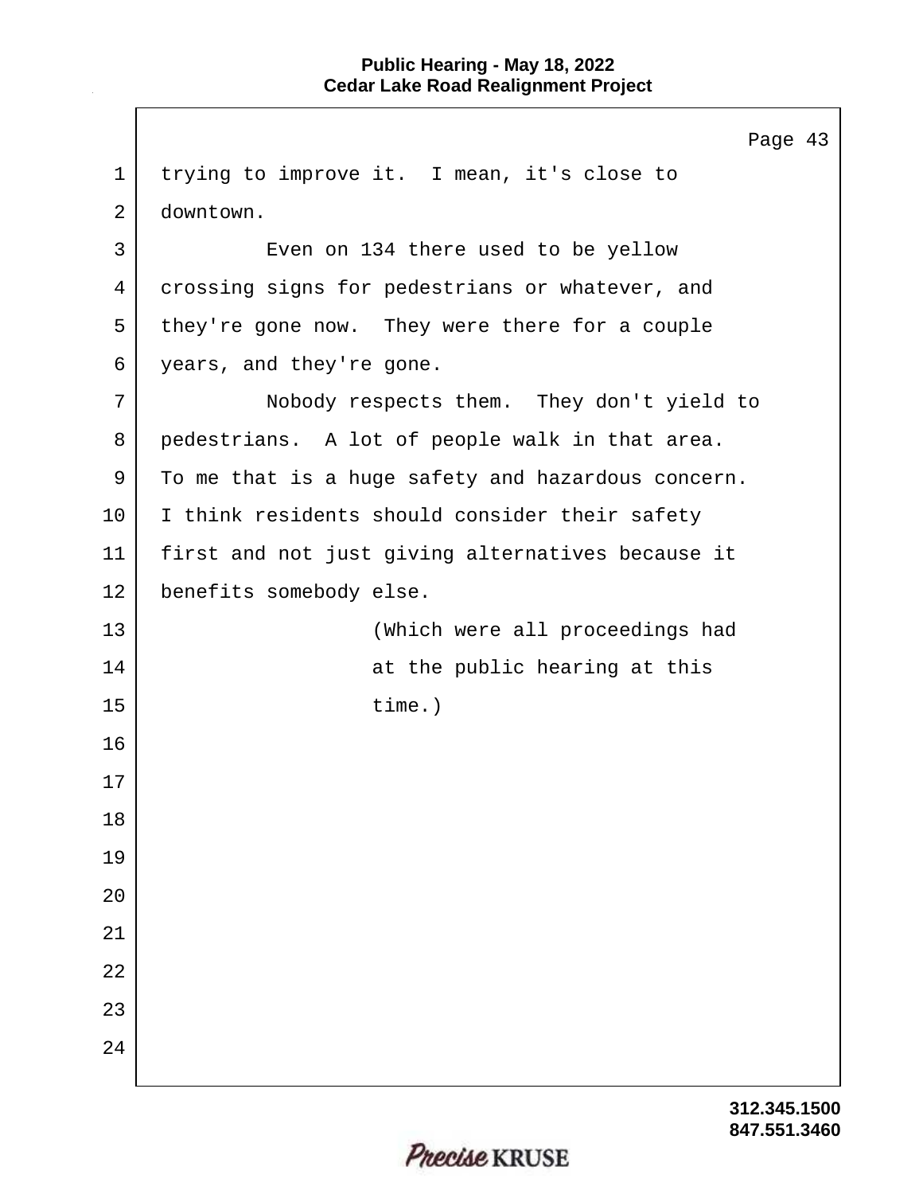trying to improve it. I mean, it's close to downtown.

Even on 134 there used to be yellow crossing signs for pedestrians or whatever, and they're gone now. They were there for a couple years, and they're gone.

Nobody respects them. They don't yield to pedestrians. A lot of people walk in that area. To me that is a huge safety and hazardous concern. I think residents should consider their safety first and not just giving alternatives because it benefits somebody else.

(Which were all proceedings had at the public hearing at this time.)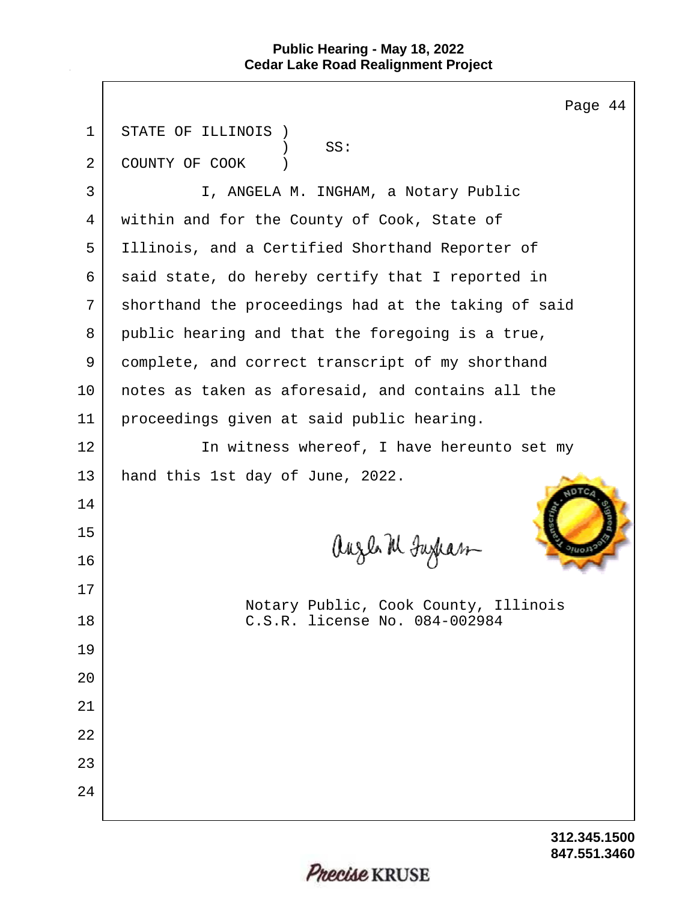STATE OF ILLINOIS )
                  )    SS:
COUNTY OF COOK    )

I, ANGELA M. INGHAM, a Notary Public within and for the County of Cook, State of Illinois, and a Certified Shorthand Reporter of said state, do hereby certify that I reported in shorthand the proceedings had at the taking of said public hearing and that the foregoing is a true, complete, and correct transcript of my shorthand notes as taken as aforesaid, and contains all the proceedings given at said public hearing.

In witness whereof, I have hereunto set my hand this 1st day of June, 2022.

Notary Public, Cook County, Illinois
C.S.R. license No. 084-002984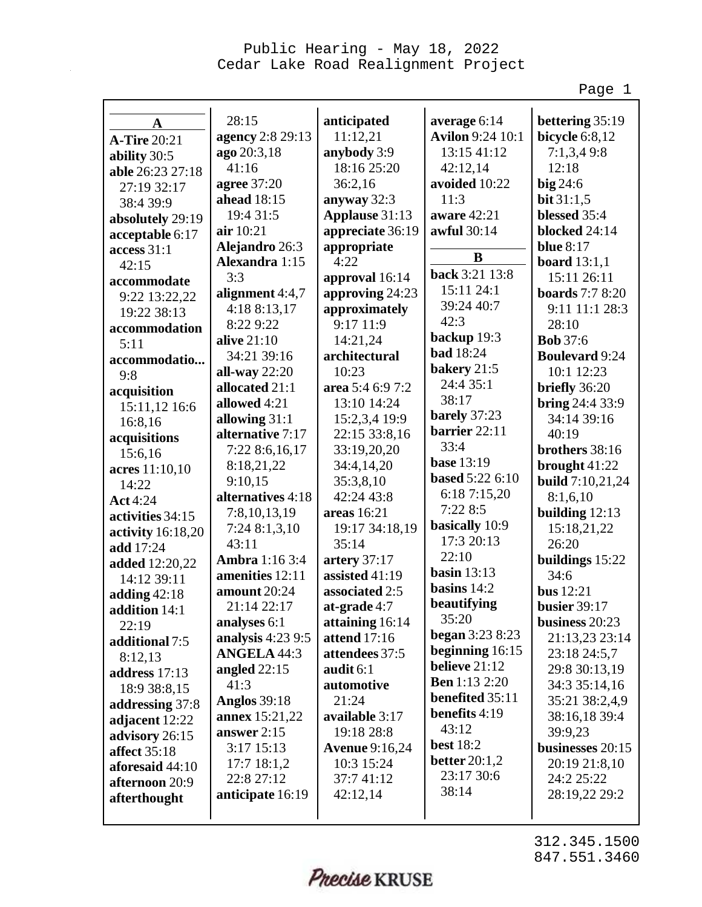**A**

**A-Tire** 20:21
**ability** 30:5
**able** 26:23 27:18 27:19 32:17 38:4 39:9
**absolutely** 29:19
**acceptable** 6:17
**access** 31:1 42:15
**accommodate** 9:22 13:22,22 19:22 38:13
**accommodation** 5:11
**accommodatio...** 9:8
**acquisition** 15:11,12 16:6 16:8,16
**acquisitions** 15:6,16
**acres** 11:10,10 14:22
**Act** 4:24
**activities** 34:15
**activity** 16:18,20
**add** 17:24
**added** 12:20,22 14:12 39:11
**adding** 42:18
**addition** 14:1 22:19
**additional** 7:5 8:12,13
**address** 17:13 18:9 38:8,15
**addressing** 37:8
**adjacent** 12:22
**advisory** 26:15
**affect** 35:18
**aforesaid** 44:10
**afternoon** 20:9
**afterthought** 28:15
**agency** 2:8 29:13
**ago** 20:3,18 41:16
**agree** 37:20
**ahead** 18:15 19:4 31:5
**air** 10:21
**Alejandro** 26:3
**Alexandra** 1:15 3:3
**alignment** 4:4,7 4:18 8:13,17 8:22 9:22
**alive** 21:10 34:21 39:16
**all-way** 22:20
**allocated** 21:1
**allowed** 4:21
**allowing** 31:1
**alternative** 7:17 7:22 8:6,16,17 8:18,21,22 9:10,15
**alternatives** 4:18 7:8,10,13,19 7:24 8:1,3,10 43:11
**Ambra** 1:16 3:4
**amenities** 12:11
**amount** 20:24 21:14 22:17
**analyses** 6:1
**analysis** 4:23 9:5
**ANGELA** 44:3
**angled** 22:15 41:3
**Anglos** 39:18
**annex** 15:21,22
**answer** 2:15 3:17 15:13 17:7 18:1,2 22:8 27:12
**anticipate** 16:19
**anticipated** 11:12,21
**anybody** 3:9 18:16 25:20 36:2,16
**anyway** 32:3
**Applause** 31:13
**appreciate** 36:19
**appropriate** 4:22
**approval** 16:14
**approving** 24:23
**approximately** 9:17 11:9 14:21,24
**architectural** 10:23
**area** 5:4 6:9 7:2 13:10 14:24 15:2,3,4 19:9 22:15 33:8,16 33:19,20,20 34:4,14,20 35:3,8,10 42:24 43:8
**areas** 16:21 19:17 34:18,19 35:14
**artery** 37:17
**assisted** 41:19
**associated** 2:5
**at-grade** 4:7
**attaining** 16:14
**attend** 17:16
**attendees** 37:5
**audit** 6:1
**automotive** 21:24
**available** 3:17 19:18 28:8
**Avenue** 9:16,24 10:3 15:24 37:7 41:12 42:12,14
**average** 6:14
**Avilon** 9:24 10:1 13:15 41:12 42:12,14
**avoided** 10:22 11:3
**aware** 42:21
**awful** 30:14

**B**

**back** 3:21 13:8 15:11 24:1 39:24 40:7 42:3
**backup** 19:3
**bad** 18:24
**bakery** 21:5 24:4 35:1 38:17
**barely** 37:23
**barrier** 22:11 33:4
**base** 13:19
**based** 5:22 6:10 6:18 7:15,20 7:22 8:5
**basically** 10:9 17:3 20:13 22:10
**basin** 13:13
**basins** 14:2
**beautifying** 35:20
**began** 3:23 8:23
**beginning** 16:15
**believe** 21:12
**Ben** 1:13 2:20
**benefited** 35:11
**benefits** 4:19 43:12
**best** 18:2
**better** 20:1,2 23:17 30:6 38:14
**bettering** 35:19
**bicycle** 6:8,12 7:1,3,4 9:8 12:18
**big** 24:6
**bit** 31:1,5
**blessed** 35:4
**blocked** 24:14
**blue** 8:17
**board** 13:1,1 15:11 26:11
**boards** 7:7 8:20 9:11 11:1 28:3 28:10
**Bob** 37:6
**Boulevard** 9:24 10:1 12:23
**briefly** 36:20
**bring** 24:4 33:9 34:14 39:16 40:19
**brothers** 38:16
**brought** 41:22
**build** 7:10,21,24 8:1,6,10
**building** 12:13 15:18,21,22 26:20
**buildings** 15:22 34:6
**bus** 12:21
**busier** 39:17
**business** 20:23 21:13,23 23:14 23:18 24:5,7 29:8 30:13,19 34:3 35:14,16 35:21 38:2,4,9 38:16,18 39:4 39:9,23
**businesses** 20:15 20:19 21:8,10 24:2 25:22 28:19,22 29:2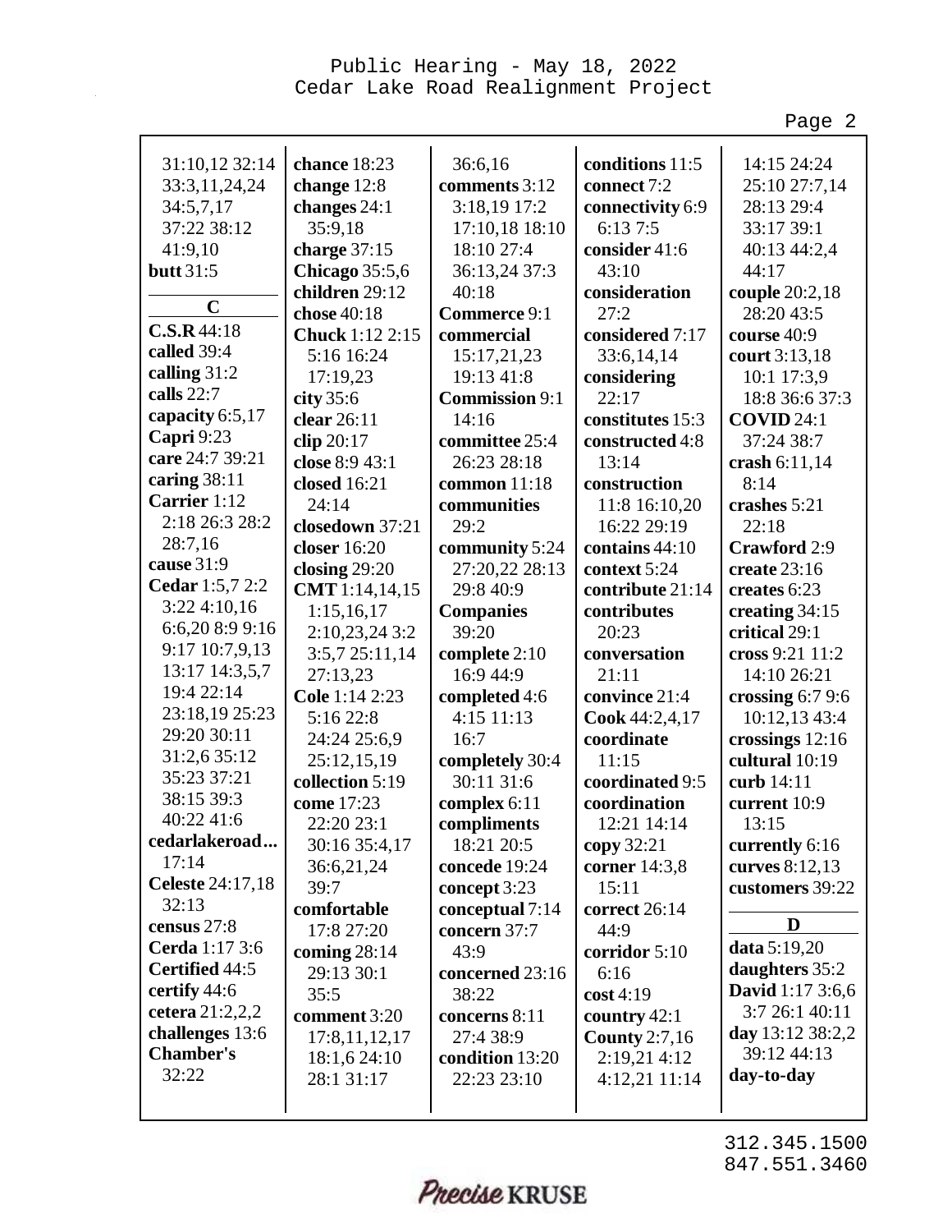31:10,12 32:14 33:3,11,24,24 34:5,7,17 37:22 38:12 41:9,10
**butt** 31:5

**C**

**C.S.R** 44:18
**called** 39:4
**calling** 31:2
**calls** 22:7
**capacity** 6:5,17
**Capri** 9:23
**care** 24:7 39:21
**caring** 38:11
**Carrier** 1:12 2:18 26:3 28:2 28:7,16
**cause** 31:9
**Cedar** 1:5,7 2:2 3:22 4:10,16 6:6,20 8:9 9:16 9:17 10:7,9,13 13:17 14:3,5,7 19:4 22:14 23:18,19 25:23 29:20 30:11 31:2,6 35:12 35:23 37:21 38:15 39:3 40:22 41:6
**cedarlakeroad...** 17:14
**Celeste** 24:17,18 32:13
**census** 27:8
**Cerda** 1:17 3:6
**Certified** 44:5
**certify** 44:6
**cetera** 21:2,2,2
**challenges** 13:6
**Chamber's** 32:22
**chance** 18:23
**change** 12:8
**changes** 24:1 35:9,18
**charge** 37:15
**Chicago** 35:5,6
**children** 29:12
**chose** 40:18
**Chuck** 1:12 2:15 5:16 16:24 17:19,23
**city** 35:6
**clear** 26:11
**clip** 20:17
**close** 8:9 43:1
**closed** 16:21 24:14
**closedown** 37:21
**closer** 16:20
**closing** 29:20
**CMT** 1:14,14,15 1:15,16,17 2:10,23,24 3:2 3:5,7 25:11,14 27:13,23
**Cole** 1:14 2:23 5:16 22:8 24:24 25:6,9 25:12,15,19
**collection** 5:19
**come** 17:23 22:20 23:1 30:16 35:4,17 36:6,21,24 39:7
**comfortable** 17:8 27:20
**coming** 28:14 29:13 30:1 35:5
**comment** 3:20 17:8,11,12,17 18:1,6 24:10 28:1 31:17
36:6,16
**comments** 3:12 3:18,19 17:2 17:10,18 18:10 18:10 27:4 36:13,24 37:3 40:18
**Commerce** 9:1
**commercial** 15:17,21,23 19:13 41:8
**Commission** 9:1 14:16
**committee** 25:4 26:23 28:18
**common** 11:18
**communities** 29:2
**community** 5:24 27:20,22 28:13 29:8 40:9
**Companies** 39:20
**complete** 2:10 16:9 44:9
**completed** 4:6 4:15 11:13 16:7
**completely** 30:4 30:11 31:6
**complex** 6:11
**compliments** 18:21 20:5
**concede** 19:24
**concept** 3:23
**conceptual** 7:14
**concern** 37:7 43:9
**concerned** 23:16 38:22
**concerns** 8:11 27:4 38:9
**condition** 13:20 22:23 23:10
**conditions** 11:5
**connect** 7:2
**connectivity** 6:9 6:13 7:5
**consider** 41:6 43:10
**consideration** 27:2
**considered** 7:17 33:6,14,14
**considering** 22:17
**constitutes** 15:3
**constructed** 4:8 13:14
**construction** 11:8 16:10,20 16:22 29:19
**contains** 44:10
**context** 5:24
**contribute** 21:14
**contributes** 20:23
**conversation** 21:11
**convince** 21:4
**Cook** 44:2,4,17
**coordinate** 11:15
**coordinated** 9:5
**coordination** 12:21 14:14
**copy** 32:21
**corner** 14:3,8 15:11
**correct** 26:14 44:9
**corridor** 5:10 6:16
**cost** 4:19
**country** 42:1
**County** 2:7,16 2:19,21 4:12 4:12,21 11:14
14:15 24:24 25:10 27:7,14 28:13 29:4 33:17 39:1 40:13 44:2,4 44:17
**couple** 20:2,18 28:20 43:5
**course** 40:9
**court** 3:13,18 10:1 17:3,9 18:8 36:6 37:3
**COVID** 24:1 37:24 38:7
**crash** 6:11,14 8:14
**crashes** 5:21 22:18
**Crawford** 2:9
**create** 23:16
**creates** 6:23
**creating** 34:15
**critical** 29:1
**cross** 9:21 11:2 14:10 26:21
**crossing** 6:7 9:6 10:12,13 43:4
**crossings** 12:16
**cultural** 10:19
**curb** 14:11
**current** 10:9 13:15
**currently** 6:16
**curves** 8:12,13
**customers** 39:22

**D**

**data** 5:19,20
**daughters** 35:2
**David** 1:17 3:6,6 3:7 26:1 40:11
**day** 13:12 38:2,2 39:12 44:13
**day-to-day**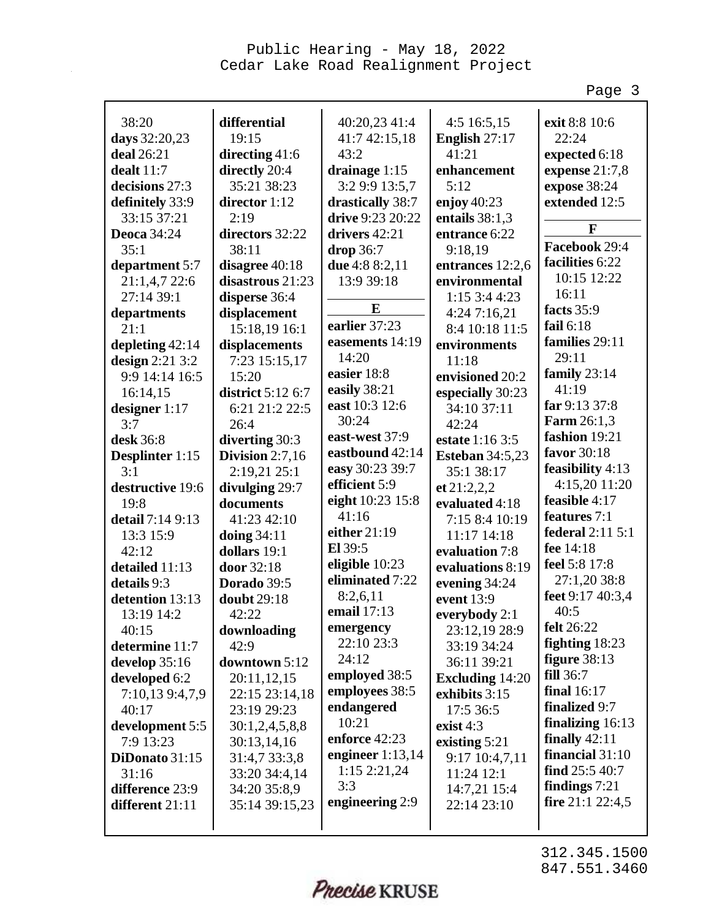38:20
**days** 32:20,23
**deal** 26:21
**dealt** 11:7
**decisions** 27:3
**definitely** 33:9 33:15 37:21
**Deoca** 34:24 35:1
**department** 5:7 21:1,4,7 22:6 27:14 39:1
**departments** 21:1
**depleting** 42:14
**design** 2:21 3:2 9:9 14:14 16:5 16:14,15
**designer** 1:17 3:7
**desk** 36:8
**Desplinter** 1:15 3:1
**destructive** 19:6 19:8
**detail** 7:14 9:13 13:3 15:9 42:12
**detailed** 11:13
**details** 9:3
**detention** 13:13 13:19 14:2 40:15
**determine** 11:7
**develop** 35:16
**developed** 6:2 7:10,13 9:4,7,9 40:17
**development** 5:5 7:9 13:23
**DiDonato** 31:15 31:16
**difference** 23:9
**different** 21:11
**differential** 19:15
**directing** 41:6
**directly** 20:4 35:21 38:23
**director** 1:12 2:19
**directors** 32:22 38:11
**disagree** 40:18
**disastrous** 21:23
**disperse** 36:4
**displacement** 15:18,19 16:1
**displacements** 7:23 15:15,17 15:20
**district** 5:12 6:7 6:21 21:2 22:5 26:4
**diverting** 30:3
**Division** 2:7,16 2:19,21 25:1
**divulging** 29:7
**documents** 41:23 42:10
**doing** 34:11
**dollars** 19:1
**door** 32:18
**Dorado** 39:5
**doubt** 29:18 42:22
**downloading** 42:9
**downtown** 5:12 20:11,12,15 22:15 23:14,18 23:19 29:23 30:1,2,4,5,8,8 30:13,14,16 31:4,7 33:3,8 33:20 34:4,14 34:20 35:8,9 35:14 39:15,23
40:20,23 41:4 41:7 42:15,18 43:2
**drainage** 1:15 3:2 9:9 13:5,7
**drastically** 38:7
**drive** 9:23 20:22
**drivers** 42:21
**drop** 36:7
**due** 4:8 8:2,11 13:9 39:18

**E**

**earlier** 37:23
**easements** 14:19 14:20
**easier** 18:8
**easily** 38:21
**east** 10:3 12:6 30:24
**east-west** 37:9
**eastbound** 42:14
**easy** 30:23 39:7
**efficient** 5:9
**eight** 10:23 15:8 41:16
**either** 21:19
**El** 39:5
**eligible** 10:23
**eliminated** 7:22 8:2,6,11
**email** 17:13
**emergency** 22:10 23:3 24:12
**employed** 38:5
**employees** 38:5
**endangered** 10:21
**enforce** 42:23
**engineer** 1:13,14 1:15 2:21,24 3:3
**engineering** 2:9
4:5 16:5,15
**English** 27:17 41:21
**enhancement** 5:12
**enjoy** 40:23
**entails** 38:1,3
**entrance** 6:22 9:18,19
**entrances** 12:2,6
**environmental** 1:15 3:4 4:23 4:24 7:16,21 8:4 10:18 11:5
**environments** 11:18
**envisioned** 20:2
**especially** 30:23 34:10 37:11 42:24
**estate** 1:16 3:5
**Esteban** 34:5,23 35:1 38:17
**et** 21:2,2,2
**evaluated** 4:18 7:15 8:4 10:19 11:17 14:18
**evaluation** 7:8
**evaluations** 8:19
**evening** 34:24
**event** 13:9
**everybody** 2:1 23:12,19 28:9 33:19 34:24 36:11 39:21
**Excluding** 14:20
**exhibits** 3:15 17:5 36:5
**exist** 4:3
**existing** 5:21 9:17 10:4,7,11 11:24 12:1 14:7,21 15:4 22:14 23:10
**exit** 8:8 10:6 22:24
**expected** 6:18
**expense** 21:7,8
**expose** 38:24
**extended** 12:5

**F**

**Facebook** 29:4
**facilities** 6:22 10:15 12:22 16:11
**facts** 35:9
**fail** 6:18
**families** 29:11 29:11
**family** 23:14 41:19
**far** 9:13 37:8
**Farm** 26:1,3
**fashion** 19:21
**favor** 30:18
**feasibility** 4:13 4:15,20 11:20
**feasible** 4:17
**features** 7:1
**federal** 2:11 5:1
**fee** 14:18
**feel** 5:8 17:8 27:1,20 38:8
**feet** 9:17 40:3,4 40:5
**felt** 26:22
**fighting** 18:23
**figure** 38:13
**fill** 36:7
**final** 16:17
**finalized** 9:7
**finalizing** 16:13
**finally** 42:11
**financial** 31:10
**find** 25:5 40:7
**findings** 7:21
**fire** 21:1 22:4,5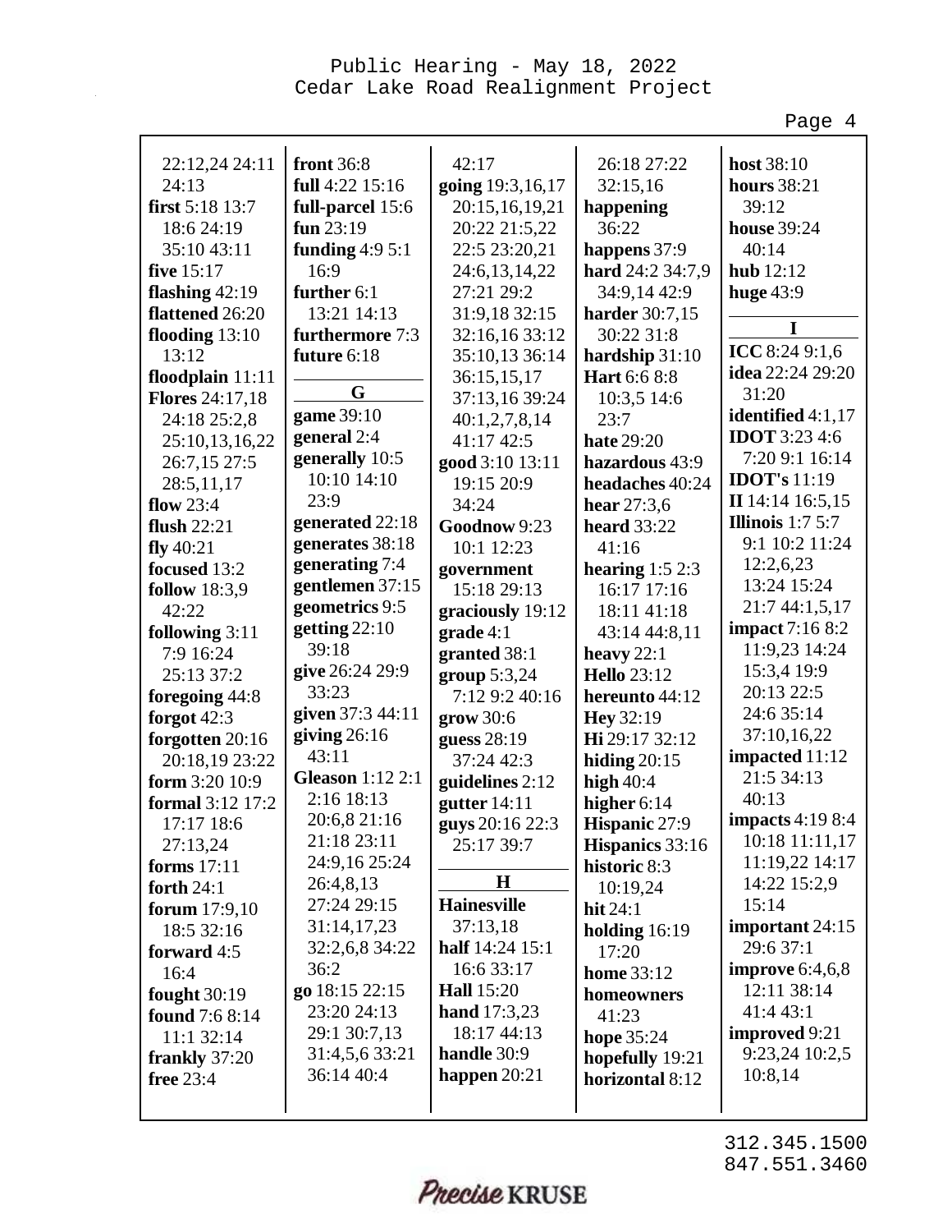Public Hearing - May 18, 2022
Cedar Lake Road Realignment Project

22:12,24 24:11 24:13
**first** 5:18 13:7 18:6 24:19 35:10 43:11
**five** 15:17
**flashing** 42:19
**flattened** 26:20
**flooding** 13:10 13:12
**floodplain** 11:11
**Flores** 24:17,18 24:18 25:2,8 25:10,13,16,22 26:7,15 27:5 28:5,11,17
**flow** 23:4
**flush** 22:21
**fly** 40:21
**focused** 13:2
**follow** 18:3,9 42:22
**following** 3:11 7:9 16:24 25:13 37:2
**foregoing** 44:8
**forgot** 42:3
**forgotten** 20:16 20:18,19 23:22
**form** 3:20 10:9
**formal** 3:12 17:2 17:17 18:6 27:13,24
**forms** 17:11
**forth** 24:1
**forum** 17:9,10 18:5 32:16
**forward** 4:5 16:4
**fought** 30:19
**found** 7:6 8:14 11:1 32:14
**frankly** 37:20
**free** 23:4
**front** 36:8
**full** 4:22 15:16
**full-parcel** 15:6
**fun** 23:19
**funding** 4:9 5:1 16:9
**further** 6:1 13:21 14:13
**furthermore** 7:3
**future** 6:18

**G**

**game** 39:10
**general** 2:4
**generally** 10:5 10:10 14:10 23:9
**generated** 22:18
**generates** 38:18
**generating** 7:4
**gentlemen** 37:15
**geometrics** 9:5
**getting** 22:10 39:18
**give** 26:24 29:9 33:23
**given** 37:3 44:11
**giving** 26:16 43:11
**Gleason** 1:12 2:1 2:16 18:13 20:6,8 21:16 21:18 23:11 24:9,16 25:24 26:4,8,13 27:24 29:15 31:14,17,23 32:2,6,8 34:22 36:2
**go** 18:15 22:15 23:20 24:13 29:1 30:7,13 31:4,5,6 33:21 36:14 40:4
42:17
**going** 19:3,16,17 20:15,16,19,21 20:22 21:5,22 22:5 23:20,21 24:6,13,14,22 27:21 29:2 31:9,18 32:15 32:16,16 33:12 35:10,13 36:14 36:15,15,17 37:13,16 39:24 40:1,2,7,8,14 41:17 42:5
**good** 3:10 13:11 19:15 20:9 34:24
**Goodnow** 9:23 10:1 12:23
**government** 15:18 29:13
**graciously** 19:12
**grade** 4:1
**granted** 38:1
**group** 5:3,24 7:12 9:2 40:16
**grow** 30:6
**guess** 28:19 37:24 42:3
**guidelines** 2:12
**gutter** 14:11
**guys** 20:16 22:3 25:17 39:7

**H**

**Hainesville** 37:13,18
**half** 14:24 15:1 16:6 33:17
**Hall** 15:20
**hand** 17:3,23 18:17 44:13
**handle** 30:9
**happen** 20:21
26:18 27:22 32:15,16
**happening** 36:22
**happens** 37:9
**hard** 24:2 34:7,9 34:9,14 42:9
**harder** 30:7,15 30:22 31:8
**hardship** 31:10
**Hart** 6:6 8:8 10:3,5 14:6 23:7
**hate** 29:20
**hazardous** 43:9
**headaches** 40:24
**hear** 27:3,6
**heard** 33:22 41:16
**hearing** 1:5 2:3 16:17 17:16 18:11 41:18 43:14 44:8,11
**heavy** 22:1
**Hello** 23:12
**hereunto** 44:12
**Hey** 32:19
**Hi** 29:17 32:12
**hiding** 20:15
**high** 40:4
**higher** 6:14
**Hispanic** 27:9
**Hispanics** 33:16
**historic** 8:3 10:19,24
**hit** 24:1
**holding** 16:19 17:20
**home** 33:12
**homeowners** 41:23
**hope** 35:24
**hopefully** 19:21
**horizontal** 8:12
**host** 38:10
**hours** 38:21 39:12
**house** 39:24 40:14
**hub** 12:12
**huge** 43:9

**I**

**ICC** 8:24 9:1,6
**idea** 22:24 29:20 31:20
**identified** 4:1,17
**IDOT** 3:23 4:6 7:20 9:1 16:14
**IDOT's** 11:19
**II** 14:14 16:5,15
**Illinois** 1:7 5:7 9:1 10:2 11:24 12:2,6,23 13:24 15:24 21:7 44:1,5,17
**impact** 7:16 8:2 11:9,23 14:24 15:3,4 19:9 20:13 22:5 24:6 35:14 37:10,16,22
**impacted** 11:12 21:5 34:13 40:13
**impacts** 4:19 8:4 10:18 11:11,17 11:19,22 14:17 14:22 15:2,9 15:14
**important** 24:15 29:6 37:1
**improve** 6:4,6,8 12:11 38:14 41:4 43:1
**improved** 9:21 9:23,24 10:2,5 10:8,14

312.345.1500
847.551.3460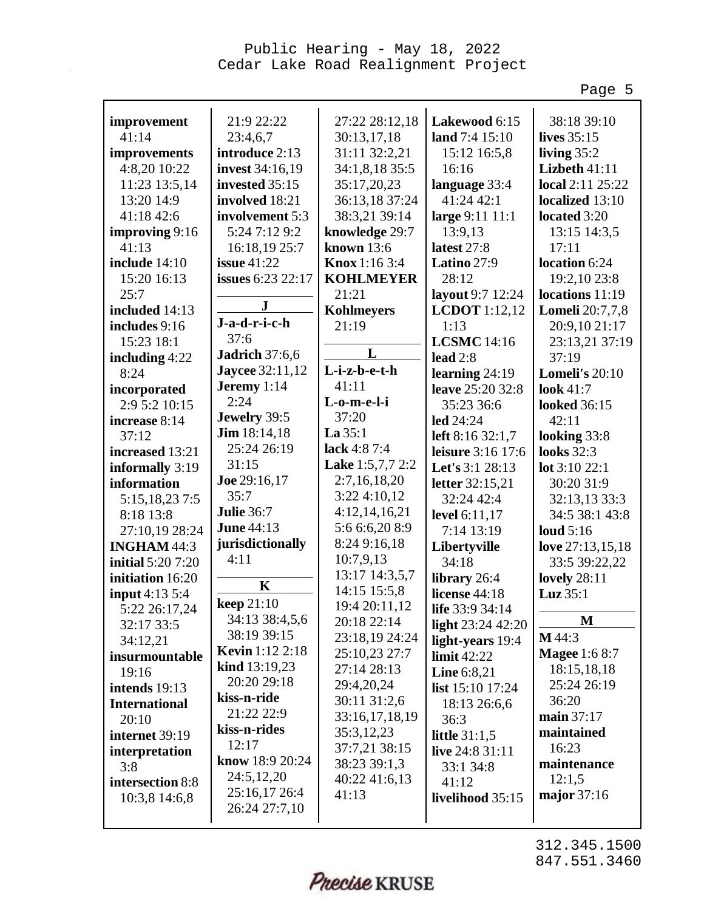**improvement** 41:14
**improvements** 4:8,20 10:22 11:23 13:5,14 13:20 14:9 41:18 42:6
**improving** 9:16 41:13
**include** 14:10 15:20 16:13 25:7
**included** 14:13
**includes** 9:16 15:23 18:1
**including** 4:22 8:24
**incorporated** 2:9 5:2 10:15
**increase** 8:14 37:12
**increased** 13:21
**informally** 3:19
**information** 5:15,18,23 7:5 8:18 13:8 27:10,19 28:24
**INGHAM** 44:3
**initial** 5:20 7:20
**initiation** 16:20
**input** 4:13 5:4 5:22 26:17,24 32:17 33:5 34:12,21
**insurmountable** 19:16
**intends** 19:13
**International** 20:10
**internet** 39:19
**interpretation** 3:8
**intersection** 8:8 10:3,8 14:6,8 21:9 22:22 23:4,6,7
**introduce** 2:13
**invest** 34:16,19
**invested** 35:15
**involved** 18:21
**involvement** 5:3 5:24 7:12 9:2 16:18,19 25:7
**issue** 41:22
**issues** 6:23 22:17

**J**

**J-a-d-r-i-c-h** 37:6
**Jadrich** 37:6,6
**Jaycee** 32:11,12
**Jeremy** 1:14 2:24
**Jewelry** 39:5
**Jim** 18:14,18 25:24 26:19 31:15
**Joe** 29:16,17 35:7
**Julie** 36:7
**June** 44:13
**jurisdictionally** 4:11

**K**

**keep** 21:10 34:13 38:4,5,6 38:19 39:15
**Kevin** 1:12 2:18
**kind** 13:19,23 20:20 29:18
**kiss-n-ride** 21:22 22:9
**kiss-n-rides** 12:17
**know** 18:9 20:24 24:5,12,20 25:16,17 26:4 26:24 27:7,10 27:22 28:12,18 30:13,17,18 31:11 32:2,21 34:1,8,18 35:5 35:17,20,23 36:13,18 37:24 38:3,21 39:14
**knowledge** 29:7
**known** 13:6
**Knox** 1:16 3:4
**KOHLMEYER** 21:21
**Kohlmeyers** 21:19

**L**

**L-i-z-b-e-t-h** 41:11
**L-o-m-e-l-i** 37:20
**La** 35:1
**lack** 4:8 7:4
**Lake** 1:5,7,7 2:2 2:7,16,18,20 3:22 4:10,12 4:12,14,16,21 5:6 6:6,20 8:9 8:24 9:16,18 10:7,9,13 13:17 14:3,5,7 14:15 15:5,8 19:4 20:11,12 20:18 22:14 23:18,19 24:24 25:10,23 27:7 27:14 28:13 29:4,20,24 30:11 31:2,6 33:16,17,18,19 35:3,12,23 37:7,21 38:15 38:23 39:1,3 40:22 41:6,13 41:13
**Lakewood** 6:15
**land** 7:4 15:10 15:12 16:5,8 16:16
**language** 33:4 41:24 42:1
**large** 9:11 11:1 13:9,13
**latest** 27:8
**Latino** 27:9 28:12
**layout** 9:7 12:24
**LCDOT** 1:12,12 1:13
**LCSMC** 14:16
**lead** 2:8
**learning** 24:19
**leave** 25:20 32:8 35:23 36:6
**led** 24:24
**left** 8:16 32:1,7
**leisure** 3:16 17:6
**Let's** 3:1 28:13
**letter** 32:15,21 32:24 42:4
**level** 6:11,17 7:14 13:19
**Libertyville** 34:18
**library** 26:4
**license** 44:18
**life** 33:9 34:14
**light** 23:24 42:20
**light-years** 19:4
**limit** 42:22
**Line** 6:8,21
**list** 15:10 17:24 18:13 26:6,6 36:3
**little** 31:1,5
**live** 24:8 31:11 33:1 34:8 41:12
**livelihood** 35:15 38:18 39:10
**lives** 35:15
**living** 35:2
**Lizbeth** 41:11
**local** 2:11 25:22
**localized** 13:10
**located** 3:20 13:15 14:3,5 17:11
**location** 6:24 19:2,10 23:8
**locations** 11:19
**Lomeli** 20:7,7,8 20:9,10 21:17 23:13,21 37:19 37:19
**Lomeli's** 20:10
**look** 41:7
**looked** 36:15 42:11
**looking** 33:8
**looks** 32:3
**lot** 3:10 22:1 30:20 31:9 32:13,13 33:3 34:5 38:1 43:8
**loud** 5:16
**love** 27:13,15,18 33:5 39:22,22
**lovely** 28:11
**Luz** 35:1

**M**

**M** 44:3
**Magee** 1:6 8:7 18:15,18,18 25:24 26:19 36:20
**main** 37:17
**maintained** 16:23
**maintenance** 12:1,5
**major** 37:16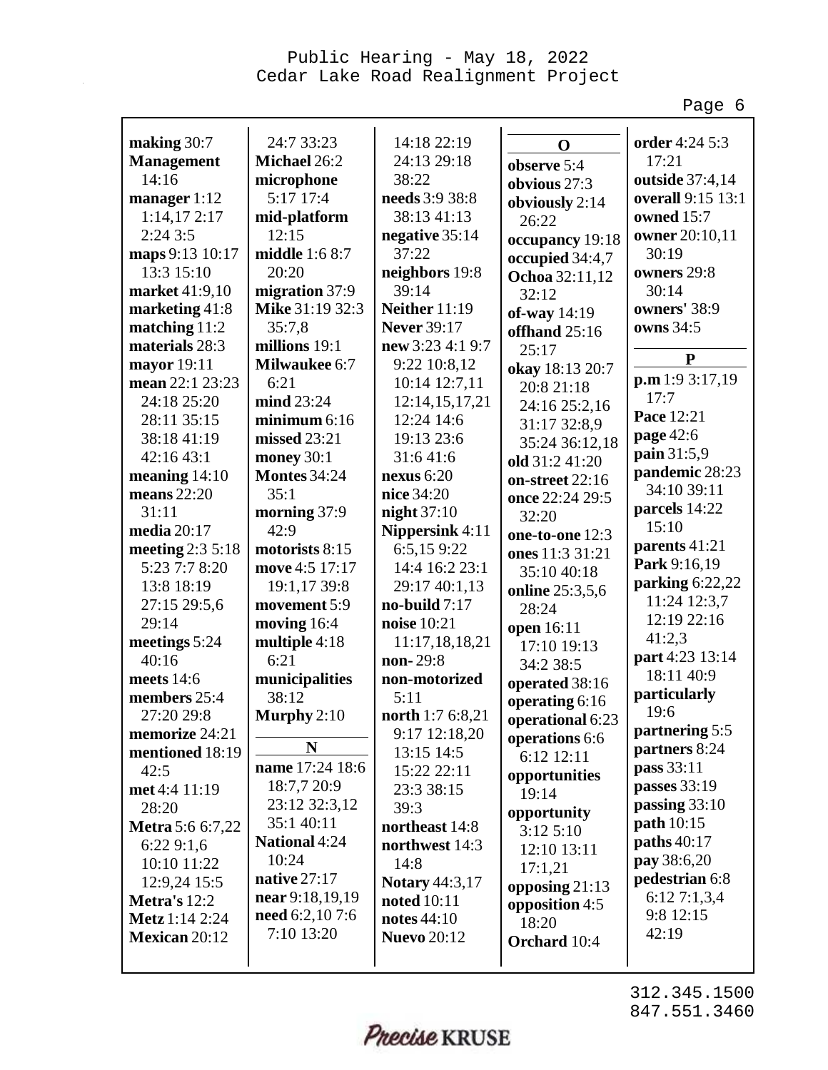**making** 30:7
**Management** 14:16
**manager** 1:12 1:14,17 2:17 2:24 3:5
**maps** 9:13 10:17 13:3 15:10
**market** 41:9,10
**marketing** 41:8
**matching** 11:2
**materials** 28:3
**mayor** 19:11
**mean** 22:1 23:23 24:18 25:20 28:11 35:15 38:18 41:19 42:16 43:1
**meaning** 14:10
**means** 22:20 31:11
**media** 20:17
**meeting** 2:3 5:18 5:23 7:7 8:20 13:8 18:19 27:15 29:5,6 29:14
**meetings** 5:24 40:16
**meets** 14:6
**members** 25:4 27:20 29:8
**memorize** 24:21
**mentioned** 18:19 42:5
**met** 4:4 11:19 28:20
**Metra** 5:6 6:7,22 6:22 9:1,6 10:10 11:22 12:9,24 15:5
**Metra's** 12:2
**Metz** 1:14 2:24
**Mexican** 20:12
24:7 33:23
**Michael** 26:2
**microphone** 5:17 17:4
**mid-platform** 12:15
**middle** 1:6 8:7 20:20
**migration** 37:9
**Mike** 31:19 32:3 35:7,8
**Milwaukee** 6:7 6:21
**mind** 23:24
**minimum** 6:16
**missed** 23:21
**money** 30:1
**Montes** 34:24 35:1
**morning** 37:9 42:9
**motorists** 8:15
**move** 4:5 17:17 19:1,17 39:8
**movement** 5:9
**moving** 16:4
**multiple** 4:18 6:21
**municipalities** 38:12
**Murphy** 2:10

**N**

**name** 17:24 18:6 18:7,7 20:9 23:12 32:3,12 35:1 40:11
**National** 4:24 10:24
**native** 27:17
**near** 9:18,19,19
**need** 6:2,10 7:6 7:10 13:20
14:18 22:19 24:13 29:18 38:22
**needs** 3:9 38:8 38:13 41:13
**negative** 35:14 37:22
**neighbors** 19:8 39:14
**Neither** 11:19
**Never** 39:17
**new** 3:23 4:1 9:7 9:22 10:8,12 10:14 12:7,11 12:14,15,17,21 12:24 14:6 19:13 23:6 31:6 41:6
**nexus** 6:20
**nice** 34:20
**night** 37:10
**Nippersink** 4:11 6:5,15 9:22 14:4 16:2 23:1 29:17 40:1,13
**no-build** 7:17
**noise** 10:21 11:17,18,18,21
**non-** 29:8
**non-motorized** 5:11
**north** 1:7 6:8,21 9:17 12:18,20 13:15 14:5 15:22 22:11 23:3 38:15 39:3
**northeast** 14:8
**northwest** 14:3 14:8
**Notary** 44:3,17
**noted** 10:11
**notes** 44:10
**Nuevo** 20:12

**O**

**observe** 5:4
**obvious** 27:3
**obviously** 2:14 26:22
**occupancy** 19:18
**occupied** 34:4,7
**Ochoa** 32:11,12 32:12
**of-way** 14:19
**offhand** 25:16 25:17
**okay** 18:13 20:7 20:8 21:18 24:16 25:2,16 31:17 32:8,9 35:24 36:12,18
**old** 31:2 41:20
**on-street** 22:16
**once** 22:24 29:5 32:20
**one-to-one** 12:3
**ones** 11:3 31:21 35:10 40:18
**online** 25:3,5,6 28:24
**open** 16:11 17:10 19:13 34:2 38:5
**operated** 38:16
**operating** 6:16
**operational** 6:23
**operations** 6:6 6:12 12:11
**opportunities** 19:14
**opportunity** 3:12 5:10 12:10 13:11 17:1,21
**opposing** 21:13
**opposition** 4:5 18:20
**Orchard** 10:4
**order** 4:24 5:3 17:21
**outside** 37:4,14
**overall** 9:15 13:1
**owned** 15:7
**owner** 20:10,11 30:19
**owners** 29:8 30:14
**owners'** 38:9
**owns** 34:5

**P**

**p.m** 1:9 3:17,19 17:7
**Pace** 12:21
**page** 42:6
**pain** 31:5,9
**pandemic** 28:23 34:10 39:11
**parcels** 14:22 15:10
**parents** 41:21
**Park** 9:16,19
**parking** 6:22,22 11:24 12:3,7 12:19 22:16 41:2,3
**part** 4:23 13:14 18:11 40:9
**particularly** 19:6
**partnering** 5:5
**partners** 8:24
**pass** 33:11
**passes** 33:19
**passing** 33:10
**path** 10:15
**paths** 40:17
**pay** 38:6,20
**pedestrian** 6:8 6:12 7:1,3,4 9:8 12:15 42:19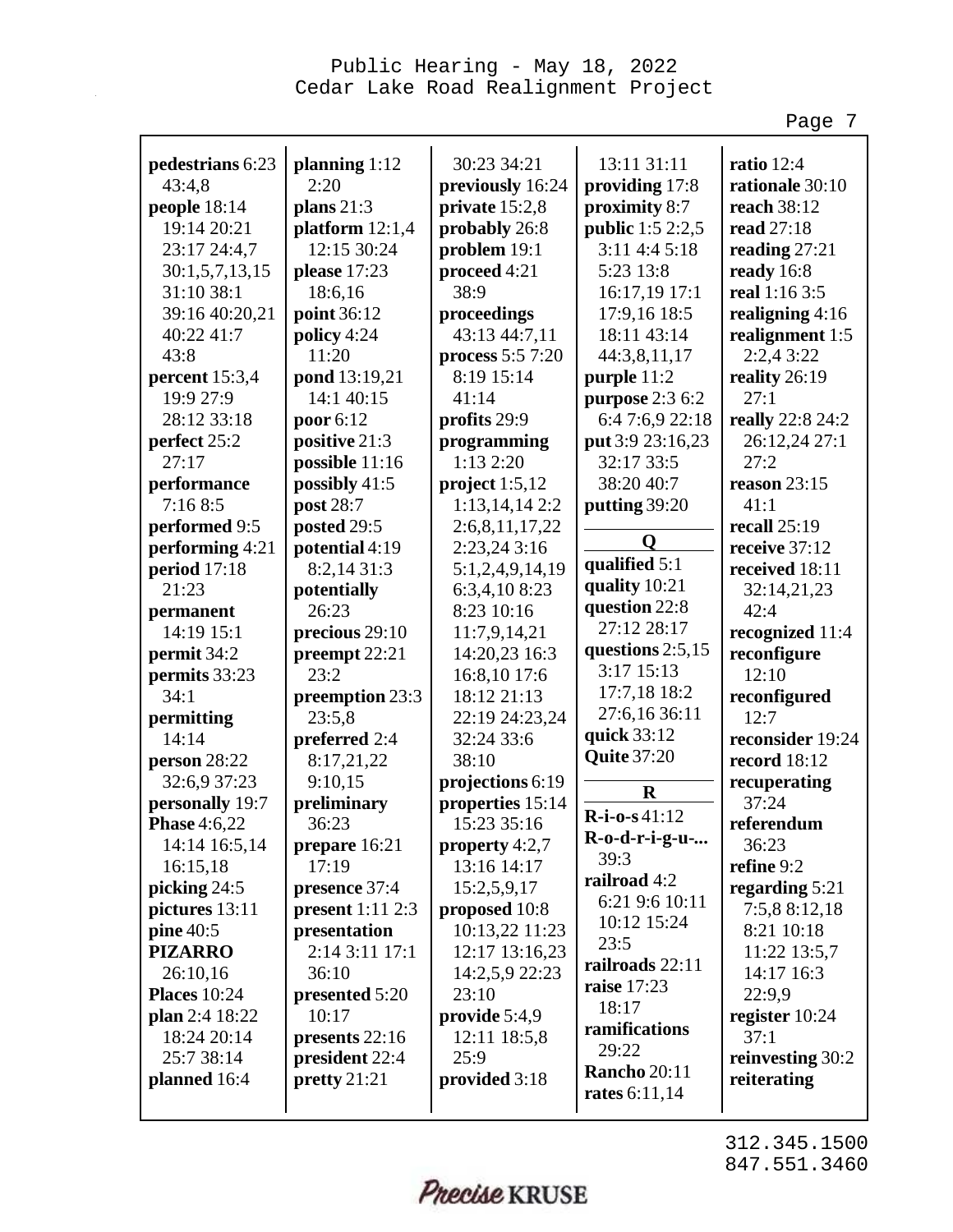**pedestrians** 6:23 43:4,8
**people** 18:14 19:14 20:21 23:17 24:4,7 30:1,5,7,13,15 31:10 38:1 39:16 40:20,21 40:22 41:7 43:8
**percent** 15:3,4 19:9 27:9 28:12 33:18
**perfect** 25:2 27:17
**performance** 7:16 8:5
**performed** 9:5
**performing** 4:21
**period** 17:18 21:23
**permanent** 14:19 15:1
**permit** 34:2
**permits** 33:23 34:1
**permitting** 14:14
**person** 28:22 32:6,9 37:23
**personally** 19:7
**Phase** 4:6,22 14:14 16:5,14 16:15,18
**picking** 24:5
**pictures** 13:11
**pine** 40:5
**PIZARRO** 26:10,16
**Places** 10:24
**plan** 2:4 18:22 18:24 20:14 25:7 38:14
**planned** 16:4
**planning** 1:12 2:20
**plans** 21:3
**platform** 12:1,4 12:15 30:24
**please** 17:23 18:6,16
**point** 36:12
**policy** 4:24 11:20
**pond** 13:19,21 14:1 40:15
**poor** 6:12
**positive** 21:3
**possible** 11:16
**possibly** 41:5
**post** 28:7
**posted** 29:5
**potential** 4:19 8:2,14 31:3
**potentially** 26:23
**precious** 29:10
**preempt** 22:21 23:2
**preemption** 23:3 23:5,8
**preferred** 2:4 8:17,21,22 9:10,15
**preliminary** 36:23
**prepare** 16:21 17:19
**presence** 37:4
**present** 1:11 2:3
**presentation** 2:14 3:11 17:1 36:10
**presented** 5:20 10:17
**presents** 22:16
**president** 22:4
**pretty** 21:21
30:23 34:21
**previously** 16:24
**private** 15:2,8
**probably** 26:8
**problem** 19:1
**proceed** 4:21 38:9
**proceedings** 43:13 44:7,11
**process** 5:5 7:20 8:19 15:14 41:14
**profits** 29:9
**programming** 1:13 2:20
**project** 1:5,12 1:13,14,14 2:2 2:6,8,11,17,22 2:23,24 3:16 5:1,2,4,9,14,19 6:3,4,10 8:23 8:23 10:16 11:7,9,14,21 14:20,23 16:3 16:8,10 17:6 18:12 21:13 22:19 24:23,24 32:24 33:6 38:10
**projections** 6:19
**properties** 15:14 15:23 35:16
**property** 4:2,7 13:16 14:17 15:2,5,9,17
**proposed** 10:8 10:13,22 11:23 12:17 13:16,23 14:2,5,9 22:23 23:10
**provide** 5:4,9 12:11 18:5,8 25:9
**provided** 3:18
13:11 31:11
**providing** 17:8
**proximity** 8:7
**public** 1:5 2:2,5 3:11 4:4 5:18 5:23 13:8 16:17,19 17:1 17:9,16 18:5 18:11 43:14 44:3,8,11,17
**purple** 11:2
**purpose** 2:3 6:2 6:4 7:6,9 22:18
**put** 3:9 23:16,23 32:17 33:5 38:20 40:7
**putting** 39:20

**Q**

**qualified** 5:1
**quality** 10:21
**question** 22:8 27:12 28:17
**questions** 2:5,15 3:17 15:13 17:7,18 18:2 27:6,16 36:11
**quick** 33:12
**Quite** 37:20

**R**

**R-i-o-s** 41:12
**R-o-d-r-i-g-u-...** 39:3
**railroad** 4:2 6:21 9:6 10:11 10:12 15:24 23:5
**railroads** 22:11
**raise** 17:23 18:17
**ramifications** 29:22
**Rancho** 20:11
**rates** 6:11,14
**ratio** 12:4
**rationale** 30:10
**reach** 38:12
**read** 27:18
**reading** 27:21
**ready** 16:8
**real** 1:16 3:5
**realigning** 4:16
**realignment** 1:5 2:2,4 3:22
**reality** 26:19 27:1
**really** 22:8 24:2 26:12,24 27:1 27:2
**reason** 23:15 41:1
**recall** 25:19
**receive** 37:12
**received** 18:11 32:14,21,23 42:4
**recognized** 11:4
**reconfigure** 12:10
**reconfigured** 12:7
**reconsider** 19:24
**record** 18:12
**recuperating** 37:24
**referendum** 36:23
**refine** 9:2
**regarding** 5:21 7:5,8 8:12,18 8:21 10:18 11:22 13:5,7 14:17 16:3 22:9,9
**register** 10:24 37:1
**reinvesting** 30:2
**reiterating**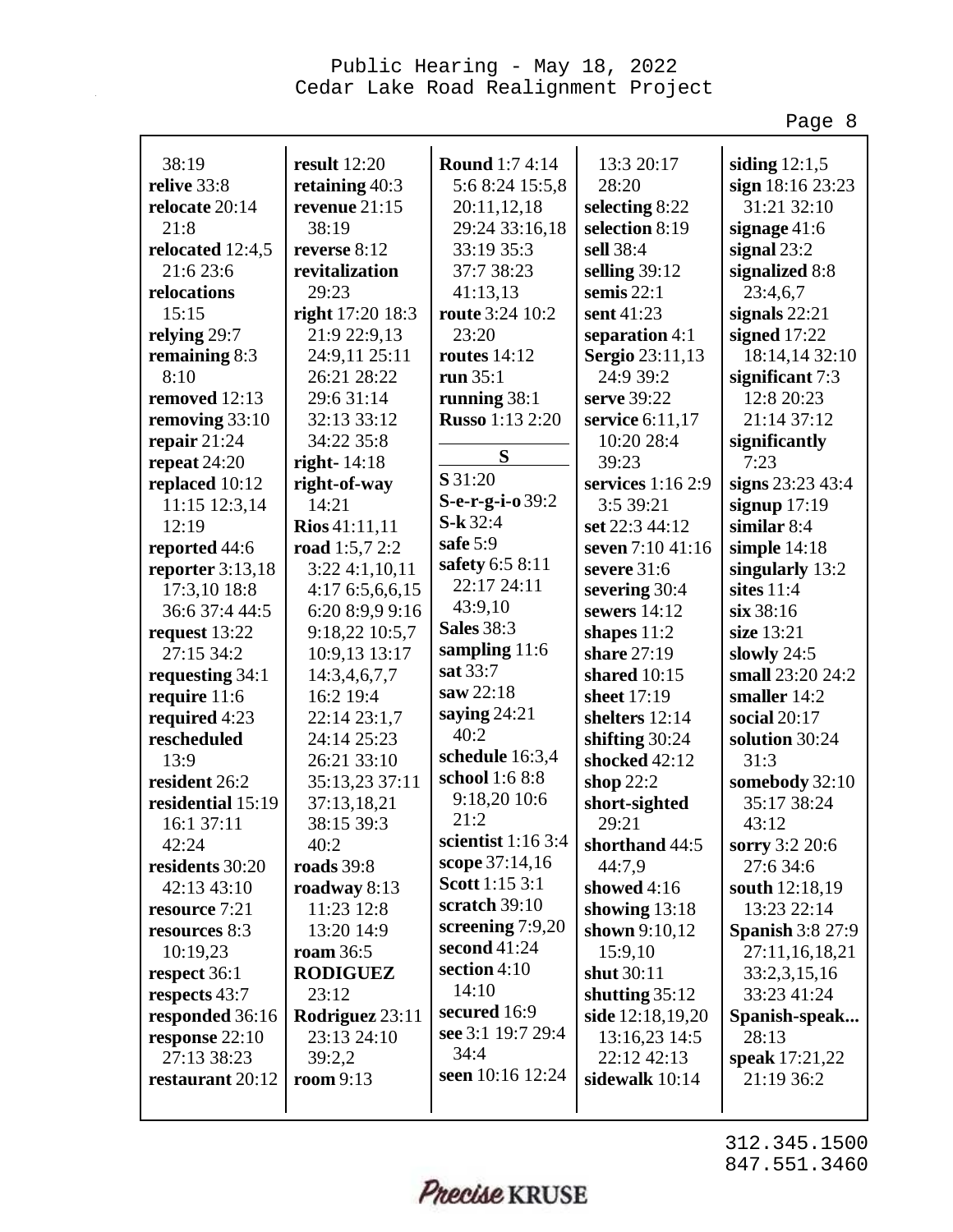38:19
**relive** 33:8
**relocate** 20:14
21:8
**relocated** 12:4,5
21:6 23:6
**relocations**
15:15
**relying** 29:7
**remaining** 8:3
8:10
**removed** 12:13
**removing** 33:10
**repair** 21:24
**repeat** 24:20
**replaced** 10:12
11:15 12:3,14
12:19
**reported** 44:6
**reporter** 3:13,18
17:3,10 18:8
36:6 37:4 44:5
**request** 13:22
27:15 34:2
**requesting** 34:1
**require** 11:6
**required** 4:23
**rescheduled**
13:9
**resident** 26:2
**residential** 15:19
16:1 37:11
42:24
**residents** 30:20
42:13 43:10
**resource** 7:21
**resources** 8:3
10:19,23
**respect** 36:1
**respects** 43:7
**responded** 36:16
**response** 22:10
27:13 38:23
**restaurant** 20:12
**result** 12:20
**retaining** 40:3
**revenue** 21:15
38:19
**reverse** 8:12
**revitalization**
29:23
**right** 17:20 18:3
21:9 22:9,13
24:9,11 25:11
26:21 28:22
29:6 31:14
32:13 33:12
34:22 35:8
**right-** 14:18
**right-of-way**
14:21
**Rios** 41:11,11
**road** 1:5,7 2:2
3:22 4:1,10,11
4:17 6:5,6,6,15
6:20 8:9,9 9:16
9:18,22 10:5,7
10:9,13 13:17
14:3,4,6,7,7
16:2 19:4
22:14 23:1,7
24:14 25:23
26:21 33:10
35:13,23 37:11
37:13,18,21
38:15 39:3
40:2
**roads** 39:8
**roadway** 8:13
11:23 12:8
13:20 14:9
**roam** 36:5
**RODIGUEZ**
23:12
**Rodriguez** 23:11
23:13 24:10
39:2,2
**room** 9:13
**Round** 1:7 4:14
5:6 8:24 15:5,8
20:11,12,18
29:24 33:16,18
33:19 35:3
37:7 38:23
41:13,13
**route** 3:24 10:2
23:20
**routes** 14:12
**run** 35:1
**running** 38:1
**Russo** 1:13 2:20

**S**

**S** 31:20
**S-e-r-g-i-o** 39:2
**S-k** 32:4
**safe** 5:9
**safety** 6:5 8:11
22:17 24:11
43:9,10
**Sales** 38:3
**sampling** 11:6
**sat** 33:7
**saw** 22:18
**saying** 24:21
40:2
**schedule** 16:3,4
**school** 1:6 8:8
9:18,20 10:6
21:2
**scientist** 1:16 3:4
**scope** 37:14,16
**Scott** 1:15 3:1
**scratch** 39:10
**screening** 7:9,20
**second** 41:24
**section** 4:10
14:10
**secured** 16:9
**see** 3:1 19:7 29:4
34:4
**seen** 10:16 12:24
13:3 20:17
28:20
**selecting** 8:22
**selection** 8:19
**sell** 38:4
**selling** 39:12
**semis** 22:1
**sent** 41:23
**separation** 4:1
**Sergio** 23:11,13
24:9 39:2
**serve** 39:22
**service** 6:11,17
10:20 28:4
39:23
**services** 1:16 2:9
3:5 39:21
**set** 22:3 44:12
**seven** 7:10 41:16
**severe** 31:6
**severing** 30:4
**sewers** 14:12
**shapes** 11:2
**share** 27:19
**shared** 10:15
**sheet** 17:19
**shelters** 12:14
**shifting** 30:24
**shocked** 42:12
**shop** 22:2
**short-sighted**
29:21
**shorthand** 44:5
44:7,9
**showed** 4:16
**showing** 13:18
**shown** 9:10,12
15:9,10
**shut** 30:11
**shutting** 35:12
**side** 12:18,19,20
13:16,23 14:5
22:12 42:13
**sidewalk** 10:14
**siding** 12:1,5
**sign** 18:16 23:23
31:21 32:10
**signage** 41:6
**signal** 23:2
**signalized** 8:8
23:4,6,7
**signals** 22:21
**signed** 17:22
18:14,14 32:10
**significant** 7:3
12:8 20:23
21:14 37:12
**significantly**
7:23
**signs** 23:23 43:4
**signup** 17:19
**similar** 8:4
**simple** 14:18
**singularly** 13:2
**sites** 11:4
**six** 38:16
**size** 13:21
**slowly** 24:5
**small** 23:20 24:2
**smaller** 14:2
**social** 20:17
**solution** 30:24
31:3
**somebody** 32:10
35:17 38:24
43:12
**sorry** 3:2 20:6
27:6 34:6
**south** 12:18,19
13:23 22:14
**Spanish** 3:8 27:9
27:11,16,18,21
33:2,3,15,16
33:23 41:24
**Spanish-speak...**
28:13
**speak** 17:21,22
21:19 36:2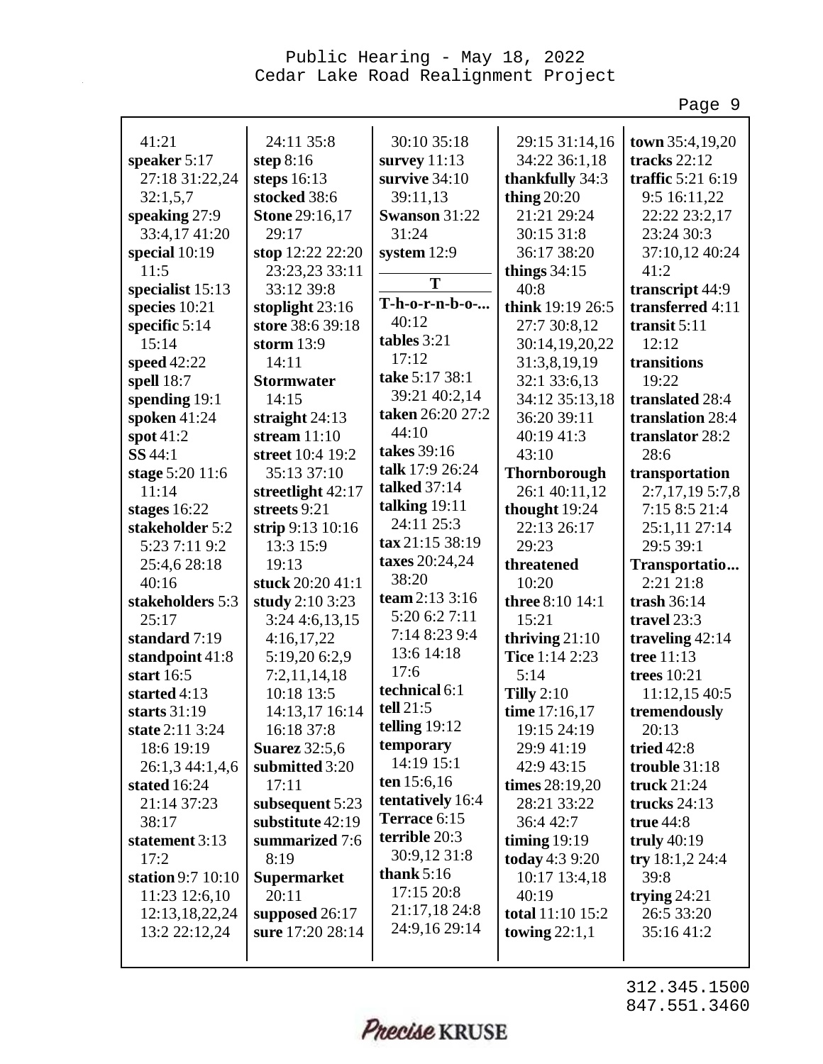41:21
**speaker** 5:17
27:18 31:22,24
32:1,5,7
**speaking** 27:9
33:4,17 41:20
**special** 10:19
11:5
**specialist** 15:13
**species** 10:21
**specific** 5:14
15:14
**speed** 42:22
**spell** 18:7
**spending** 19:1
**spoken** 41:24
**spot** 41:2
**SS** 44:1
**stage** 5:20 11:6
11:14
**stages** 16:22
**stakeholder** 5:2
5:23 7:11 9:2
25:4,6 28:18
40:16
**stakeholders** 5:3
25:17
**standard** 7:19
**standpoint** 41:8
**start** 16:5
**started** 4:13
**starts** 31:19
**state** 2:11 3:24
18:6 19:19
26:1,3 44:1,4,6
**stated** 16:24
21:14 37:23
38:17
**statement** 3:13
17:2
**station** 9:7 10:10
11:23 12:6,10
12:13,18,22,24
13:2 22:12,24
24:11 35:8
**step** 8:16
**steps** 16:13
**stocked** 38:6
**Stone** 29:16,17
29:17
**stop** 12:22 22:20
23:23,23 33:11
33:12 39:8
**stoplight** 23:16
**store** 38:6 39:18
**storm** 13:9
14:11
**Stormwater**
14:15
**straight** 24:13
**stream** 11:10
**street** 10:4 19:2
35:13 37:10
**streetlight** 42:17
**streets** 9:21
**strip** 9:13 10:16
13:3 15:9
19:13
**stuck** 20:20 41:1
**study** 2:10 3:23
3:24 4:6,13,15
4:16,17,22
5:19,20 6:2,9
7:2,11,14,18
10:18 13:5
14:13,17 16:14
16:18 37:8
**Suarez** 32:5,6
**submitted** 3:20
17:11
**subsequent** 5:23
**substitute** 42:19
**summarized** 7:6
8:19
**Supermarket**
20:11
**supposed** 26:17
**sure** 17:20 28:14
30:10 35:18
**survey** 11:13
**survive** 34:10
39:11,13
**Swanson** 31:22
31:24
**system** 12:9

**T**

**T-h-o-r-n-b-o-...**
40:12
**tables** 3:21
17:12
**take** 5:17 38:1
39:21 40:2,14
**taken** 26:20 27:2
44:10
**takes** 39:16
**talk** 17:9 26:24
**talked** 37:14
**talking** 19:11
24:11 25:3
**tax** 21:15 38:19
**taxes** 20:24,24
38:20
**team** 2:13 3:16
5:20 6:2 7:11
7:14 8:23 9:4
13:6 14:18
17:6
**technical** 6:1
**tell** 21:5
**telling** 19:12
**temporary**
14:19 15:1
**ten** 15:6,16
**tentatively** 16:4
**Terrace** 6:15
**terrible** 20:3
30:9,12 31:8
**thank** 5:16
17:15 20:8
21:17,18 24:8
24:9,16 29:14
29:15 31:14,16
34:22 36:1,18
**thankfully** 34:3
**thing** 20:20
21:21 29:24
30:15 31:8
36:17 38:20
**things** 34:15
40:8
**think** 19:19 26:5
27:7 30:8,12
30:14,19,20,22
31:3,8,19,19
32:1 33:6,13
34:12 35:13,18
36:20 39:11
40:19 41:3
43:10
**Thornborough**
26:1 40:11,12
**thought** 19:24
22:13 26:17
29:23
**threatened**
10:20
**three** 8:10 14:1
15:21
**thriving** 21:10
**Tice** 1:14 2:23
5:14
**Tilly** 2:10
**time** 17:16,17
19:15 24:19
29:9 41:19
42:9 43:15
**times** 28:19,20
28:21 33:22
36:4 42:7
**timing** 19:19
**today** 4:3 9:20
10:17 13:4,18
40:19
**total** 11:10 15:2
**towing** 22:1,1
**town** 35:4,19,20
**tracks** 22:12
**traffic** 5:21 6:19
9:5 16:11,22
22:22 23:2,17
23:24 30:3
37:10,12 40:24
41:2
**transcript** 44:9
**transferred** 4:11
**transit** 5:11
12:12
**transitions**
19:22
**translated** 28:4
**translation** 28:4
**translator** 28:2
28:6
**transportation**
2:7,17,19 5:7,8
7:15 8:5 21:4
25:1,11 27:14
29:5 39:1
**Transportatio...**
2:21 21:8
**trash** 36:14
**travel** 23:3
**traveling** 42:14
**tree** 11:13
**trees** 10:21
11:12,15 40:5
**tremendously**
20:13
**tried** 42:8
**trouble** 31:18
**truck** 21:24
**trucks** 24:13
**true** 44:8
**truly** 40:19
**try** 18:1,2 24:4
39:8
**trying** 24:21
26:5 33:20
35:16 41:2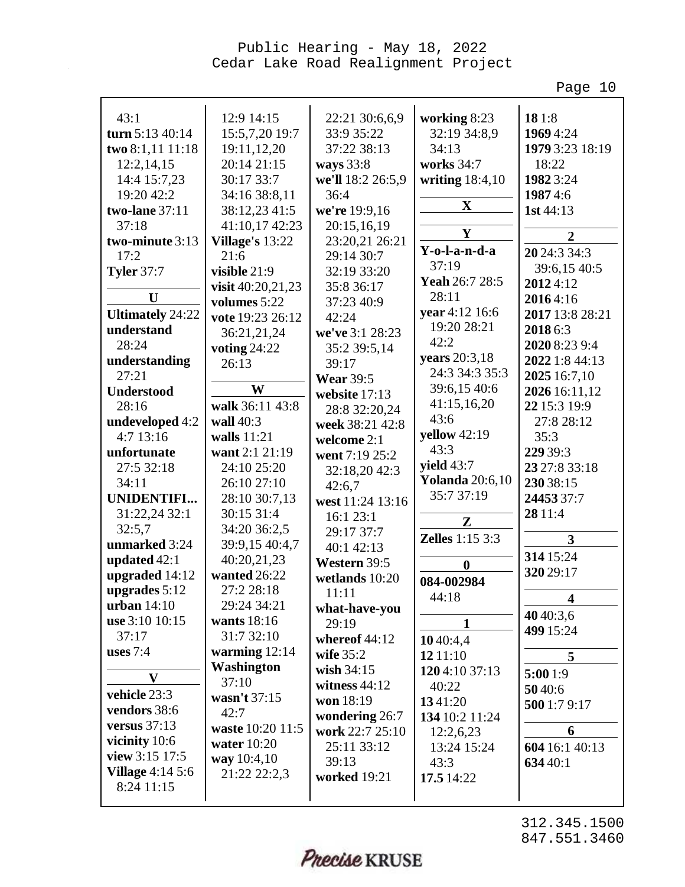43:1
**turn** 5:13 40:14
**two** 8:1,11 11:18 12:2,14,15 14:4 15:7,23 19:20 42:2
**two-lane** 37:11 37:18
**two-minute** 3:13 17:2
**Tyler** 37:7

**U**

**Ultimately** 24:22
**understand** 28:24
**understanding** 27:21
**Understood** 28:16
**undeveloped** 4:2 4:7 13:16
**unfortunate** 27:5 32:18 34:11
**UNIDENTIFI...** 31:22,24 32:1 32:5,7
**unmarked** 3:24
**updated** 42:1
**upgraded** 14:12
**upgrades** 5:12
**urban** 14:10
**use** 3:10 10:15 37:17
**uses** 7:4

**V**

**vehicle** 23:3
**vendors** 38:6
**versus** 37:13
**vicinity** 10:6
**view** 3:15 17:5
**Village** 4:14 5:6 8:24 11:15 12:9 14:15 15:5,7,20 19:7 19:11,12,20 20:14 21:15 30:17 33:7 34:16 38:8,11 38:12,23 41:5 41:10,17 42:23
**Village's** 13:22 21:6
**visible** 21:9
**visit** 40:20,21,23
**volumes** 5:22
**vote** 19:23 26:12 36:21,21,24
**voting** 24:22 26:13

**W**

**walk** 36:11 43:8
**wall** 40:3
**walls** 11:21
**want** 2:1 21:19 24:10 25:20 26:10 27:10 28:10 30:7,13 30:15 31:4 34:20 36:2,5 39:9,15 40:4,7 40:20,21,23
**wanted** 26:22 27:2 28:18 29:24 34:21
**wants** 18:16 31:7 32:10
**warming** 12:14
**Washington** 37:10
**wasn't** 37:15 42:7
**waste** 10:20 11:5
**water** 10:20
**way** 10:4,10 21:22 22:2,3 22:21 30:6,6,9 33:9 35:22 37:22 38:13
**ways** 33:8
**we'll** 18:2 26:5,9 36:4
**we're** 19:9,16 20:15,16,19 23:20,21 26:21 29:14 30:7 32:19 33:20 35:8 36:17 37:23 40:9 42:24
**we've** 3:1 28:23 35:2 39:5,14 39:17
**Wear** 39:5
**website** 17:13 28:8 32:20,24
**week** 38:21 42:8
**welcome** 2:1
**went** 7:19 25:2 32:18,20 42:3 42:6,7
**west** 11:24 13:16 16:1 23:1 29:17 37:7 40:1 42:13
**Western** 39:5
**wetlands** 10:20 11:11
**what-have-you** 29:19
**whereof** 44:12
**wife** 35:2
**wish** 34:15
**witness** 44:12
**won** 18:19
**wondering** 26:7
**work** 22:7 25:10 25:11 33:12 39:13
**worked** 19:21
**working** 8:23 32:19 34:8,9 34:13
**works** 34:7
**writing** 18:4,10

**X**

**Y**

**Y-o-l-a-n-d-a** 37:19
**Yeah** 26:7 28:5 28:11
**year** 4:12 16:6 19:20 28:21 42:2
**years** 20:3,18 24:3 34:3 35:3 39:6,15 40:6 41:15,16,20 43:6
**yellow** 42:19 43:3
**yield** 43:7
**Yolanda** 20:6,10 35:7 37:19

**Z**

**Zelles** 1:15 3:3

**0**

**084-002984** 44:18

**1**

**10** 40:4,4
**12** 11:10
**120** 4:10 37:13 40:22
**13** 41:20
**134** 10:2 11:24 12:2,6,23 13:24 15:24 43:3
**17.5** 14:22
**18** 1:8
**1969** 4:24
**1979** 3:23 18:19 18:22
**1982** 3:24
**1987** 4:6
**1st** 44:13

**2**

**20** 24:3 34:3 39:6,15 40:5
**2012** 4:12
**2016** 4:16
**2017** 13:8 28:21
**2018** 6:3
**2020** 8:23 9:4
**2022** 1:8 44:13
**2025** 16:7,10
**2026** 16:11,12
**22** 15:3 19:9 27:8 28:12 35:3
**229** 39:3
**23** 27:8 33:18
**230** 38:15
**24453** 37:7
**28** 11:4

**3**

**314** 15:24
**320** 29:17

**4**

**40** 40:3,6
**499** 15:24

**5**

**5:00** 1:9
**50** 40:6
**500** 1:7 9:17

**6**

**604** 16:1 40:13
**634** 40:1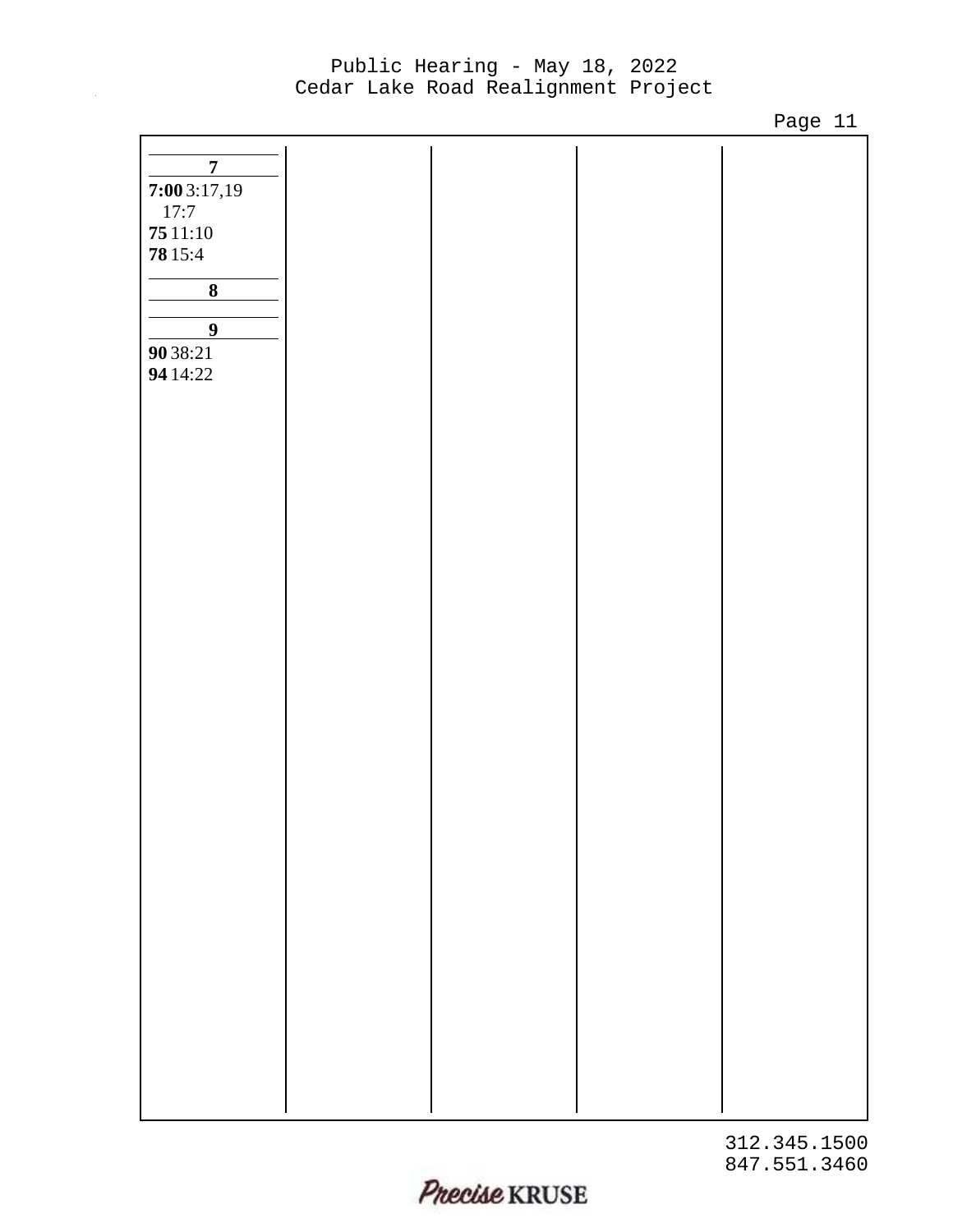**7**

**7:00** 3:17,19 17:7

**75** 11:10

**78** 15:4

**8**

**9**

**90** 38:21

**94** 14:22